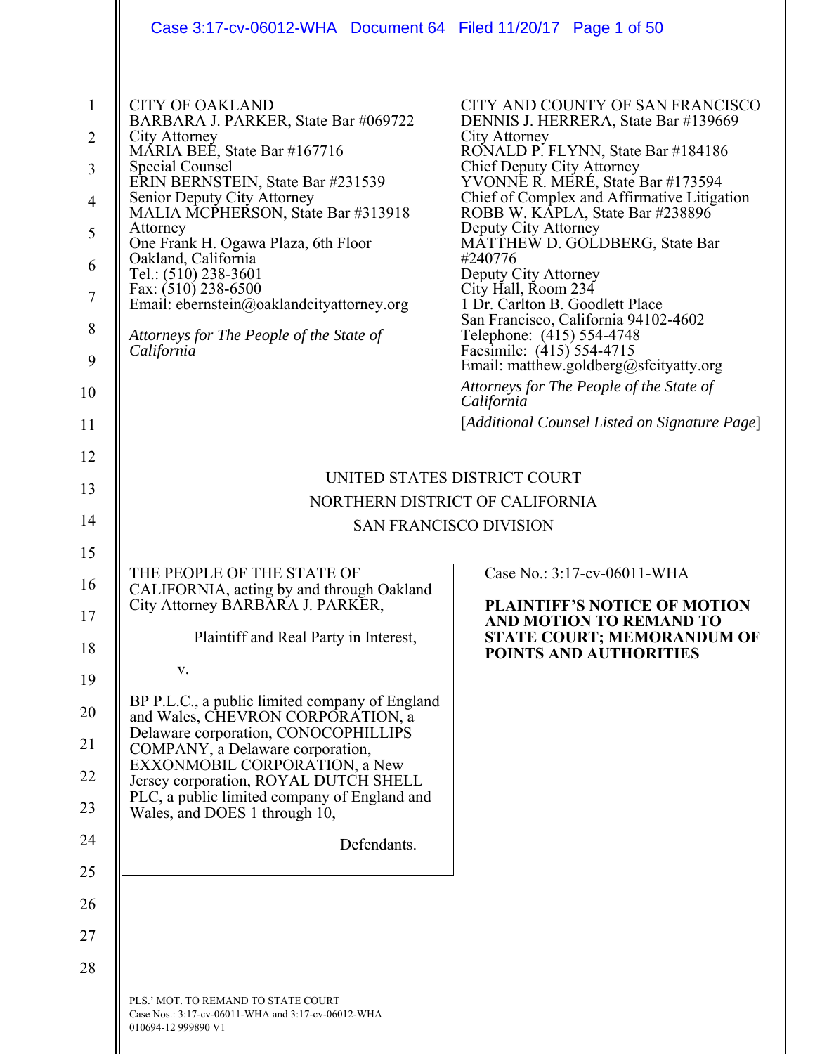CITY OF OAKLAND
BARBARA J. PARKER, State Bar #069722
City Attorney
MARIA BEE, State Bar #167716
Special Counsel
ERIN BERNSTEIN, State Bar #231539
Senior Deputy City Attorney
MALIA MCPHERSON, State Bar #313918
Attorney
One Frank H. Ogawa Plaza, 6th Floor
Oakland, California
Tel.: (510) 238-3601
Fax: (510) 238-6500
Email: ebernstein@oaklandcityattorney.org

*Attorneys for The People of the State of California*

CITY AND COUNTY OF SAN FRANCISCO
DENNIS J. HERRERA, State Bar #139669
City Attorney
RONALD P. FLYNN, State Bar #184186
Chief Deputy City Attorney
YVONNE R. MERÉ, State Bar #173594
Chief of Complex and Affirmative Litigation
ROBB W. KAPLA, State Bar #238896
Deputy City Attorney
MATTHEW D. GOLDBERG, State Bar #240776
Deputy City Attorney
City Hall, Room 234
1 Dr. Carlton B. Goodlett Place
San Francisco, California 94102-4602
Telephone: (415) 554-4748
Facsimile: (415) 554-4715
Email: matthew.goldberg@sfcityatty.org

*Attorneys for The People of the State of California*

[*Additional Counsel Listed on Signature Page*]

UNITED STATES DISTRICT COURT
NORTHERN DISTRICT OF CALIFORNIA
SAN FRANCISCO DIVISION

THE PEOPLE OF THE STATE OF CALIFORNIA, acting by and through Oakland City Attorney BARBARA J. PARKER,

Plaintiff and Real Party in Interest,

v.

BP P.L.C., a public limited company of England and Wales, CHEVRON CORPORATION, a Delaware corporation, CONOCOPHILLIPS COMPANY, a Delaware corporation, EXXONMOBIL CORPORATION, a New Jersey corporation, ROYAL DUTCH SHELL PLC, a public limited company of England and Wales, and DOES 1 through 10,

Defendants.

Case No.: 3:17-cv-06011-WHA

**PLAINTIFF'S NOTICE OF MOTION AND MOTION TO REMAND TO STATE COURT; MEMORANDUM OF POINTS AND AUTHORITIES**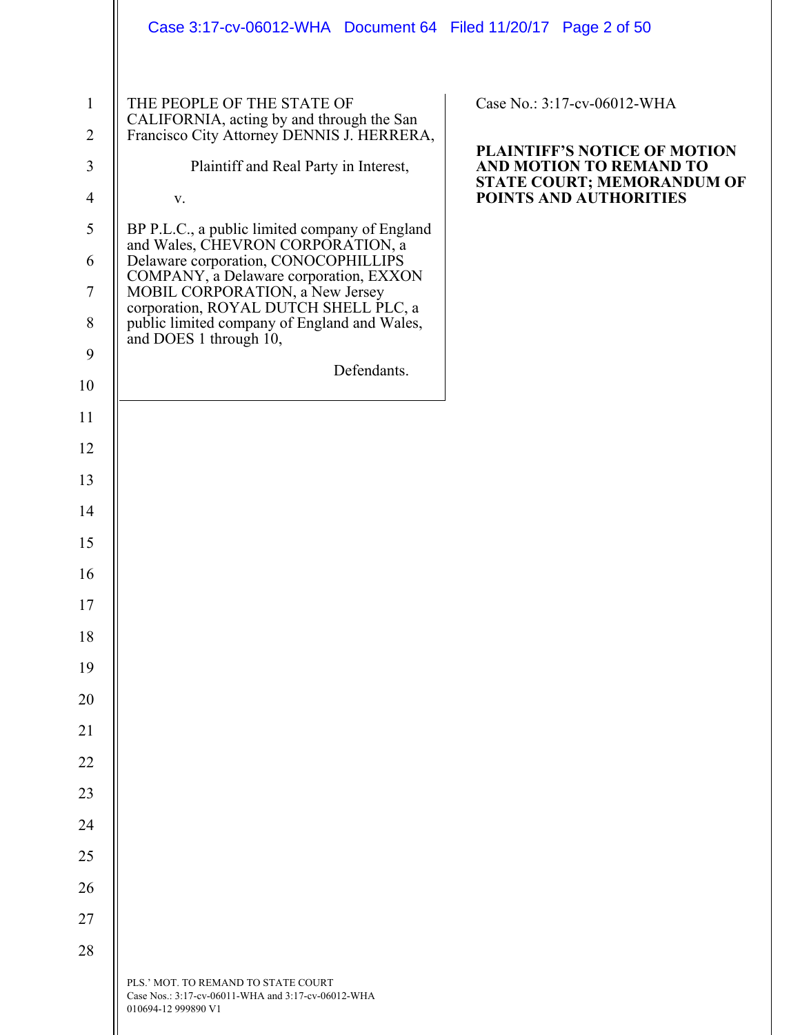THE PEOPLE OF THE STATE OF CALIFORNIA, acting by and through the San Francisco City Attorney DENNIS J. HERRERA,

Plaintiff and Real Party in Interest,

v.

BP P.L.C., a public limited company of England and Wales, CHEVRON CORPORATION, a Delaware corporation, CONOCOPHILLIPS COMPANY, a Delaware corporation, EXXON MOBIL CORPORATION, a New Jersey corporation, ROYAL DUTCH SHELL PLC, a public limited company of England and Wales, and DOES 1 through 10,

Defendants.

Case No.: 3:17-cv-06012-WHA

**PLAINTIFF'S NOTICE OF MOTION AND MOTION TO REMAND TO STATE COURT; MEMORANDUM OF POINTS AND AUTHORITIES**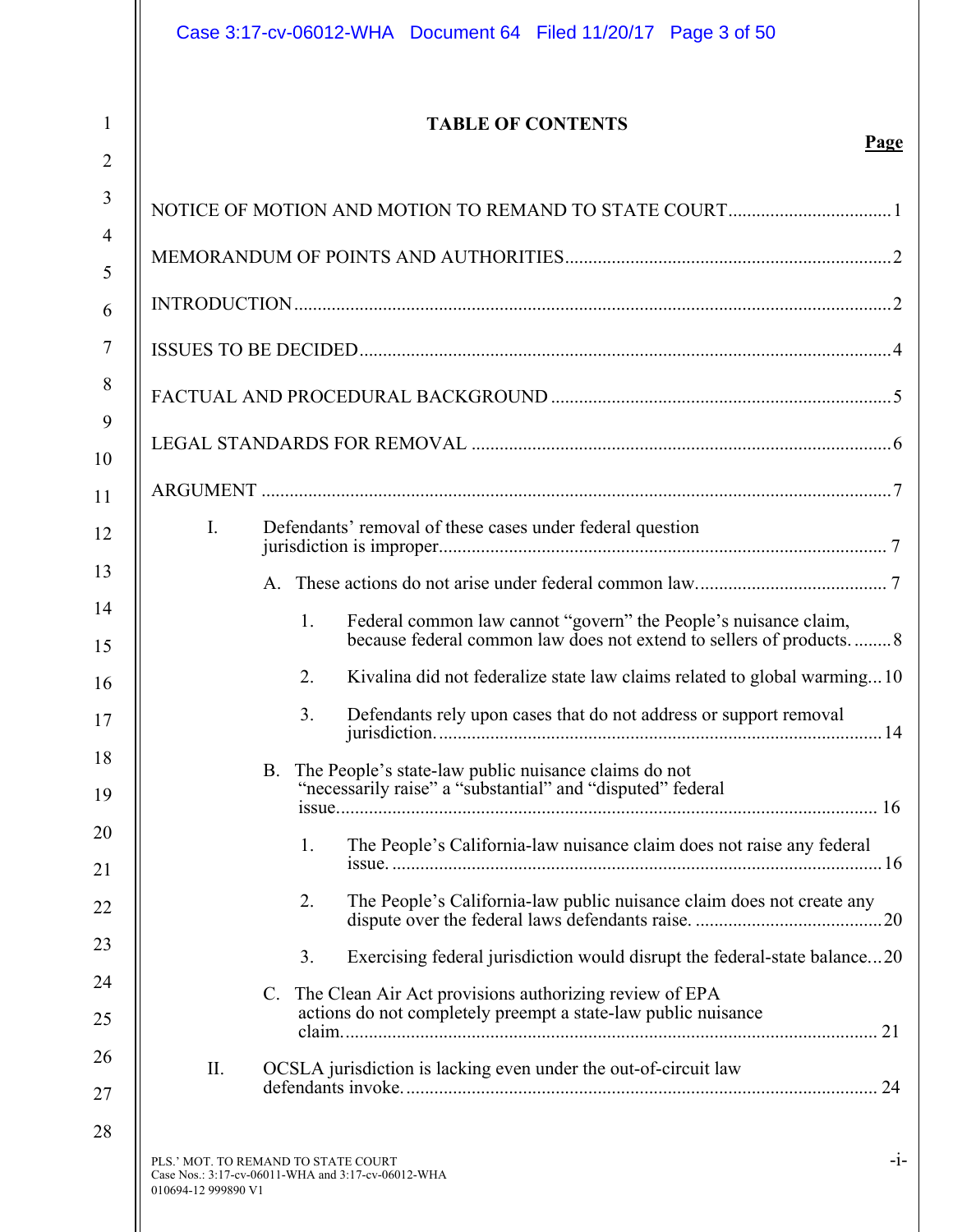# TABLE OF CONTENTS

**Page**

NOTICE OF MOTION AND MOTION TO REMAND TO STATE COURT .................................. 1

MEMORANDUM OF POINTS AND AUTHORITIES ..................................................................... 2

INTRODUCTION ............................................................................................................................. 2

ISSUES TO BE DECIDED ................................................................................................................ 4

FACTUAL AND PROCEDURAL BACKGROUND ........................................................................ 5

LEGAL STANDARDS FOR REMOVAL ......................................................................................... 6

ARGUMENT ..................................................................................................................................... 7

I. Defendants' removal of these cases under federal question jurisdiction is improper................................................................................................ 7

   A. These actions do not arise under federal common law......................................... 7

      1. Federal common law cannot "govern" the People's nuisance claim, because federal common law does not extend to sellers of products. ........ 8

      2. Kivalina did not federalize state law claims related to global warming... 10

      3. Defendants rely upon cases that do not address or support removal jurisdiction. .............................................................................................. 14

   B. The People's state-law public nuisance claims do not "necessarily raise" a "substantial" and "disputed" federal issue.................................................................................................................. 16

      1. The People's California-law nuisance claim does not raise any federal issue. ......................................................................................................... 16

      2. The People's California-law public nuisance claim does not create any dispute over the federal laws defendants raise. ........................................ 20

      3. Exercising federal jurisdiction would disrupt the federal-state balance... 20

   C. The Clean Air Act provisions authorizing review of EPA actions do not completely preempt a state-law public nuisance claim................................................................................................................. 21

II. OCSLA jurisdiction is lacking even under the out-of-circuit law defendants invoke...................................................................................................... 24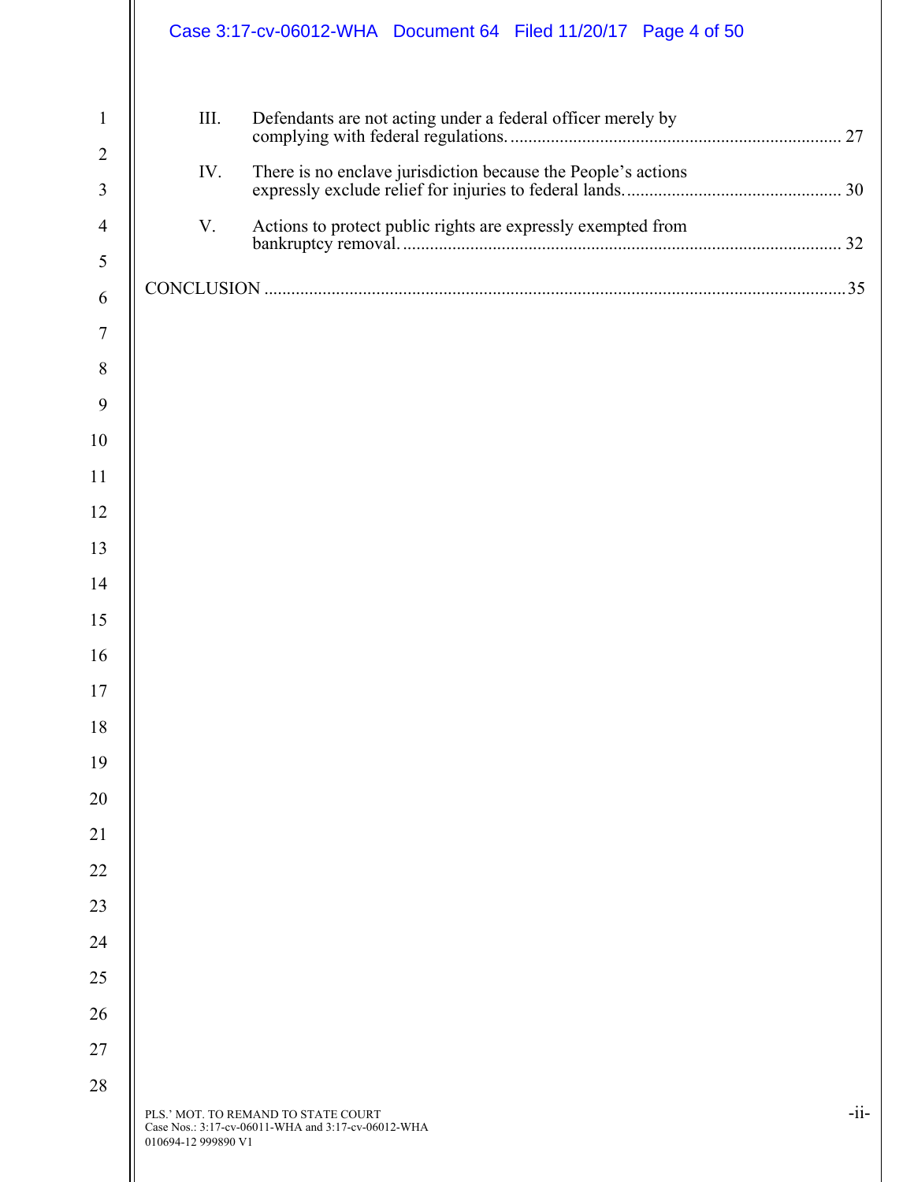III. Defendants are not acting under a federal officer merely by complying with federal regulations. ........................................................................ 27

IV. There is no enclave jurisdiction because the People's actions expressly exclude relief for injuries to federal lands. ............................................... 30

V. Actions to protect public rights are expressly exempted from bankruptcy removal. ................................................................................................ 32

CONCLUSION ................................................................................................................................ 35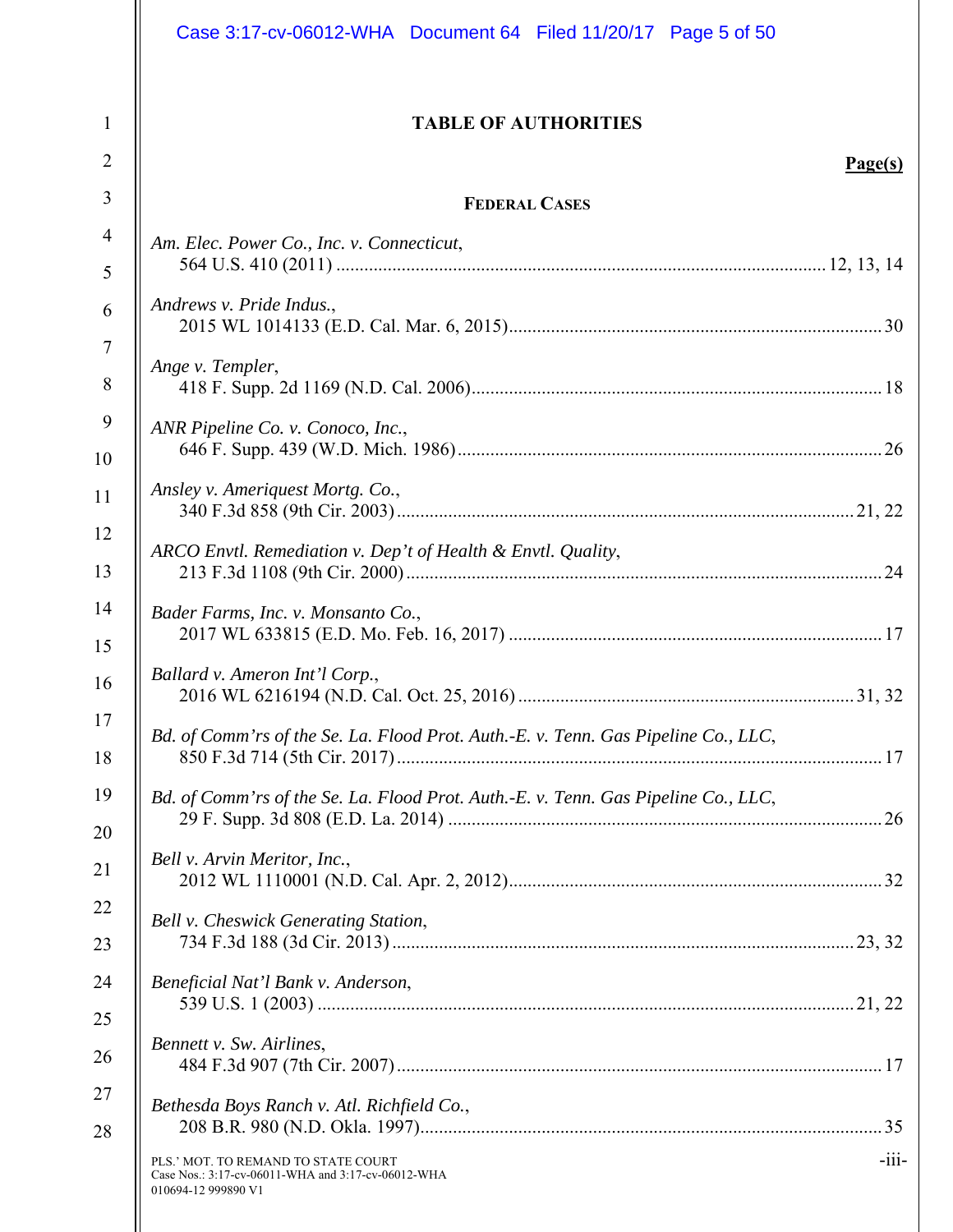# TABLE OF AUTHORITIES

**Page(s)**

### FEDERAL CASES

*Am. Elec. Power Co., Inc. v. Connecticut*,
564 U.S. 410 (2011) ....... 12, 13, 14

*Andrews v. Pride Indus.*,
2015 WL 1014133 (E.D. Cal. Mar. 6, 2015) ....... 30

*Ange v. Templer*,
418 F. Supp. 2d 1169 (N.D. Cal. 2006) ....... 18

*ANR Pipeline Co. v. Conoco, Inc.*,
646 F. Supp. 439 (W.D. Mich. 1986) ....... 26

*Ansley v. Ameriquest Mortg. Co.*,
340 F.3d 858 (9th Cir. 2003) ....... 21, 22

*ARCO Envtl. Remediation v. Dep't of Health & Envtl. Quality*,
213 F.3d 1108 (9th Cir. 2000) ....... 24

*Bader Farms, Inc. v. Monsanto Co.*,
2017 WL 633815 (E.D. Mo. Feb. 16, 2017) ....... 17

*Ballard v. Ameron Int'l Corp.*,
2016 WL 6216194 (N.D. Cal. Oct. 25, 2016) ....... 31, 32

*Bd. of Comm'rs of the Se. La. Flood Prot. Auth.-E. v. Tenn. Gas Pipeline Co., LLC*,
850 F.3d 714 (5th Cir. 2017) ....... 17

*Bd. of Comm'rs of the Se. La. Flood Prot. Auth.-E. v. Tenn. Gas Pipeline Co., LLC*,
29 F. Supp. 3d 808 (E.D. La. 2014) ....... 26

*Bell v. Arvin Meritor, Inc.*,
2012 WL 1110001 (N.D. Cal. Apr. 2, 2012) ....... 32

*Bell v. Cheswick Generating Station*,
734 F.3d 188 (3d Cir. 2013) ....... 23, 32

*Beneficial Nat'l Bank v. Anderson*,
539 U.S. 1 (2003) ....... 21, 22

*Bennett v. Sw. Airlines*,
484 F.3d 907 (7th Cir. 2007) ....... 17

*Bethesda Boys Ranch v. Atl. Richfield Co.*,
208 B.R. 980 (N.D. Okla. 1997) ....... 35

PLS.' MOT. TO REMAND TO STATE COURT
Case Nos.: 3:17-cv-06011-WHA and 3:17-cv-06012-WHA
010694-12 999890 V1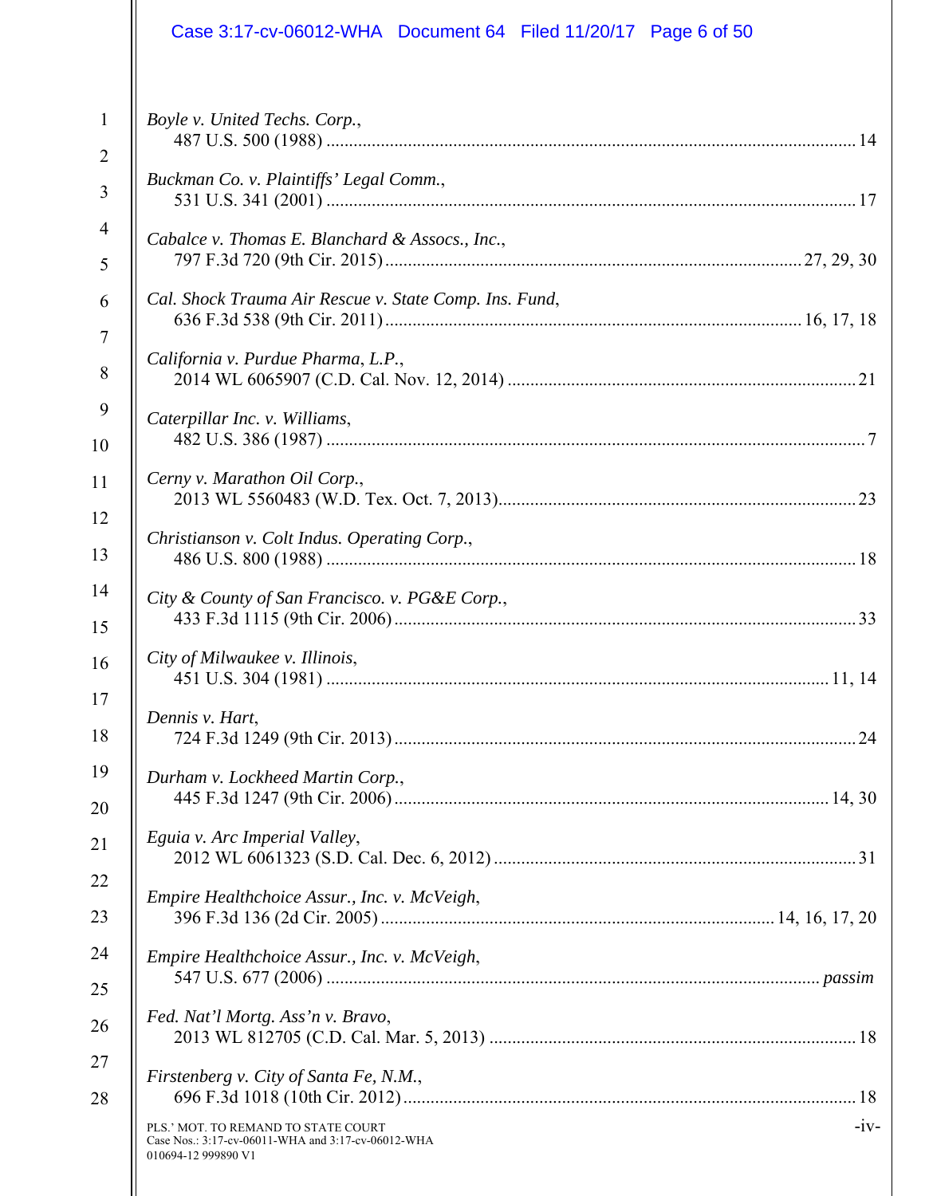*Boyle v. United Techs. Corp.*,
487 U.S. 500 (1988) ........................................................................................................ 14

*Buckman Co. v. Plaintiffs' Legal Comm.*,
531 U.S. 341 (2001) ........................................................................................................ 17

*Cabalce v. Thomas E. Blanchard & Assocs., Inc.*,
797 F.3d 720 (9th Cir. 2015) ........................................................................................ 27, 29, 30

*Cal. Shock Trauma Air Rescue v. State Comp. Ins. Fund*,
636 F.3d 538 (9th Cir. 2011) ........................................................................................ 16, 17, 18

*California v. Purdue Pharma, L.P.*,
2014 WL 6065907 (C.D. Cal. Nov. 12, 2014) ................................................................ 21

*Caterpillar Inc. v. Williams*,
482 U.S. 386 (1987) ........................................................................................................ 7

*Cerny v. Marathon Oil Corp.*,
2013 WL 5560483 (W.D. Tex. Oct. 7, 2013) .................................................................. 23

*Christianson v. Colt Indus. Operating Corp.*,
486 U.S. 800 (1988) ........................................................................................................ 18

*City & County of San Francisco. v. PG&E Corp.*,
433 F.3d 1115 (9th Cir. 2006) ........................................................................................ 33

*City of Milwaukee v. Illinois*,
451 U.S. 304 (1981) ........................................................................................................ 11, 14

*Dennis v. Hart*,
724 F.3d 1249 (9th Cir. 2013) ........................................................................................ 24

*Durham v. Lockheed Martin Corp.*,
445 F.3d 1247 (9th Cir. 2006) ........................................................................................ 14, 30

*Eguia v. Arc Imperial Valley*,
2012 WL 6061323 (S.D. Cal. Dec. 6, 2012) .................................................................. 31

*Empire Healthchoice Assur., Inc. v. McVeigh*,
396 F.3d 136 (2d Cir. 2005) .......................................................................................... 14, 16, 17, 20

*Empire Healthchoice Assur., Inc. v. McVeigh*,
547 U.S. 677 (2006) ........................................................................................................ *passim*

*Fed. Nat'l Mortg. Ass'n v. Bravo*,
2013 WL 812705 (C.D. Cal. Mar. 5, 2013) .................................................................... 18

*Firstenberg v. City of Santa Fe, N.M.*,
696 F.3d 1018 (10th Cir. 2012) ...................................................................................... 18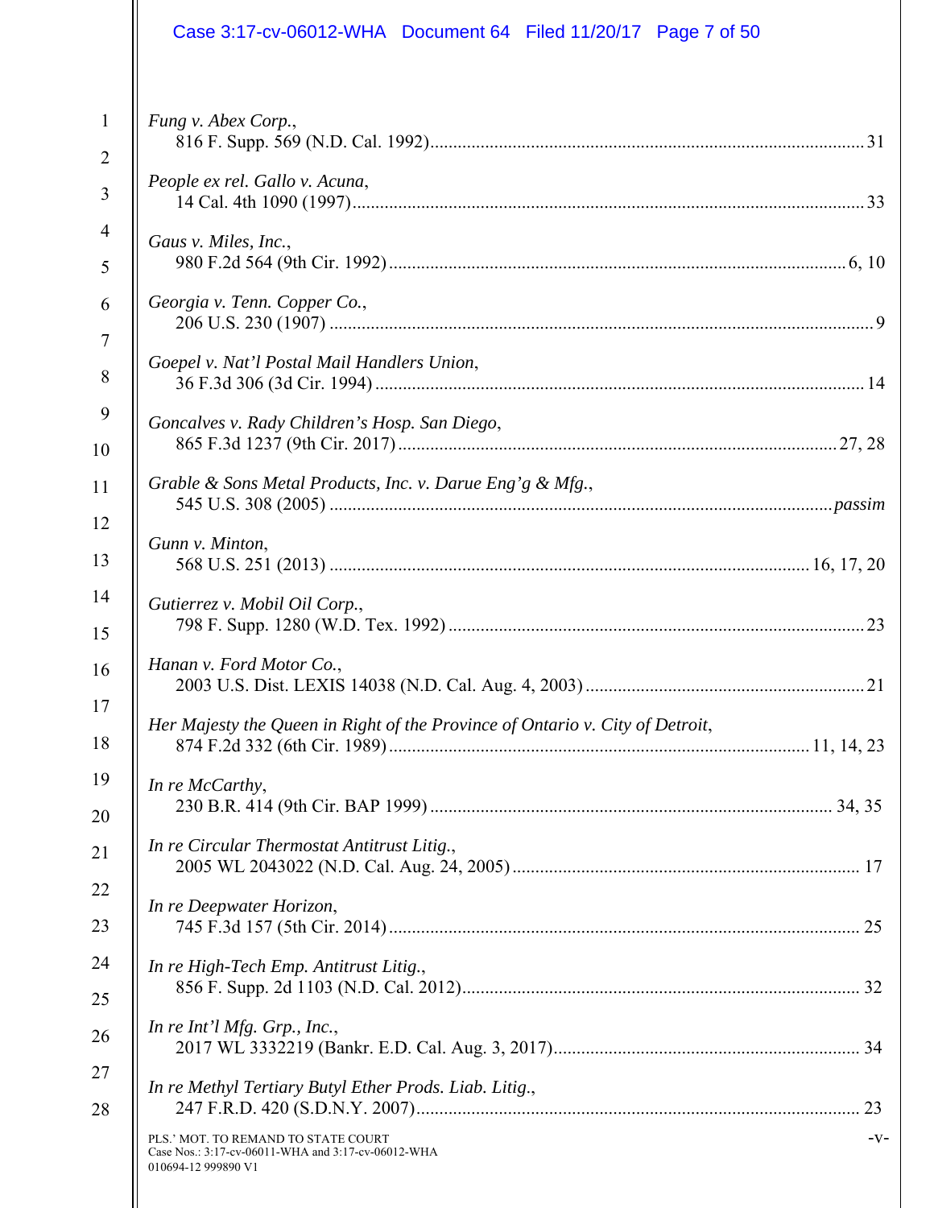*Fung v. Abex Corp.*,
816 F. Supp. 569 (N.D. Cal. 1992) ..... 31

*People ex rel. Gallo v. Acuna*,
14 Cal. 4th 1090 (1997) ..... 33

*Gaus v. Miles, Inc.*,
980 F.2d 564 (9th Cir. 1992) ..... 6, 10

*Georgia v. Tenn. Copper Co.*,
206 U.S. 230 (1907) ..... 9

*Goepel v. Nat'l Postal Mail Handlers Union*,
36 F.3d 306 (3d Cir. 1994) ..... 14

*Goncalves v. Rady Children's Hosp. San Diego*,
865 F.3d 1237 (9th Cir. 2017) ..... 27, 28

*Grable & Sons Metal Products, Inc. v. Darue Eng'g & Mfg.*,
545 U.S. 308 (2005) ..... *passim*

*Gunn v. Minton*,
568 U.S. 251 (2013) ..... 16, 17, 20

*Gutierrez v. Mobil Oil Corp.*,
798 F. Supp. 1280 (W.D. Tex. 1992) ..... 23

*Hanan v. Ford Motor Co.*,
2003 U.S. Dist. LEXIS 14038 (N.D. Cal. Aug. 4, 2003) ..... 21

*Her Majesty the Queen in Right of the Province of Ontario v. City of Detroit*,
874 F.2d 332 (6th Cir. 1989) ..... 11, 14, 23

*In re McCarthy*,
230 B.R. 414 (9th Cir. BAP 1999) ..... 34, 35

*In re Circular Thermostat Antitrust Litig.*,
2005 WL 2043022 (N.D. Cal. Aug. 24, 2005) ..... 17

*In re Deepwater Horizon*,
745 F.3d 157 (5th Cir. 2014) ..... 25

*In re High-Tech Emp. Antitrust Litig.*,
856 F. Supp. 2d 1103 (N.D. Cal. 2012) ..... 32

*In re Int'l Mfg. Grp., Inc.*,
2017 WL 3332219 (Bankr. E.D. Cal. Aug. 3, 2017) ..... 34

*In re Methyl Tertiary Butyl Ether Prods. Liab. Litig.*,
247 F.R.D. 420 (S.D.N.Y. 2007) ..... 23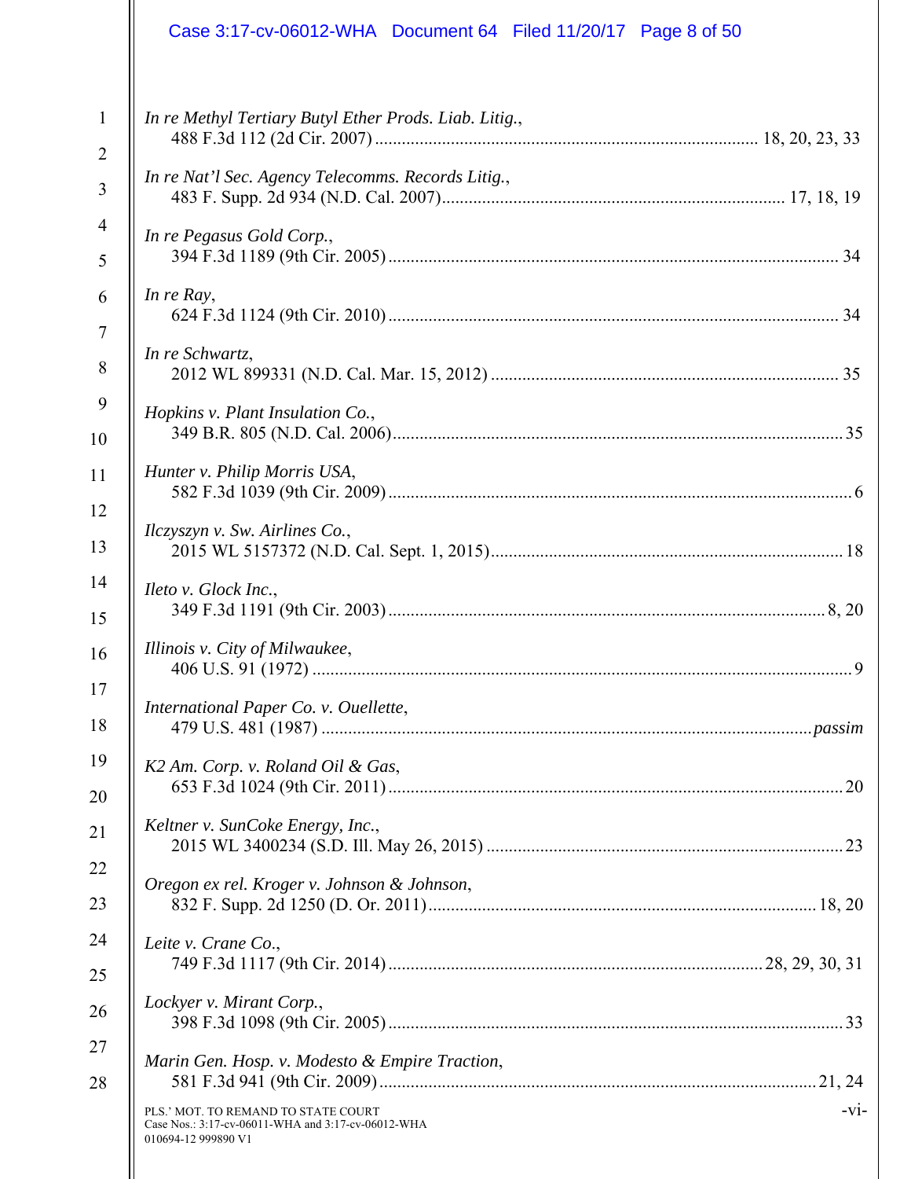*In re Methyl Tertiary Butyl Ether Prods. Liab. Litig.*,
488 F.3d 112 (2d Cir. 2007) ........................................ 18, 20, 23, 33

*In re Nat'l Sec. Agency Telecomms. Records Litig.*,
483 F. Supp. 2d 934 (N.D. Cal. 2007) ........................................ 17, 18, 19

*In re Pegasus Gold Corp.*,
394 F.3d 1189 (9th Cir. 2005) ........................................ 34

*In re Ray*,
624 F.3d 1124 (9th Cir. 2010) ........................................ 34

*In re Schwartz*,
2012 WL 899331 (N.D. Cal. Mar. 15, 2012) ........................................ 35

*Hopkins v. Plant Insulation Co.*,
349 B.R. 805 (N.D. Cal. 2006) ........................................ 35

*Hunter v. Philip Morris USA*,
582 F.3d 1039 (9th Cir. 2009) ........................................ 6

*Ilczyszyn v. Sw. Airlines Co.*,
2015 WL 5157372 (N.D. Cal. Sept. 1, 2015) ........................................ 18

*Ileto v. Glock Inc.*,
349 F.3d 1191 (9th Cir. 2003) ........................................ 8, 20

*Illinois v. City of Milwaukee*,
406 U.S. 91 (1972) ........................................ 9

*International Paper Co. v. Ouellette*,
479 U.S. 481 (1987) ........................................ *passim*

*K2 Am. Corp. v. Roland Oil & Gas*,
653 F.3d 1024 (9th Cir. 2011) ........................................ 20

*Keltner v. SunCoke Energy, Inc.*,
2015 WL 3400234 (S.D. Ill. May 26, 2015) ........................................ 23

*Oregon ex rel. Kroger v. Johnson & Johnson*,
832 F. Supp. 2d 1250 (D. Or. 2011) ........................................ 18, 20

*Leite v. Crane Co.*,
749 F.3d 1117 (9th Cir. 2014) ........................................ 28, 29, 30, 31

*Lockyer v. Mirant Corp.*,
398 F.3d 1098 (9th Cir. 2005) ........................................ 33

*Marin Gen. Hosp. v. Modesto & Empire Traction*,
581 F.3d 941 (9th Cir. 2009) ........................................ 21, 24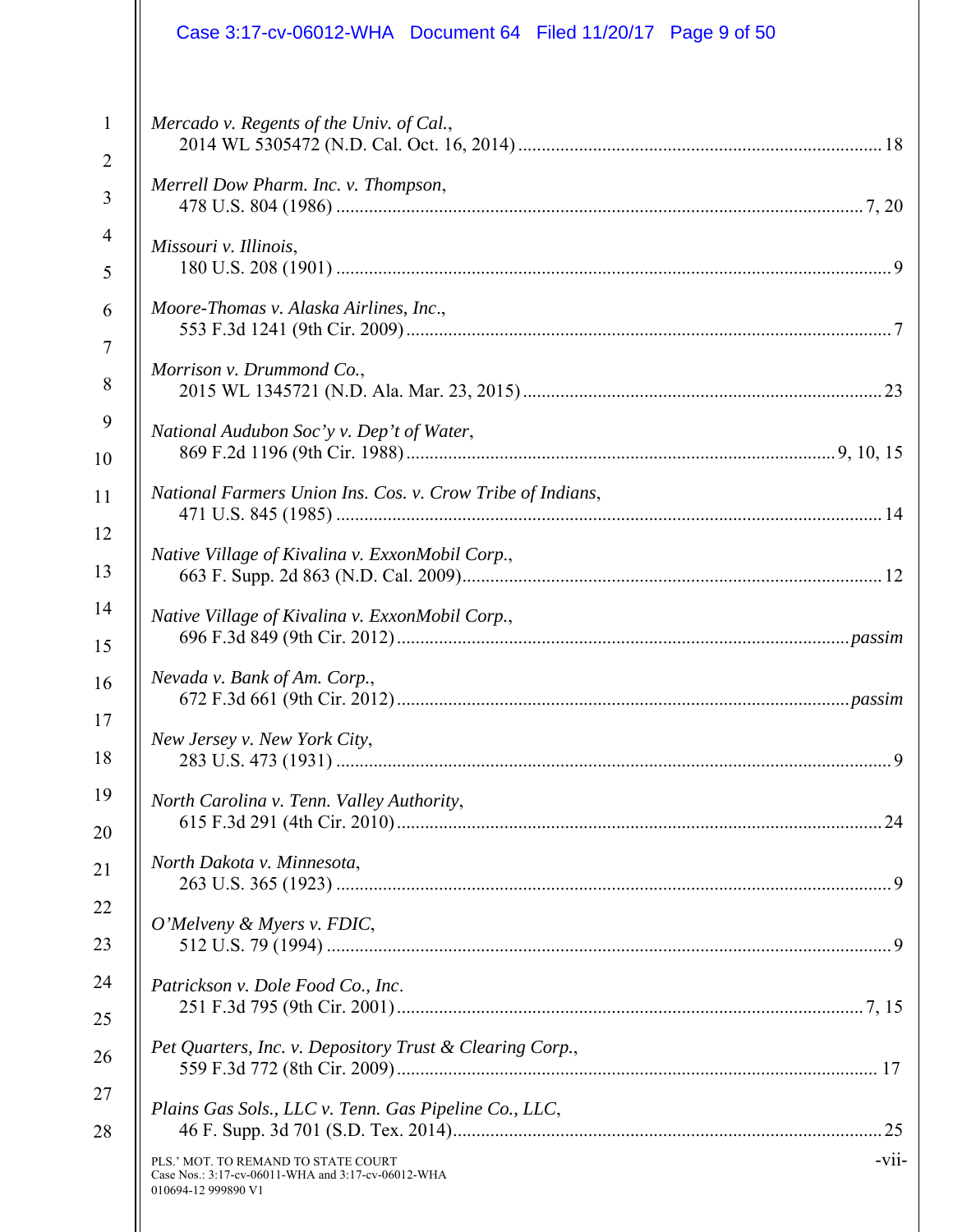*Mercado v. Regents of the Univ. of Cal.*,
2014 WL 5305472 (N.D. Cal. Oct. 16, 2014) .......... 18

*Merrell Dow Pharm. Inc. v. Thompson*,
478 U.S. 804 (1986) .......... 7, 20

*Missouri v. Illinois*,
180 U.S. 208 (1901) .......... 9

*Moore-Thomas v. Alaska Airlines, Inc*.,
553 F.3d 1241 (9th Cir. 2009) .......... 7

*Morrison v. Drummond Co.*,
2015 WL 1345721 (N.D. Ala. Mar. 23, 2015) .......... 23

*National Audubon Soc'y v. Dep't of Water*,
869 F.2d 1196 (9th Cir. 1988) .......... 9, 10, 15

*National Farmers Union Ins. Cos. v. Crow Tribe of Indians*,
471 U.S. 845 (1985) .......... 14

*Native Village of Kivalina v. ExxonMobil Corp.*,
663 F. Supp. 2d 863 (N.D. Cal. 2009) .......... 12

*Native Village of Kivalina v. ExxonMobil Corp.*,
696 F.3d 849 (9th Cir. 2012) .......... *passim*

*Nevada v. Bank of Am. Corp.*,
672 F.3d 661 (9th Cir. 2012) .......... *passim*

*New Jersey v. New York City*,
283 U.S. 473 (1931) .......... 9

*North Carolina v. Tenn. Valley Authority*,
615 F.3d 291 (4th Cir. 2010) .......... 24

*North Dakota v. Minnesota*,
263 U.S. 365 (1923) .......... 9

*O'Melveny & Myers v. FDIC*,
512 U.S. 79 (1994) .......... 9

*Patrickson v. Dole Food Co., Inc*.
251 F.3d 795 (9th Cir. 2001) .......... 7, 15

*Pet Quarters, Inc. v. Depository Trust & Clearing Corp.*,
559 F.3d 772 (8th Cir. 2009) .......... 17

*Plains Gas Sols., LLC v. Tenn. Gas Pipeline Co., LLC*,
46 F. Supp. 3d 701 (S.D. Tex. 2014) .......... 25

PLS.' MOT. TO REMAND TO STATE COURT
Case Nos.: 3:17-cv-06011-WHA and 3:17-cv-06012-WHA
010694-12 999890 V1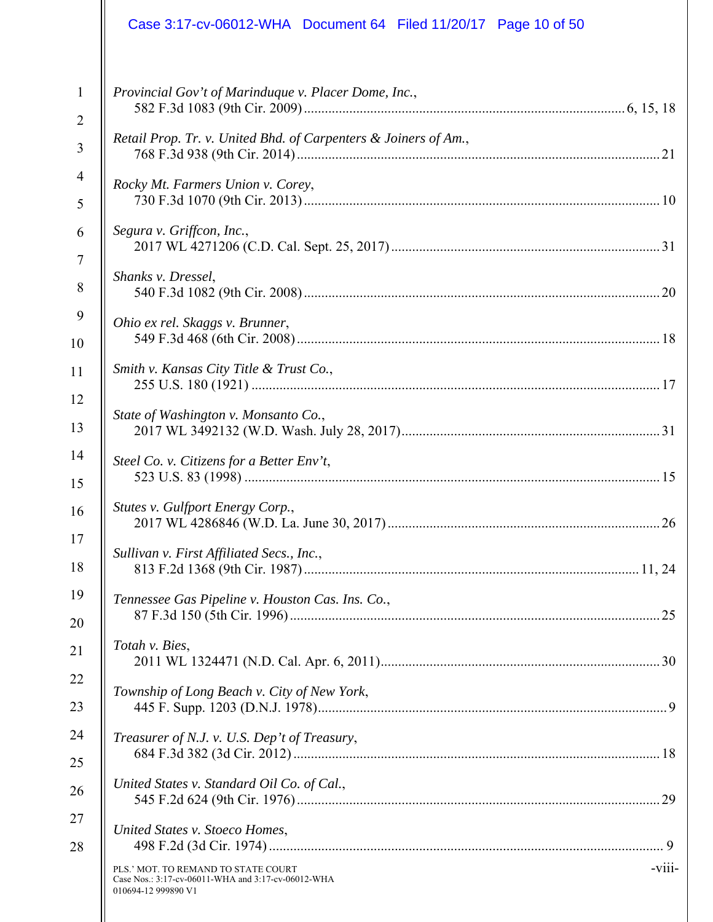*Provincial Gov't of Marinduque v. Placer Dome, Inc.*,
582 F.3d 1083 (9th Cir. 2009) ........................................................ 6, 15, 18

*Retail Prop. Tr. v. United Bhd. of Carpenters & Joiners of Am.*,
768 F.3d 938 (9th Cir. 2014) ........................................................ 21

*Rocky Mt. Farmers Union v. Corey*,
730 F.3d 1070 (9th Cir. 2013) ........................................................ 10

*Segura v. Griffcon, Inc.*,
2017 WL 4271206 (C.D. Cal. Sept. 25, 2017) ........................................................ 31

*Shanks v. Dressel*,
540 F.3d 1082 (9th Cir. 2008) ........................................................ 20

*Ohio ex rel. Skaggs v. Brunner*,
549 F.3d 468 (6th Cir. 2008) ........................................................ 18

*Smith v. Kansas City Title & Trust Co.*,
255 U.S. 180 (1921) ........................................................ 17

*State of Washington v. Monsanto Co.*,
2017 WL 3492132 (W.D. Wash. July 28, 2017) ........................................................ 31

*Steel Co. v. Citizens for a Better Env't*,
523 U.S. 83 (1998) ........................................................ 15

*Stutes v. Gulfport Energy Corp.*,
2017 WL 4286846 (W.D. La. June 30, 2017) ........................................................ 26

*Sullivan v. First Affiliated Secs., Inc.*,
813 F.2d 1368 (9th Cir. 1987) ........................................................ 11, 24

*Tennessee Gas Pipeline v. Houston Cas. Ins. Co.*,
87 F.3d 150 (5th Cir. 1996) ........................................................ 25

*Totah v. Bies*,
2011 WL 1324471 (N.D. Cal. Apr. 6, 2011) ........................................................ 30

*Township of Long Beach v. City of New York*,
445 F. Supp. 1203 (D.N.J. 1978) ........................................................ 9

*Treasurer of N.J. v. U.S. Dep't of Treasury*,
684 F.3d 382 (3d Cir. 2012) ........................................................ 18

*United States v. Standard Oil Co. of Cal.*,
545 F.2d 624 (9th Cir. 1976) ........................................................ 29

*United States v. Stoeco Homes*,
498 F.2d (3d Cir. 1974) ........................................................ 9

PLS.' MOT. TO REMAND TO STATE COURT
Case Nos.: 3:17-cv-06011-WHA and 3:17-cv-06012-WHA
010694-12 999890 V1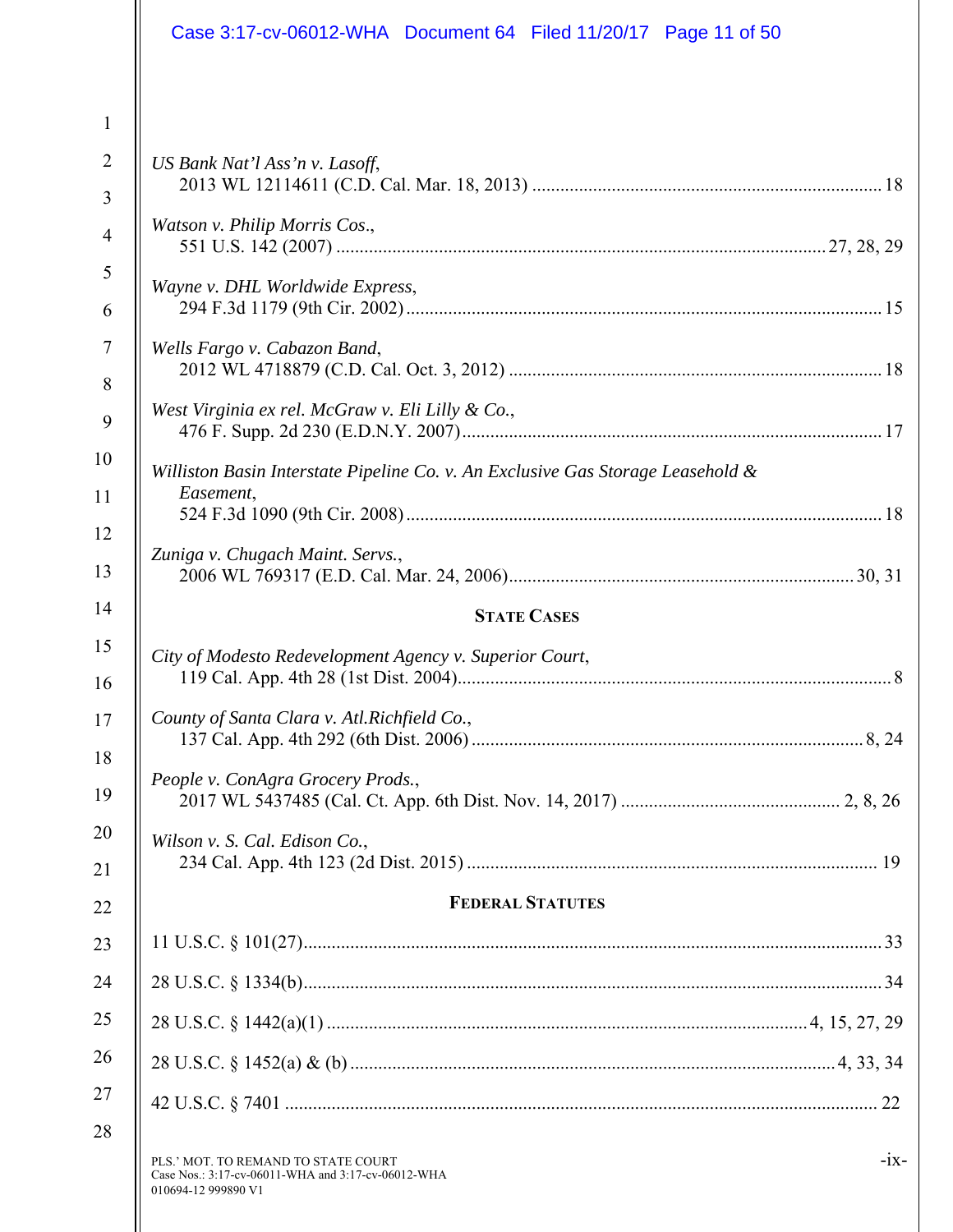*US Bank Nat'l Ass'n v. Lasoff*,
2013 WL 12114611 (C.D. Cal. Mar. 18, 2013) .......... 18

*Watson v. Philip Morris Cos*.,
551 U.S. 142 (2007) .......... 27, 28, 29

*Wayne v. DHL Worldwide Express*,
294 F.3d 1179 (9th Cir. 2002) .......... 15

*Wells Fargo v. Cabazon Band*,
2012 WL 4718879 (C.D. Cal. Oct. 3, 2012) .......... 18

*West Virginia ex rel. McGraw v. Eli Lilly & Co.*,
476 F. Supp. 2d 230 (E.D.N.Y. 2007) .......... 17

*Williston Basin Interstate Pipeline Co. v. An Exclusive Gas Storage Leasehold & Easement*,
524 F.3d 1090 (9th Cir. 2008) .......... 18

*Zuniga v. Chugach Maint. Servs.*,
2006 WL 769317 (E.D. Cal. Mar. 24, 2006) .......... 30, 31

## STATE CASES

*City of Modesto Redevelopment Agency v. Superior Court*,
119 Cal. App. 4th 28 (1st Dist. 2004) .......... 8

*County of Santa Clara v. Atl.Richfield Co.*,
137 Cal. App. 4th 292 (6th Dist. 2006) .......... 8, 24

*People v. ConAgra Grocery Prods.*,
2017 WL 5437485 (Cal. Ct. App. 6th Dist. Nov. 14, 2017) .......... 2, 8, 26

*Wilson v. S. Cal. Edison Co.*,
234 Cal. App. 4th 123 (2d Dist. 2015) .......... 19

## FEDERAL STATUTES

11 U.S.C. § 101(27) .......... 33

28 U.S.C. § 1334(b) .......... 34

28 U.S.C. § 1442(a)(1) .......... 4, 15, 27, 29

28 U.S.C. § 1452(a) & (b) .......... 4, 33, 34

42 U.S.C. § 7401 .......... 22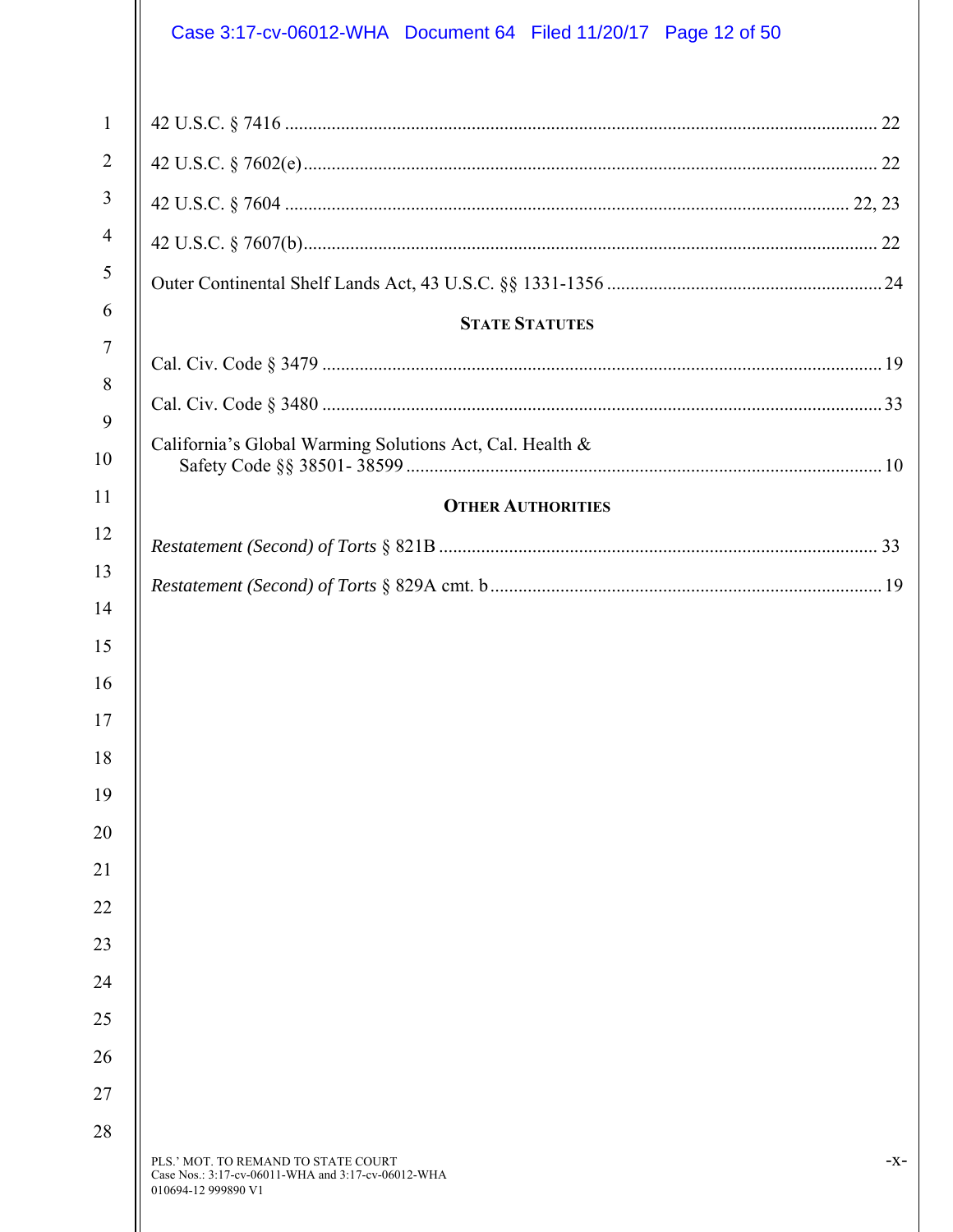42 U.S.C. § 7416 ............................................................................................................................ 22

42 U.S.C. § 7602(e)........................................................................................................................ 22

42 U.S.C. § 7604 ...................................................................................................................... 22, 23

42 U.S.C. § 7607(b)........................................................................................................................ 22

Outer Continental Shelf Lands Act, 43 U.S.C. §§ 1331-1356 .......................................................... 24

**STATE STATUTES**

Cal. Civ. Code § 3479 ...................................................................................................................... 19

Cal. Civ. Code § 3480 ...................................................................................................................... 33

California's Global Warming Solutions Act, Cal. Health & Safety Code §§ 38501- 38599 ..................................................................................................... 10

**OTHER AUTHORITIES**

*Restatement (Second) of Torts* § 821B ............................................................................................ 33

*Restatement (Second) of Torts* § 829A cmt. b .................................................................................. 19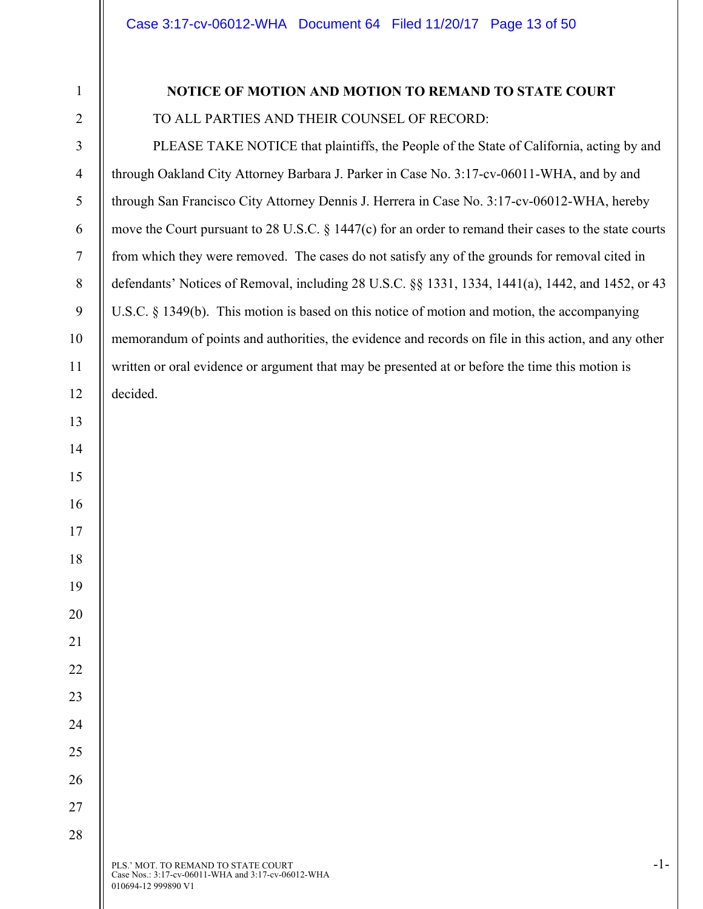**NOTICE OF MOTION AND MOTION TO REMAND TO STATE COURT**

TO ALL PARTIES AND THEIR COUNSEL OF RECORD:

PLEASE TAKE NOTICE that plaintiffs, the People of the State of California, acting by and through Oakland City Attorney Barbara J. Parker in Case No. 3:17-cv-06011-WHA, and by and through San Francisco City Attorney Dennis J. Herrera in Case No. 3:17-cv-06012-WHA, hereby move the Court pursuant to 28 U.S.C. § 1447(c) for an order to remand their cases to the state courts from which they were removed. The cases do not satisfy any of the grounds for removal cited in defendants' Notices of Removal, including 28 U.S.C. §§ 1331, 1334, 1441(a), 1442, and 1452, or 43 U.S.C. § 1349(b). This motion is based on this notice of motion and motion, the accompanying memorandum of points and authorities, the evidence and records on file in this action, and any other written or oral evidence or argument that may be presented at or before the time this motion is decided.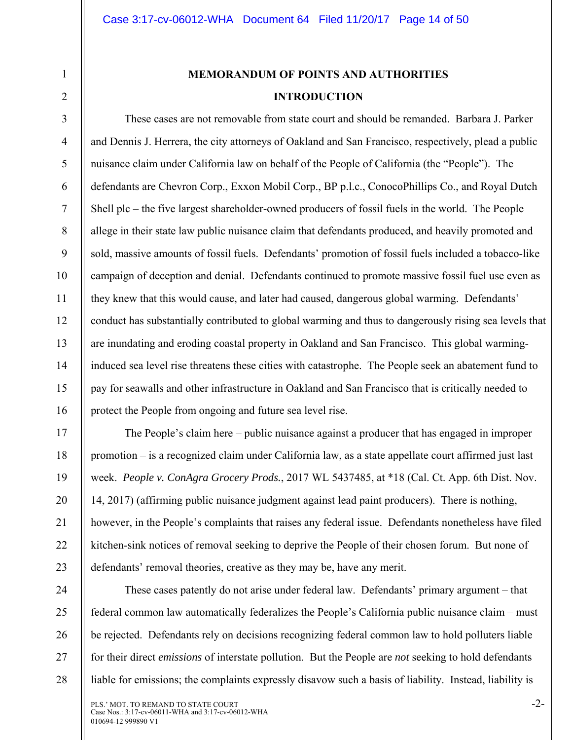## MEMORANDUM OF POINTS AND AUTHORITIES

### INTRODUCTION

These cases are not removable from state court and should be remanded. Barbara J. Parker and Dennis J. Herrera, the city attorneys of Oakland and San Francisco, respectively, plead a public nuisance claim under California law on behalf of the People of California (the "People"). The defendants are Chevron Corp., Exxon Mobil Corp., BP p.l.c., ConocoPhillips Co., and Royal Dutch Shell plc – the five largest shareholder-owned producers of fossil fuels in the world. The People allege in their state law public nuisance claim that defendants produced, and heavily promoted and sold, massive amounts of fossil fuels. Defendants' promotion of fossil fuels included a tobacco-like campaign of deception and denial. Defendants continued to promote massive fossil fuel use even as they knew that this would cause, and later had caused, dangerous global warming. Defendants' conduct has substantially contributed to global warming and thus to dangerously rising sea levels that are inundating and eroding coastal property in Oakland and San Francisco. This global warming-induced sea level rise threatens these cities with catastrophe. The People seek an abatement fund to pay for seawalls and other infrastructure in Oakland and San Francisco that is critically needed to protect the People from ongoing and future sea level rise.

The People's claim here – public nuisance against a producer that has engaged in improper promotion – is a recognized claim under California law, as a state appellate court affirmed just last week. *People v. ConAgra Grocery Prods.*, 2017 WL 5437485, at *18 (Cal. Ct. App. 6th Dist. Nov. 14, 2017) (affirming public nuisance judgment against lead paint producers). There is nothing, however, in the People's complaints that raises any federal issue. Defendants nonetheless have filed kitchen-sink notices of removal seeking to deprive the People of their chosen forum. But none of defendants' removal theories, creative as they may be, have any merit.

These cases patently do not arise under federal law. Defendants' primary argument – that federal common law automatically federalizes the People's California public nuisance claim – must be rejected. Defendants rely on decisions recognizing federal common law to hold polluters liable for their direct *emissions* of interstate pollution. But the People are *not* seeking to hold defendants liable for emissions; the complaints expressly disavow such a basis of liability. Instead, liability is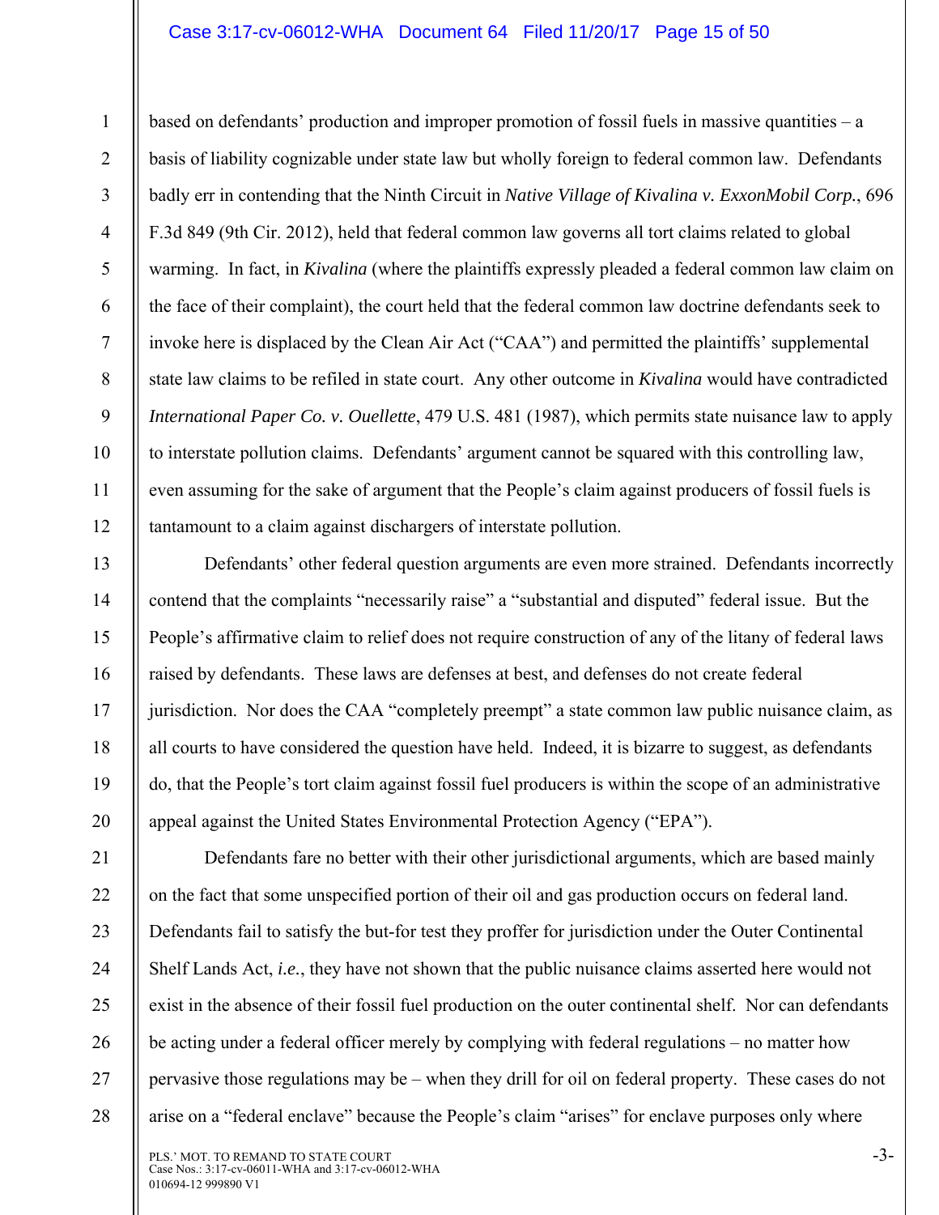based on defendants' production and improper promotion of fossil fuels in massive quantities – a basis of liability cognizable under state law but wholly foreign to federal common law. Defendants badly err in contending that the Ninth Circuit in *Native Village of Kivalina v. ExxonMobil Corp.*, 696 F.3d 849 (9th Cir. 2012), held that federal common law governs all tort claims related to global warming. In fact, in *Kivalina* (where the plaintiffs expressly pleaded a federal common law claim on the face of their complaint), the court held that the federal common law doctrine defendants seek to invoke here is displaced by the Clean Air Act ("CAA") and permitted the plaintiffs' supplemental state law claims to be refiled in state court. Any other outcome in *Kivalina* would have contradicted *International Paper Co. v. Ouellette*, 479 U.S. 481 (1987), which permits state nuisance law to apply to interstate pollution claims. Defendants' argument cannot be squared with this controlling law, even assuming for the sake of argument that the People's claim against producers of fossil fuels is tantamount to a claim against dischargers of interstate pollution.

Defendants' other federal question arguments are even more strained. Defendants incorrectly contend that the complaints "necessarily raise" a "substantial and disputed" federal issue. But the People's affirmative claim to relief does not require construction of any of the litany of federal laws raised by defendants. These laws are defenses at best, and defenses do not create federal jurisdiction. Nor does the CAA "completely preempt" a state common law public nuisance claim, as all courts to have considered the question have held. Indeed, it is bizarre to suggest, as defendants do, that the People's tort claim against fossil fuel producers is within the scope of an administrative appeal against the United States Environmental Protection Agency ("EPA").

Defendants fare no better with their other jurisdictional arguments, which are based mainly on the fact that some unspecified portion of their oil and gas production occurs on federal land. Defendants fail to satisfy the but-for test they proffer for jurisdiction under the Outer Continental Shelf Lands Act, *i.e.*, they have not shown that the public nuisance claims asserted here would not exist in the absence of their fossil fuel production on the outer continental shelf. Nor can defendants be acting under a federal officer merely by complying with federal regulations – no matter how pervasive those regulations may be – when they drill for oil on federal property. These cases do not arise on a "federal enclave" because the People's claim "arises" for enclave purposes only where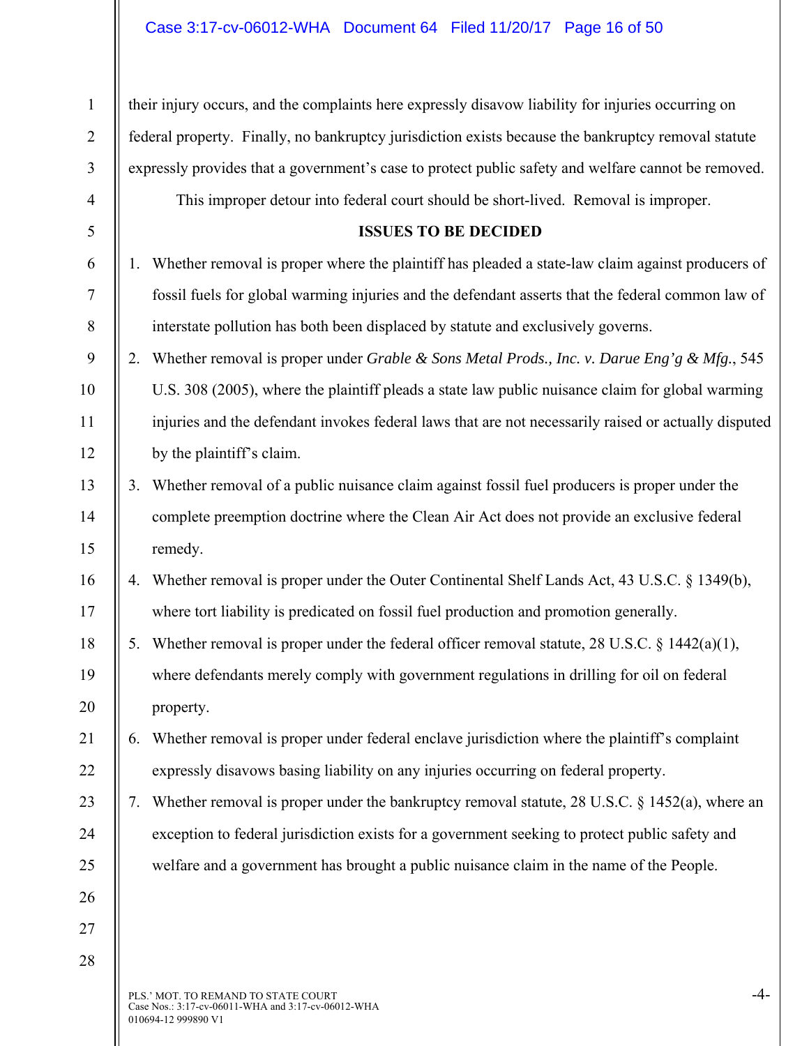their injury occurs, and the complaints here expressly disavow liability for injuries occurring on federal property. Finally, no bankruptcy jurisdiction exists because the bankruptcy removal statute expressly provides that a government's case to protect public safety and welfare cannot be removed.

This improper detour into federal court should be short-lived. Removal is improper.

**ISSUES TO BE DECIDED**

1. Whether removal is proper where the plaintiff has pleaded a state-law claim against producers of fossil fuels for global warming injuries and the defendant asserts that the federal common law of interstate pollution has both been displaced by statute and exclusively governs.
2. Whether removal is proper under *Grable & Sons Metal Prods., Inc. v. Darue Eng'g & Mfg.*, 545 U.S. 308 (2005), where the plaintiff pleads a state law public nuisance claim for global warming injuries and the defendant invokes federal laws that are not necessarily raised or actually disputed by the plaintiff's claim.
3. Whether removal of a public nuisance claim against fossil fuel producers is proper under the complete preemption doctrine where the Clean Air Act does not provide an exclusive federal remedy.
4. Whether removal is proper under the Outer Continental Shelf Lands Act, 43 U.S.C. § 1349(b), where tort liability is predicated on fossil fuel production and promotion generally.
5. Whether removal is proper under the federal officer removal statute, 28 U.S.C. § 1442(a)(1), where defendants merely comply with government regulations in drilling for oil on federal property.
6. Whether removal is proper under federal enclave jurisdiction where the plaintiff's complaint expressly disavows basing liability on any injuries occurring on federal property.
7. Whether removal is proper under the bankruptcy removal statute, 28 U.S.C. § 1452(a), where an exception to federal jurisdiction exists for a government seeking to protect public safety and welfare and a government has brought a public nuisance claim in the name of the People.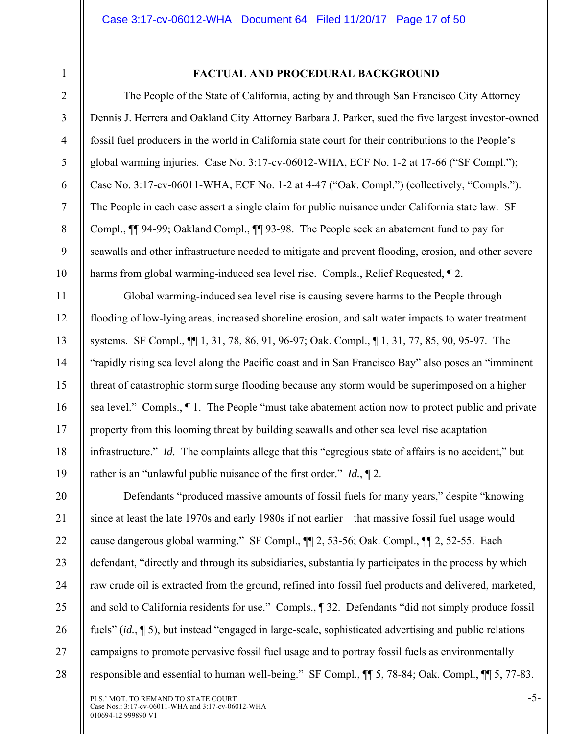## FACTUAL AND PROCEDURAL BACKGROUND

The People of the State of California, acting by and through San Francisco City Attorney Dennis J. Herrera and Oakland City Attorney Barbara J. Parker, sued the five largest investor-owned fossil fuel producers in the world in California state court for their contributions to the People's global warming injuries. Case No. 3:17-cv-06012-WHA, ECF No. 1-2 at 17-66 ("SF Compl."); Case No. 3:17-cv-06011-WHA, ECF No. 1-2 at 4-47 ("Oak. Compl.") (collectively, "Compls."). The People in each case assert a single claim for public nuisance under California state law. SF Compl., ¶¶ 94-99; Oakland Compl., ¶¶ 93-98. The People seek an abatement fund to pay for seawalls and other infrastructure needed to mitigate and prevent flooding, erosion, and other severe harms from global warming-induced sea level rise. Compls., Relief Requested, ¶ 2.

Global warming-induced sea level rise is causing severe harms to the People through flooding of low-lying areas, increased shoreline erosion, and salt water impacts to water treatment systems. SF Compl., ¶¶ 1, 31, 78, 86, 91, 96-97; Oak. Compl., ¶ 1, 31, 77, 85, 90, 95-97. The "rapidly rising sea level along the Pacific coast and in San Francisco Bay" also poses an "imminent threat of catastrophic storm surge flooding because any storm would be superimposed on a higher sea level." Compls., ¶ 1. The People "must take abatement action now to protect public and private property from this looming threat by building seawalls and other sea level rise adaptation infrastructure." *Id.* The complaints allege that this "egregious state of affairs is no accident," but rather is an "unlawful public nuisance of the first order." *Id.*, ¶ 2.

Defendants "produced massive amounts of fossil fuels for many years," despite "knowing – since at least the late 1970s and early 1980s if not earlier – that massive fossil fuel usage would cause dangerous global warming." SF Compl., ¶¶ 2, 53-56; Oak. Compl., ¶¶ 2, 52-55. Each defendant, "directly and through its subsidiaries, substantially participates in the process by which raw crude oil is extracted from the ground, refined into fossil fuel products and delivered, marketed, and sold to California residents for use." Compls., ¶ 32. Defendants "did not simply produce fossil fuels" (*id.*, ¶ 5), but instead "engaged in large-scale, sophisticated advertising and public relations campaigns to promote pervasive fossil fuel usage and to portray fossil fuels as environmentally responsible and essential to human well-being." SF Compl., ¶¶ 5, 78-84; Oak. Compl., ¶¶ 5, 77-83.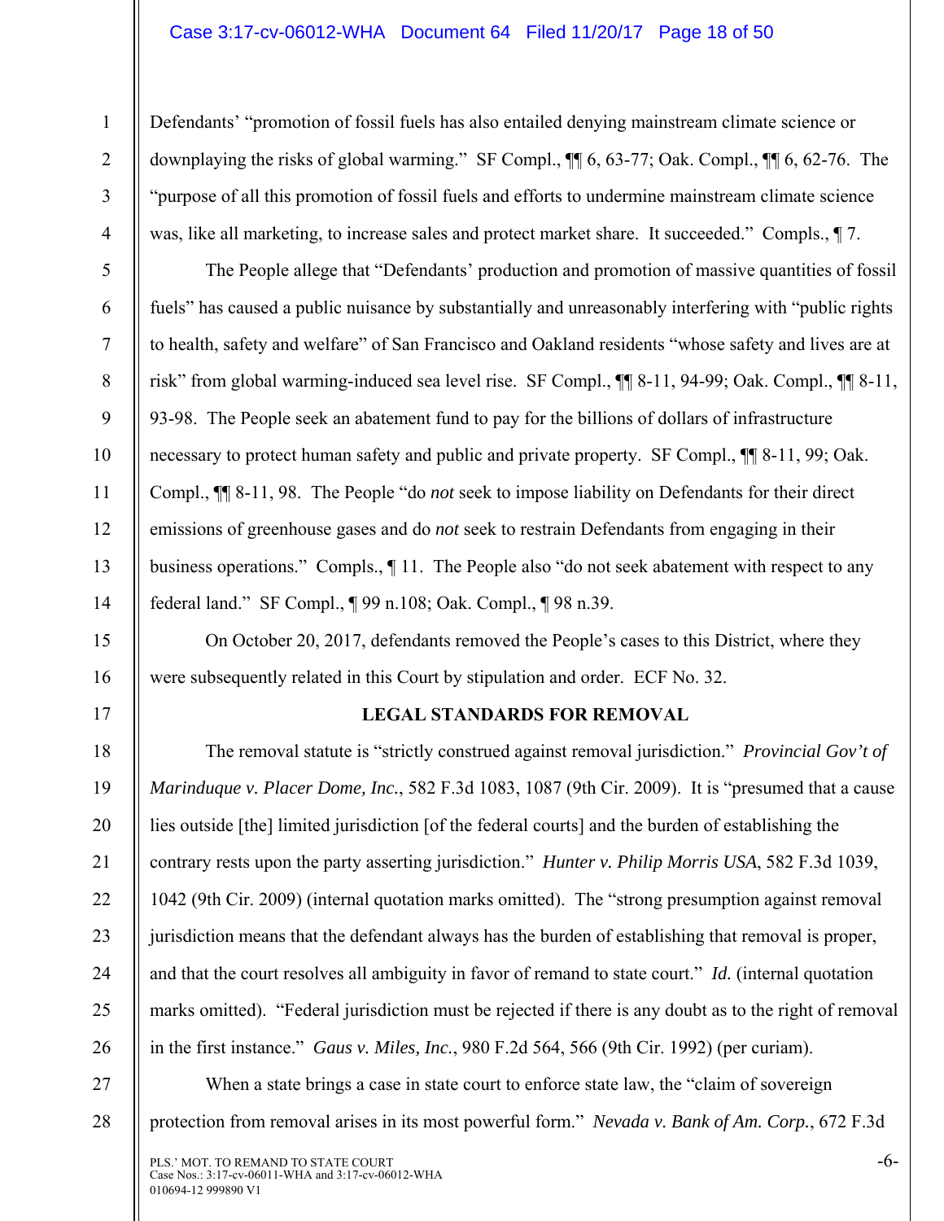Defendants' "promotion of fossil fuels has also entailed denying mainstream climate science or downplaying the risks of global warming." SF Compl., ¶¶ 6, 63-77; Oak. Compl., ¶¶ 6, 62-76. The "purpose of all this promotion of fossil fuels and efforts to undermine mainstream climate science was, like all marketing, to increase sales and protect market share. It succeeded." Compls., ¶ 7.

The People allege that "Defendants' production and promotion of massive quantities of fossil fuels" has caused a public nuisance by substantially and unreasonably interfering with "public rights to health, safety and welfare" of San Francisco and Oakland residents "whose safety and lives are at risk" from global warming-induced sea level rise. SF Compl., ¶¶ 8-11, 94-99; Oak. Compl., ¶¶ 8-11, 93-98. The People seek an abatement fund to pay for the billions of dollars of infrastructure necessary to protect human safety and public and private property. SF Compl., ¶¶ 8-11, 99; Oak. Compl., ¶¶ 8-11, 98. The People "do *not* seek to impose liability on Defendants for their direct emissions of greenhouse gases and do *not* seek to restrain Defendants from engaging in their business operations." Compls., ¶ 11. The People also "do not seek abatement with respect to any federal land." SF Compl., ¶ 99 n.108; Oak. Compl., ¶ 98 n.39.

On October 20, 2017, defendants removed the People's cases to this District, where they were subsequently related in this Court by stipulation and order. ECF No. 32.

## LEGAL STANDARDS FOR REMOVAL

The removal statute is "strictly construed against removal jurisdiction." *Provincial Gov't of Marinduque v. Placer Dome, Inc.*, 582 F.3d 1083, 1087 (9th Cir. 2009). It is "presumed that a cause lies outside [the] limited jurisdiction [of the federal courts] and the burden of establishing the contrary rests upon the party asserting jurisdiction." *Hunter v. Philip Morris USA*, 582 F.3d 1039, 1042 (9th Cir. 2009) (internal quotation marks omitted). The "strong presumption against removal jurisdiction means that the defendant always has the burden of establishing that removal is proper, and that the court resolves all ambiguity in favor of remand to state court." *Id.* (internal quotation marks omitted). "Federal jurisdiction must be rejected if there is any doubt as to the right of removal in the first instance." *Gaus v. Miles, Inc.*, 980 F.2d 564, 566 (9th Cir. 1992) (per curiam).

When a state brings a case in state court to enforce state law, the "claim of sovereign protection from removal arises in its most powerful form." *Nevada v. Bank of Am. Corp.*, 672 F.3d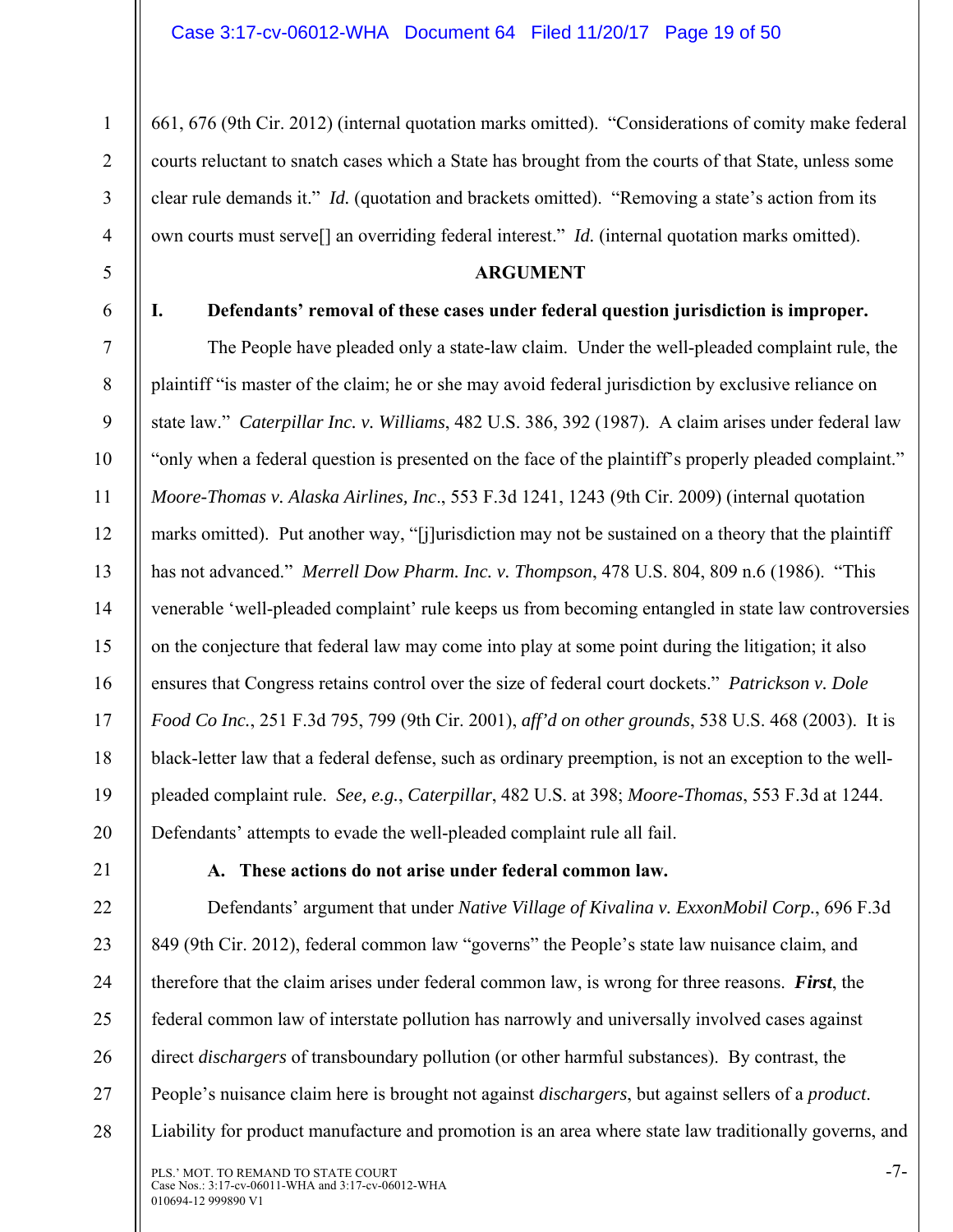661, 676 (9th Cir. 2012) (internal quotation marks omitted). "Considerations of comity make federal courts reluctant to snatch cases which a State has brought from the courts of that State, unless some clear rule demands it." *Id.* (quotation and brackets omitted). "Removing a state's action from its own courts must serve[] an overriding federal interest." *Id.* (internal quotation marks omitted).

## ARGUMENT

### I. Defendants' removal of these cases under federal question jurisdiction is improper.

The People have pleaded only a state-law claim. Under the well-pleaded complaint rule, the plaintiff "is master of the claim; he or she may avoid federal jurisdiction by exclusive reliance on state law." *Caterpillar Inc. v. Williams*, 482 U.S. 386, 392 (1987). A claim arises under federal law "only when a federal question is presented on the face of the plaintiff's properly pleaded complaint." *Moore-Thomas v. Alaska Airlines, Inc*., 553 F.3d 1241, 1243 (9th Cir. 2009) (internal quotation marks omitted). Put another way, "[j]urisdiction may not be sustained on a theory that the plaintiff has not advanced." *Merrell Dow Pharm. Inc. v. Thompson*, 478 U.S. 804, 809 n.6 (1986). "This venerable 'well-pleaded complaint' rule keeps us from becoming entangled in state law controversies on the conjecture that federal law may come into play at some point during the litigation; it also ensures that Congress retains control over the size of federal court dockets." *Patrickson v. Dole Food Co Inc.*, 251 F.3d 795, 799 (9th Cir. 2001), *aff'd on other grounds*, 538 U.S. 468 (2003). It is black-letter law that a federal defense, such as ordinary preemption, is not an exception to the well-pleaded complaint rule. *See, e.g.*, *Caterpillar*, 482 U.S. at 398; *Moore-Thomas*, 553 F.3d at 1244. Defendants' attempts to evade the well-pleaded complaint rule all fail.

#### A. These actions do not arise under federal common law.

Defendants' argument that under *Native Village of Kivalina v. ExxonMobil Corp.*, 696 F.3d 849 (9th Cir. 2012), federal common law "governs" the People's state law nuisance claim, and therefore that the claim arises under federal common law, is wrong for three reasons. ***First***, the federal common law of interstate pollution has narrowly and universally involved cases against direct *dischargers* of transboundary pollution (or other harmful substances). By contrast, the People's nuisance claim here is brought not against *dischargers*, but against sellers of a *product*. Liability for product manufacture and promotion is an area where state law traditionally governs, and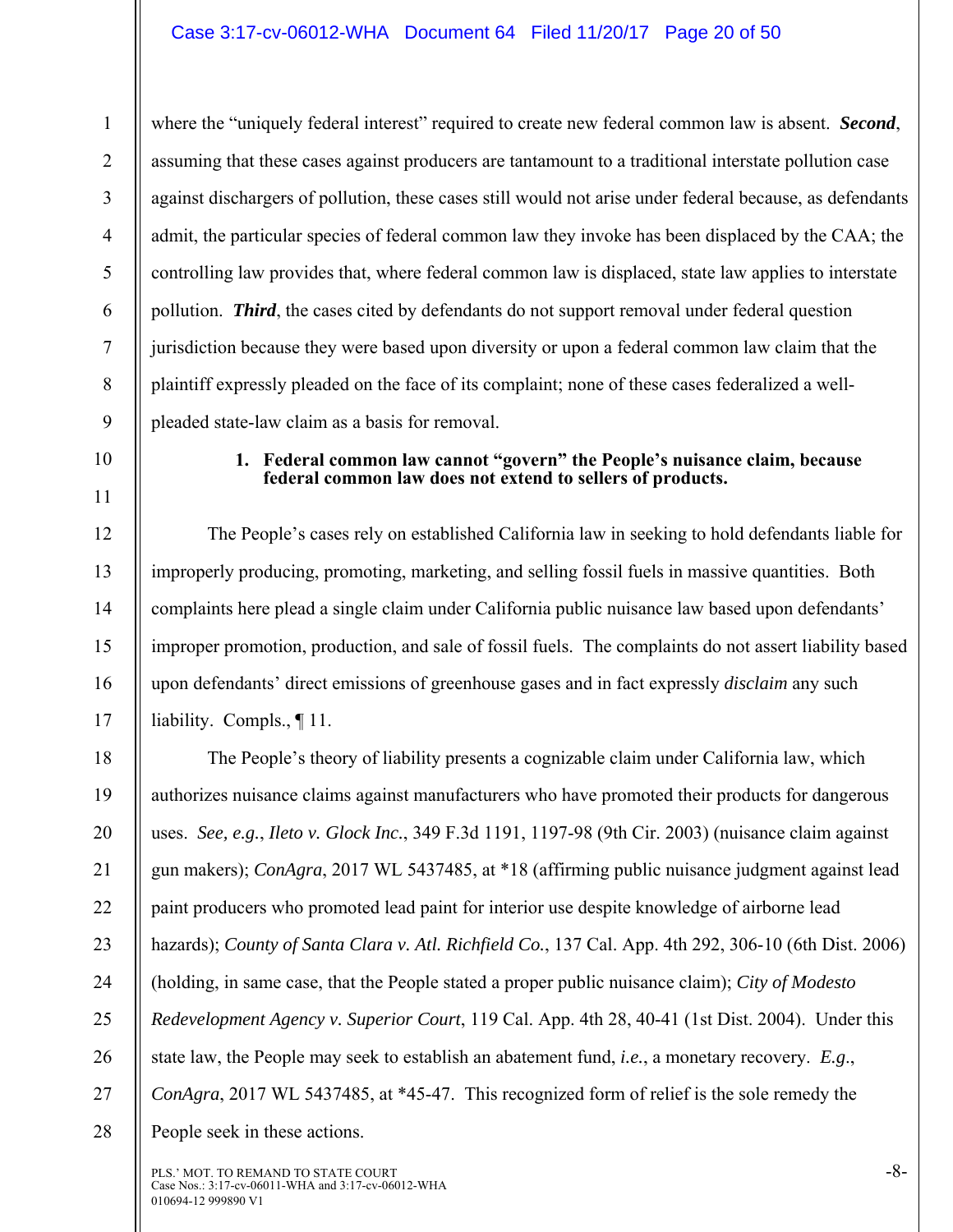where the "uniquely federal interest" required to create new federal common law is absent. ***Second***, assuming that these cases against producers are tantamount to a traditional interstate pollution case against dischargers of pollution, these cases still would not arise under federal because, as defendants admit, the particular species of federal common law they invoke has been displaced by the CAA; the controlling law provides that, where federal common law is displaced, state law applies to interstate pollution. ***Third***, the cases cited by defendants do not support removal under federal question jurisdiction because they were based upon diversity or upon a federal common law claim that the plaintiff expressly pleaded on the face of its complaint; none of these cases federalized a well-pleaded state-law claim as a basis for removal.

### 1. Federal common law cannot "govern" the People's nuisance claim, because federal common law does not extend to sellers of products.

The People's cases rely on established California law in seeking to hold defendants liable for improperly producing, promoting, marketing, and selling fossil fuels in massive quantities. Both complaints here plead a single claim under California public nuisance law based upon defendants' improper promotion, production, and sale of fossil fuels. The complaints do not assert liability based upon defendants' direct emissions of greenhouse gases and in fact expressly *disclaim* any such liability. Compls., ¶ 11.

The People's theory of liability presents a cognizable claim under California law, which authorizes nuisance claims against manufacturers who have promoted their products for dangerous uses. *See, e.g.*, *Ileto v. Glock Inc.*, 349 F.3d 1191, 1197-98 (9th Cir. 2003) (nuisance claim against gun makers); *ConAgra*, 2017 WL 5437485, at *18 (affirming public nuisance judgment against lead paint producers who promoted lead paint for interior use despite knowledge of airborne lead hazards); *County of Santa Clara v. Atl. Richfield Co.*, 137 Cal. App. 4th 292, 306-10 (6th Dist. 2006) (holding, in same case, that the People stated a proper public nuisance claim); *City of Modesto Redevelopment Agency v. Superior Court*, 119 Cal. App. 4th 28, 40-41 (1st Dist. 2004). Under this state law, the People may seek to establish an abatement fund, *i.e.*, a monetary recovery. *E.g.*, *ConAgra*, 2017 WL 5437485, at *45-47. This recognized form of relief is the sole remedy the People seek in these actions.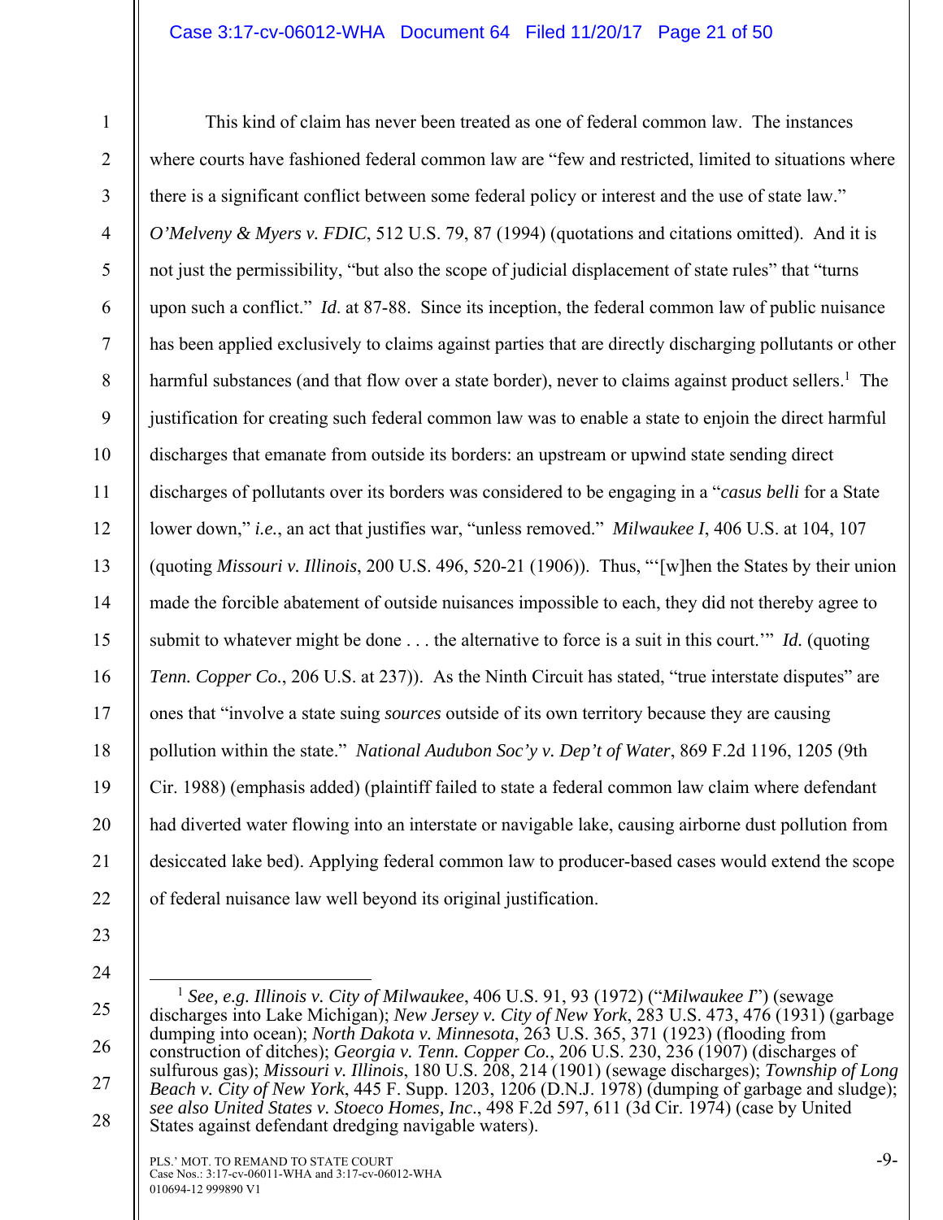This kind of claim has never been treated as one of federal common law. The instances where courts have fashioned federal common law are "few and restricted, limited to situations where there is a significant conflict between some federal policy or interest and the use of state law." *O'Melveny & Myers v. FDIC*, 512 U.S. 79, 87 (1994) (quotations and citations omitted). And it is not just the permissibility, "but also the scope of judicial displacement of state rules" that "turns upon such a conflict." *Id*. at 87-88. Since its inception, the federal common law of public nuisance has been applied exclusively to claims against parties that are directly discharging pollutants or other harmful substances (and that flow over a state border), never to claims against product sellers.[1] The justification for creating such federal common law was to enable a state to enjoin the direct harmful discharges that emanate from outside its borders: an upstream or upwind state sending direct discharges of pollutants over its borders was considered to be engaging in a "*casus belli* for a State lower down," *i.e.*, an act that justifies war, "unless removed." *Milwaukee I*, 406 U.S. at 104, 107 (quoting *Missouri v. Illinois*, 200 U.S. 496, 520-21 (1906)). Thus, "'[w]hen the States by their union made the forcible abatement of outside nuisances impossible to each, they did not thereby agree to submit to whatever might be done . . . the alternative to force is a suit in this court.'" *Id.* (quoting *Tenn. Copper Co.*, 206 U.S. at 237)). As the Ninth Circuit has stated, "true interstate disputes" are ones that "involve a state suing *sources* outside of its own territory because they are causing pollution within the state." *National Audubon Soc'y v. Dep't of Water*, 869 F.2d 1196, 1205 (9th Cir. 1988) (emphasis added) (plaintiff failed to state a federal common law claim where defendant had diverted water flowing into an interstate or navigable lake, causing airborne dust pollution from desiccated lake bed). Applying federal common law to producer-based cases would extend the scope of federal nuisance law well beyond its original justification.

---

[1] *See, e.g. Illinois v. City of Milwaukee*, 406 U.S. 91, 93 (1972) ("*Milwaukee I*") (sewage discharges into Lake Michigan); *New Jersey v. City of New York*, 283 U.S. 473, 476 (1931) (garbage dumping into ocean); *North Dakota v. Minnesota*, 263 U.S. 365, 371 (1923) (flooding from construction of ditches); *Georgia v. Tenn. Copper Co.*, 206 U.S. 230, 236 (1907) (discharges of sulfurous gas); *Missouri v. Illinois*, 180 U.S. 208, 214 (1901) (sewage discharges); *Township of Long Beach v. City of New York*, 445 F. Supp. 1203, 1206 (D.N.J. 1978) (dumping of garbage and sludge); *see also United States v. Stoeco Homes, Inc*., 498 F.2d 597, 611 (3d Cir. 1974) (case by United States against defendant dredging navigable waters).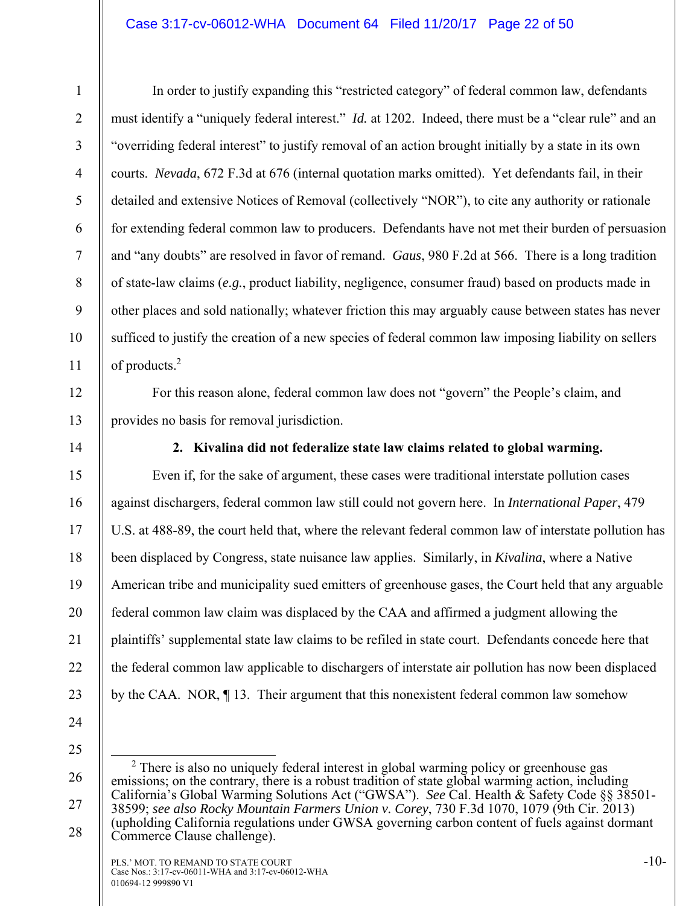In order to justify expanding this "restricted category" of federal common law, defendants must identify a "uniquely federal interest." *Id.* at 1202. Indeed, there must be a "clear rule" and an "overriding federal interest" to justify removal of an action brought initially by a state in its own courts. *Nevada*, 672 F.3d at 676 (internal quotation marks omitted). Yet defendants fail, in their detailed and extensive Notices of Removal (collectively "NOR"), to cite any authority or rationale for extending federal common law to producers. Defendants have not met their burden of persuasion and "any doubts" are resolved in favor of remand. *Gaus*, 980 F.2d at 566. There is a long tradition of state-law claims (*e.g.*, product liability, negligence, consumer fraud) based on products made in other places and sold nationally; whatever friction this may arguably cause between states has never sufficed to justify the creation of a new species of federal common law imposing liability on sellers of products.[2]

For this reason alone, federal common law does not "govern" the People's claim, and provides no basis for removal jurisdiction.

**2. Kivalina did not federalize state law claims related to global warming.**

Even if, for the sake of argument, these cases were traditional interstate pollution cases against dischargers, federal common law still could not govern here. In *International Paper*, 479 U.S. at 488-89, the court held that, where the relevant federal common law of interstate pollution has been displaced by Congress, state nuisance law applies. Similarly, in *Kivalina*, where a Native American tribe and municipality sued emitters of greenhouse gases, the Court held that any arguable federal common law claim was displaced by the CAA and affirmed a judgment allowing the plaintiffs' supplemental state law claims to be refiled in state court. Defendants concede here that the federal common law applicable to dischargers of interstate air pollution has now been displaced by the CAA. NOR, ¶ 13. Their argument that this nonexistent federal common law somehow

---

[2] There is also no uniquely federal interest in global warming policy or greenhouse gas emissions; on the contrary, there is a robust tradition of state global warming action, including California's Global Warming Solutions Act ("GWSA"). *See* Cal. Health & Safety Code §§ 38501-38599; *see also Rocky Mountain Farmers Union v. Corey*, 730 F.3d 1070, 1079 (9th Cir. 2013) (upholding California regulations under GWSA governing carbon content of fuels against dormant Commerce Clause challenge).

PLS.' MOT. TO REMAND TO STATE COURT
Case Nos.: 3:17-cv-06011-WHA and 3:17-cv-06012-WHA
010694-12 999890 V1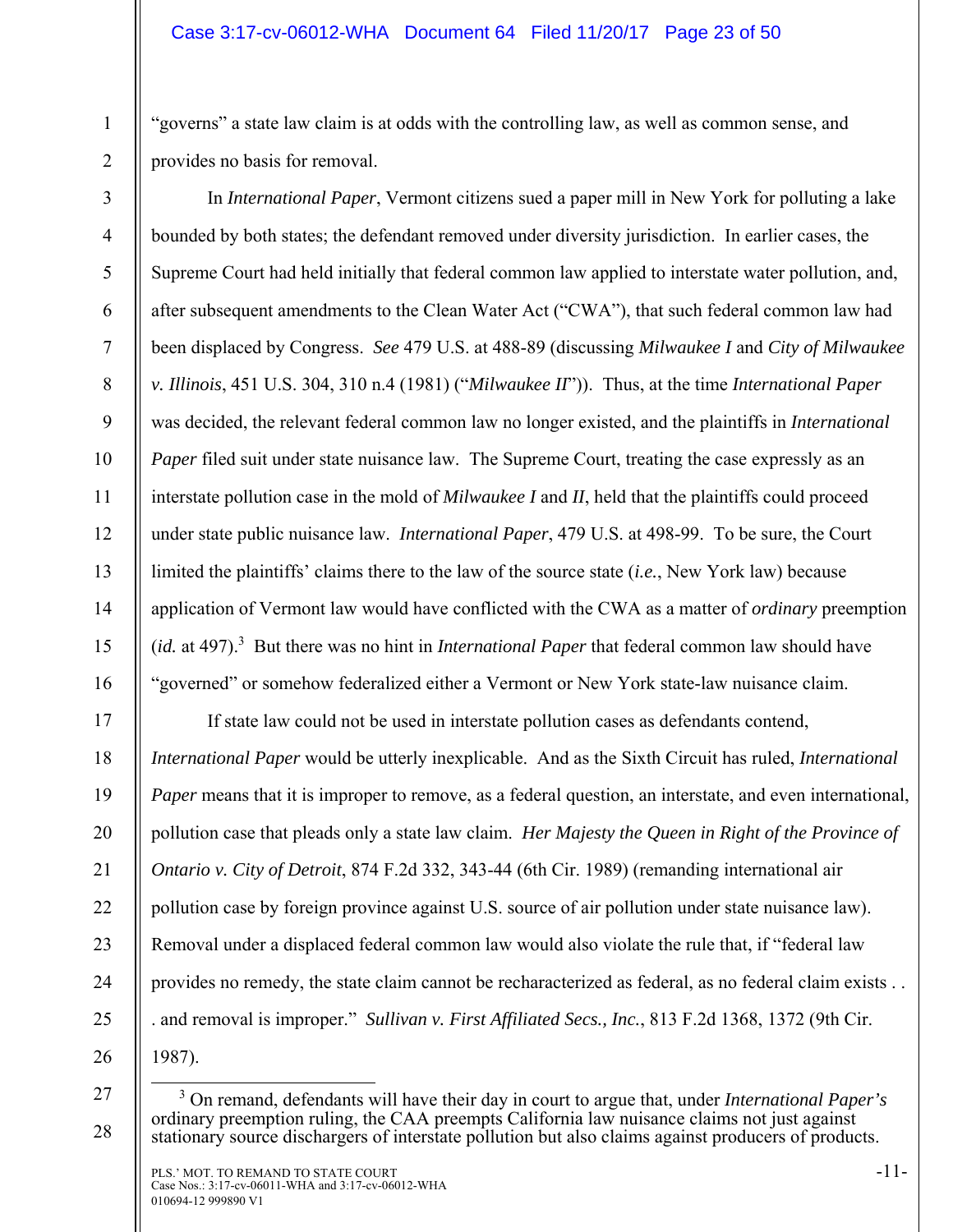"governs" a state law claim is at odds with the controlling law, as well as common sense, and provides no basis for removal.

In *International Paper*, Vermont citizens sued a paper mill in New York for polluting a lake bounded by both states; the defendant removed under diversity jurisdiction. In earlier cases, the Supreme Court had held initially that federal common law applied to interstate water pollution, and, after subsequent amendments to the Clean Water Act ("CWA"), that such federal common law had been displaced by Congress. *See* 479 U.S. at 488-89 (discussing *Milwaukee I* and *City of Milwaukee v. Illinois*, 451 U.S. 304, 310 n.4 (1981) ("*Milwaukee II*")). Thus, at the time *International Paper* was decided, the relevant federal common law no longer existed, and the plaintiffs in *International Paper* filed suit under state nuisance law. The Supreme Court, treating the case expressly as an interstate pollution case in the mold of *Milwaukee I* and *II*, held that the plaintiffs could proceed under state public nuisance law. *International Paper*, 479 U.S. at 498-99. To be sure, the Court limited the plaintiffs' claims there to the law of the source state (*i.e.*, New York law) because application of Vermont law would have conflicted with the CWA as a matter of *ordinary* preemption (*id.* at 497).[3] But there was no hint in *International Paper* that federal common law should have "governed" or somehow federalized either a Vermont or New York state-law nuisance claim.

If state law could not be used in interstate pollution cases as defendants contend, *International Paper* would be utterly inexplicable. And as the Sixth Circuit has ruled, *International Paper* means that it is improper to remove, as a federal question, an interstate, and even international, pollution case that pleads only a state law claim. *Her Majesty the Queen in Right of the Province of Ontario v. City of Detroit*, 874 F.2d 332, 343-44 (6th Cir. 1989) (remanding international air pollution case by foreign province against U.S. source of air pollution under state nuisance law). Removal under a displaced federal common law would also violate the rule that, if "federal law provides no remedy, the state claim cannot be recharacterized as federal, as no federal claim exists . . . and removal is improper." *Sullivan v. First Affiliated Secs., Inc.*, 813 F.2d 1368, 1372 (9th Cir. 1987).

[3] On remand, defendants will have their day in court to argue that, under *International Paper's* ordinary preemption ruling, the CAA preempts California law nuisance claims not just against stationary source dischargers of interstate pollution but also claims against producers of products.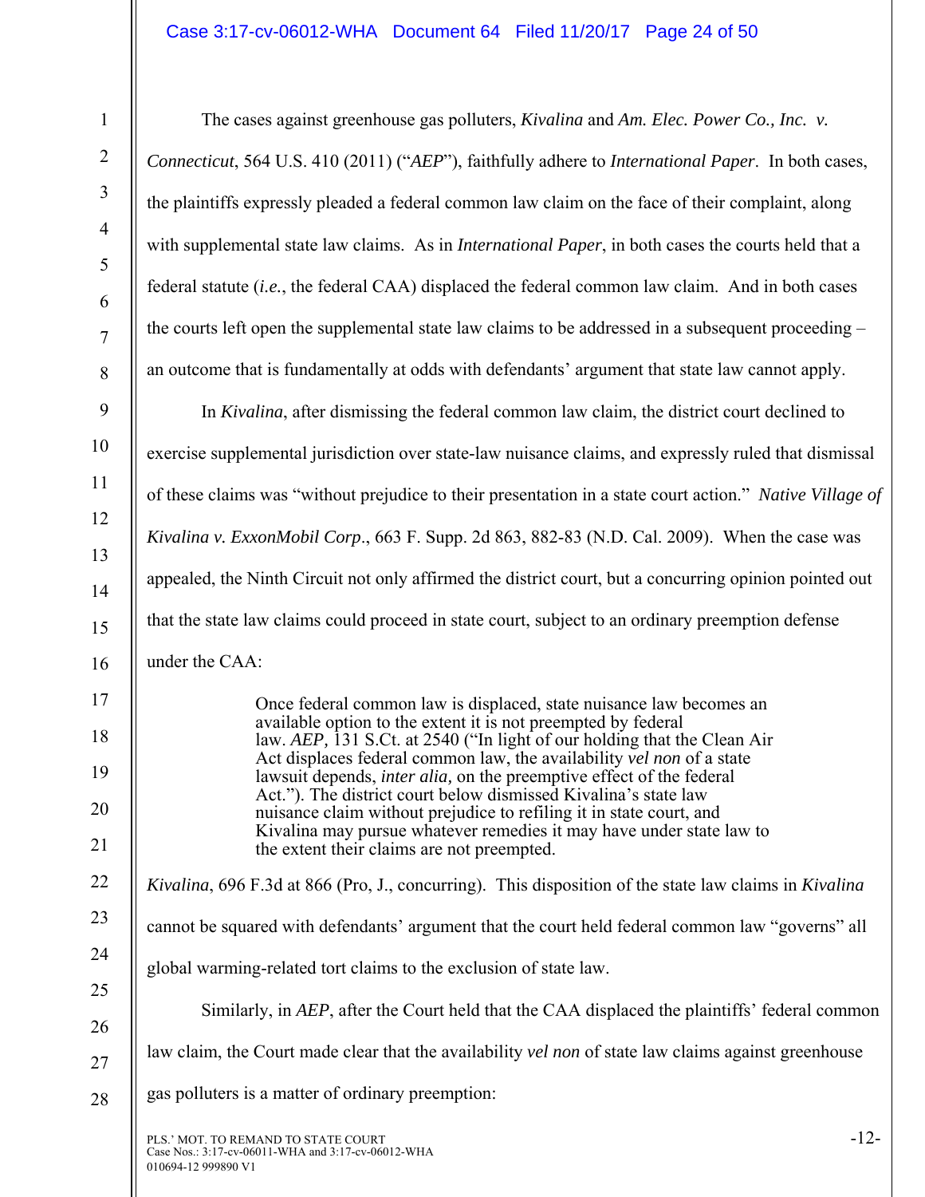The cases against greenhouse gas polluters, *Kivalina* and *Am. Elec. Power Co., Inc. v. Connecticut*, 564 U.S. 410 (2011) ("*AEP*"), faithfully adhere to *International Paper*. In both cases, the plaintiffs expressly pleaded a federal common law claim on the face of their complaint, along with supplemental state law claims. As in *International Paper*, in both cases the courts held that a federal statute (*i.e.*, the federal CAA) displaced the federal common law claim. And in both cases the courts left open the supplemental state law claims to be addressed in a subsequent proceeding – an outcome that is fundamentally at odds with defendants' argument that state law cannot apply.

In *Kivalina*, after dismissing the federal common law claim, the district court declined to exercise supplemental jurisdiction over state-law nuisance claims, and expressly ruled that dismissal of these claims was "without prejudice to their presentation in a state court action." *Native Village of Kivalina v. ExxonMobil Corp*., 663 F. Supp. 2d 863, 882-83 (N.D. Cal. 2009). When the case was appealed, the Ninth Circuit not only affirmed the district court, but a concurring opinion pointed out that the state law claims could proceed in state court, subject to an ordinary preemption defense under the CAA:

> Once federal common law is displaced, state nuisance law becomes an available option to the extent it is not preempted by federal law. *AEP,* 131 S.Ct. at 2540 ("In light of our holding that the Clean Air Act displaces federal common law, the availability *vel non* of a state lawsuit depends, *inter alia,* on the preemptive effect of the federal Act."). The district court below dismissed Kivalina's state law nuisance claim without prejudice to refiling it in state court, and Kivalina may pursue whatever remedies it may have under state law to the extent their claims are not preempted.

*Kivalina*, 696 F.3d at 866 (Pro, J., concurring). This disposition of the state law claims in *Kivalina* cannot be squared with defendants' argument that the court held federal common law "governs" all global warming-related tort claims to the exclusion of state law.

Similarly, in *AEP*, after the Court held that the CAA displaced the plaintiffs' federal common law claim, the Court made clear that the availability *vel non* of state law claims against greenhouse gas polluters is a matter of ordinary preemption: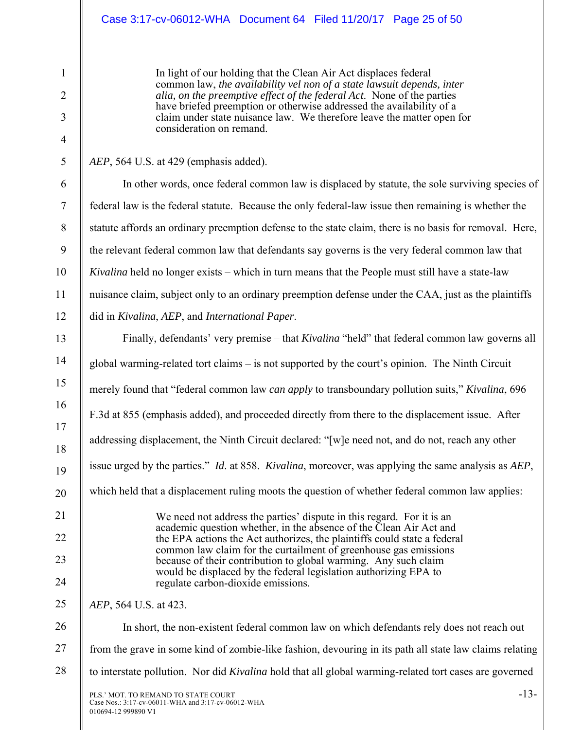> In light of our holding that the Clean Air Act displaces federal common law, *the availability vel non of a state lawsuit depends, inter alia, on the preemptive effect of the federal Act*. None of the parties have briefed preemption or otherwise addressed the availability of a claim under state nuisance law. We therefore leave the matter open for consideration on remand.

*AEP*, 564 U.S. at 429 (emphasis added).

In other words, once federal common law is displaced by statute, the sole surviving species of federal law is the federal statute. Because the only federal-law issue then remaining is whether the statute affords an ordinary preemption defense to the state claim, there is no basis for removal. Here, the relevant federal common law that defendants say governs is the very federal common law that *Kivalina* held no longer exists – which in turn means that the People must still have a state-law nuisance claim, subject only to an ordinary preemption defense under the CAA, just as the plaintiffs did in *Kivalina*, *AEP*, and *International Paper*.

Finally, defendants' very premise – that *Kivalina* "held" that federal common law governs all global warming-related tort claims – is not supported by the court's opinion. The Ninth Circuit merely found that "federal common law *can apply* to transboundary pollution suits," *Kivalina*, 696 F.3d at 855 (emphasis added), and proceeded directly from there to the displacement issue. After addressing displacement, the Ninth Circuit declared: "[w]e need not, and do not, reach any other issue urged by the parties." *Id*. at 858. *Kivalina*, moreover, was applying the same analysis as *AEP*, which held that a displacement ruling moots the question of whether federal common law applies:

> We need not address the parties' dispute in this regard. For it is an academic question whether, in the absence of the Clean Air Act and the EPA actions the Act authorizes, the plaintiffs could state a federal common law claim for the curtailment of greenhouse gas emissions because of their contribution to global warming. Any such claim would be displaced by the federal legislation authorizing EPA to regulate carbon-dioxide emissions.

*AEP*, 564 U.S. at 423.

In short, the non-existent federal common law on which defendants rely does not reach out from the grave in some kind of zombie-like fashion, devouring in its path all state law claims relating to interstate pollution. Nor did *Kivalina* hold that all global warming-related tort cases are governed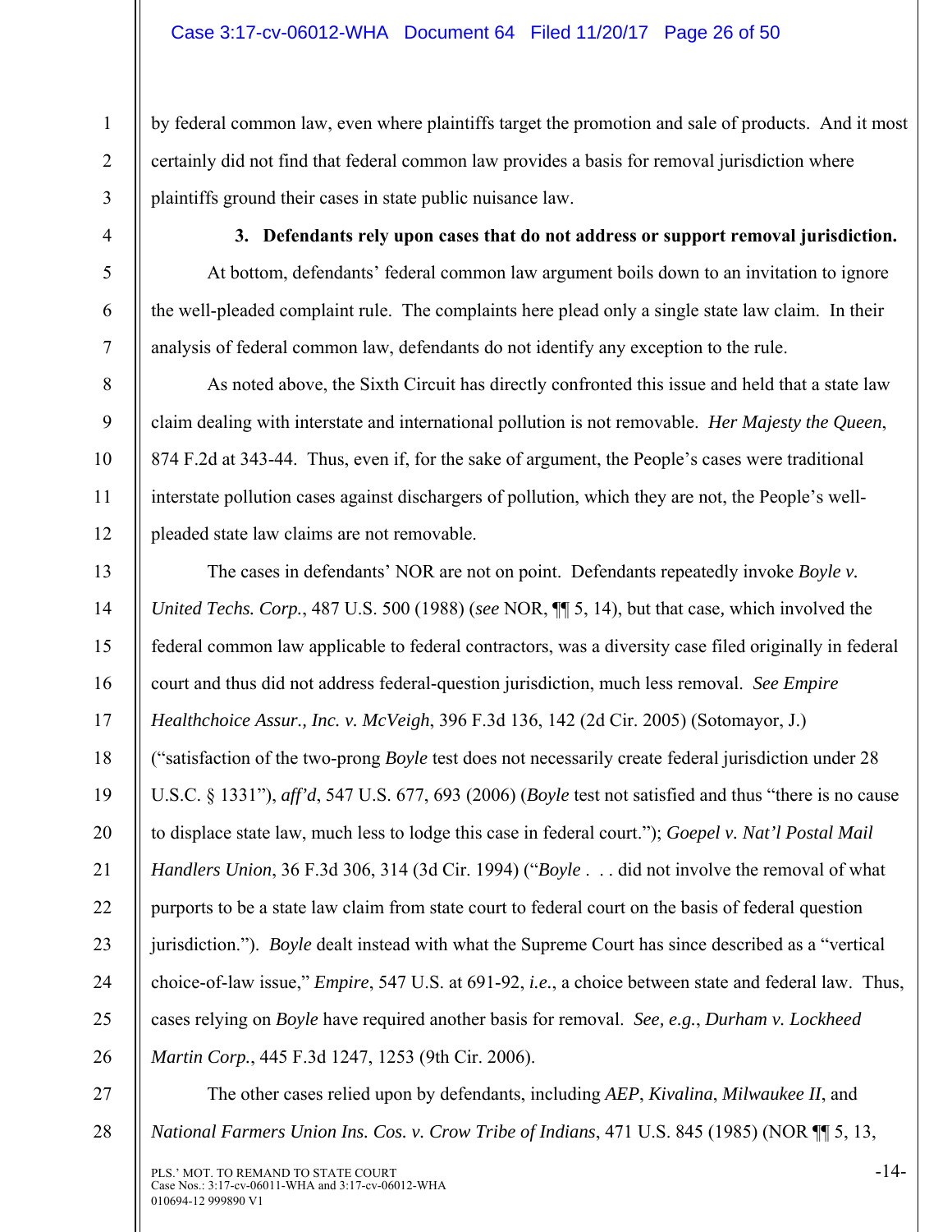by federal common law, even where plaintiffs target the promotion and sale of products. And it most certainly did not find that federal common law provides a basis for removal jurisdiction where plaintiffs ground their cases in state public nuisance law.

**3. Defendants rely upon cases that do not address or support removal jurisdiction.**

At bottom, defendants' federal common law argument boils down to an invitation to ignore the well-pleaded complaint rule. The complaints here plead only a single state law claim. In their analysis of federal common law, defendants do not identify any exception to the rule.

As noted above, the Sixth Circuit has directly confronted this issue and held that a state law claim dealing with interstate and international pollution is not removable. *Her Majesty the Queen*, 874 F.2d at 343-44. Thus, even if, for the sake of argument, the People's cases were traditional interstate pollution cases against dischargers of pollution, which they are not, the People's well-pleaded state law claims are not removable.

The cases in defendants' NOR are not on point. Defendants repeatedly invoke *Boyle v. United Techs. Corp.*, 487 U.S. 500 (1988) (*see* NOR, ¶¶ 5, 14), but that case, which involved the federal common law applicable to federal contractors, was a diversity case filed originally in federal court and thus did not address federal-question jurisdiction, much less removal. *See Empire Healthchoice Assur., Inc. v. McVeigh*, 396 F.3d 136, 142 (2d Cir. 2005) (Sotomayor, J.) ("satisfaction of the two-prong *Boyle* test does not necessarily create federal jurisdiction under 28 U.S.C. § 1331"), *aff'd*, 547 U.S. 677, 693 (2006) (*Boyle* test not satisfied and thus "there is no cause to displace state law, much less to lodge this case in federal court."); *Goepel v. Nat'l Postal Mail Handlers Union*, 36 F.3d 306, 314 (3d Cir. 1994) ("*Boyle* . . . did not involve the removal of what purports to be a state law claim from state court to federal court on the basis of federal question jurisdiction."). *Boyle* dealt instead with what the Supreme Court has since described as a "vertical choice-of-law issue," *Empire*, 547 U.S. at 691-92, *i.e.*, a choice between state and federal law. Thus, cases relying on *Boyle* have required another basis for removal. *See, e.g.*, *Durham v. Lockheed Martin Corp.*, 445 F.3d 1247, 1253 (9th Cir. 2006).

The other cases relied upon by defendants, including *AEP*, *Kivalina*, *Milwaukee II*, and *National Farmers Union Ins. Cos. v. Crow Tribe of Indians*, 471 U.S. 845 (1985) (NOR ¶¶ 5, 13,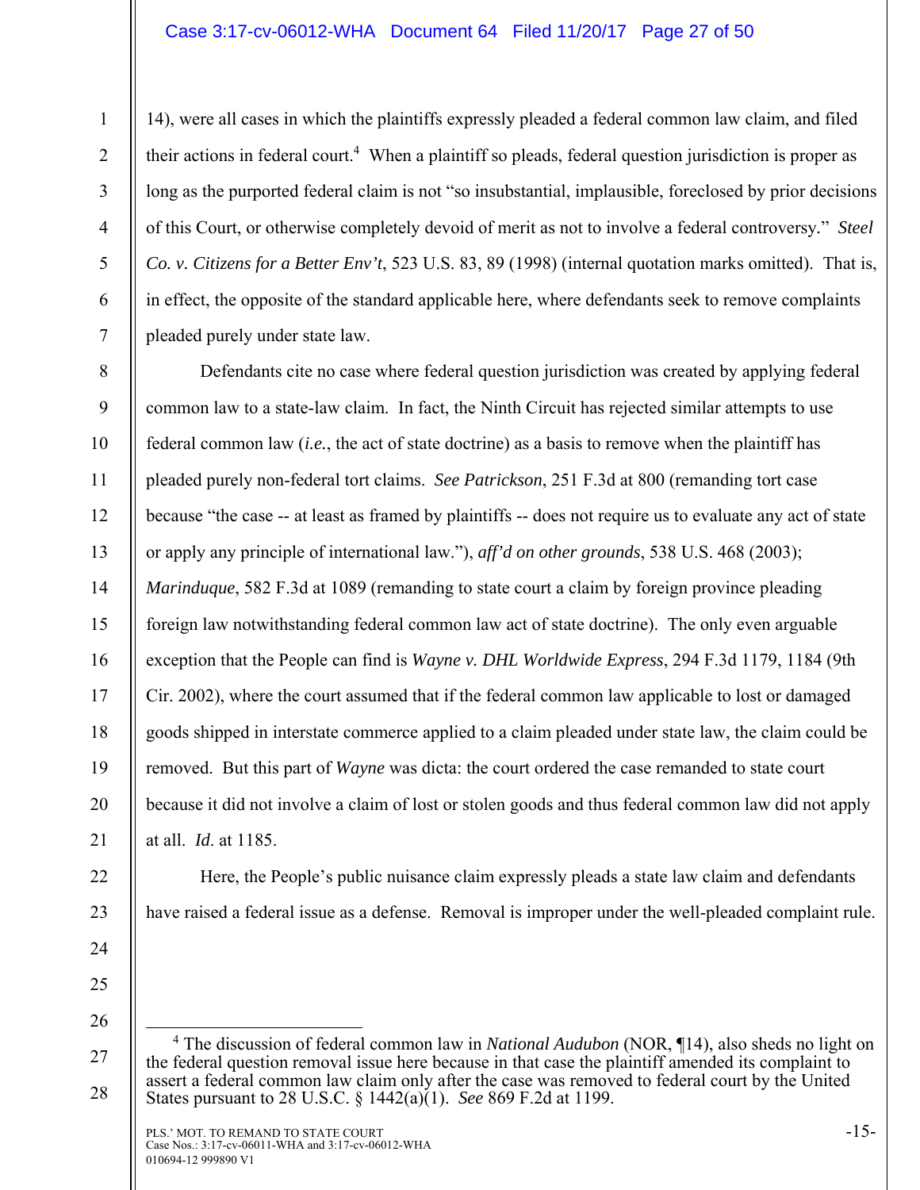14), were all cases in which the plaintiffs expressly pleaded a federal common law claim, and filed their actions in federal court.[4] When a plaintiff so pleads, federal question jurisdiction is proper as long as the purported federal claim is not "so insubstantial, implausible, foreclosed by prior decisions of this Court, or otherwise completely devoid of merit as not to involve a federal controversy." *Steel Co. v. Citizens for a Better Env't*, 523 U.S. 83, 89 (1998) (internal quotation marks omitted). That is, in effect, the opposite of the standard applicable here, where defendants seek to remove complaints pleaded purely under state law.

Defendants cite no case where federal question jurisdiction was created by applying federal common law to a state-law claim. In fact, the Ninth Circuit has rejected similar attempts to use federal common law (*i.e.*, the act of state doctrine) as a basis to remove when the plaintiff has pleaded purely non-federal tort claims. *See Patrickson*, 251 F.3d at 800 (remanding tort case because "the case -- at least as framed by plaintiffs -- does not require us to evaluate any act of state or apply any principle of international law."), *aff'd on other grounds*, 538 U.S. 468 (2003); *Marinduque*, 582 F.3d at 1089 (remanding to state court a claim by foreign province pleading foreign law notwithstanding federal common law act of state doctrine). The only even arguable exception that the People can find is *Wayne v. DHL Worldwide Express*, 294 F.3d 1179, 1184 (9th Cir. 2002), where the court assumed that if the federal common law applicable to lost or damaged goods shipped in interstate commerce applied to a claim pleaded under state law, the claim could be removed. But this part of *Wayne* was dicta: the court ordered the case remanded to state court because it did not involve a claim of lost or stolen goods and thus federal common law did not apply at all. *Id.* at 1185.

Here, the People's public nuisance claim expressly pleads a state law claim and defendants have raised a federal issue as a defense. Removal is improper under the well-pleaded complaint rule.

---

[4] The discussion of federal common law in *National Audubon* (NOR, ¶14), also sheds no light on the federal question removal issue here because in that case the plaintiff amended its complaint to assert a federal common law claim only after the case was removed to federal court by the United States pursuant to 28 U.S.C. § 1442(a)(1). *See* 869 F.2d at 1199.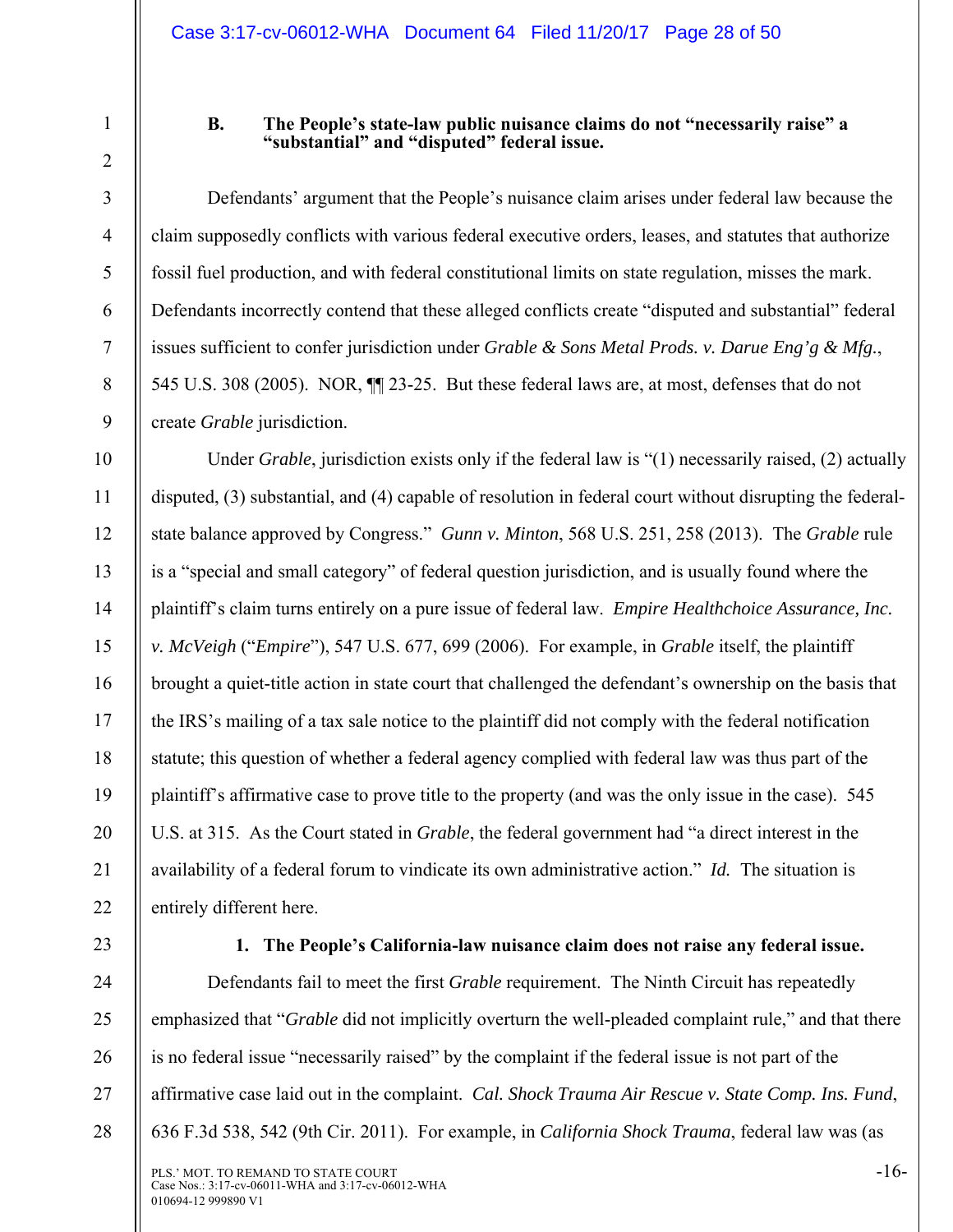### B. The People's state-law public nuisance claims do not "necessarily raise" a "substantial" and "disputed" federal issue.

Defendants' argument that the People's nuisance claim arises under federal law because the claim supposedly conflicts with various federal executive orders, leases, and statutes that authorize fossil fuel production, and with federal constitutional limits on state regulation, misses the mark. Defendants incorrectly contend that these alleged conflicts create "disputed and substantial" federal issues sufficient to confer jurisdiction under *Grable & Sons Metal Prods. v. Darue Eng'g & Mfg.*, 545 U.S. 308 (2005). NOR, ¶¶ 23-25. But these federal laws are, at most, defenses that do not create *Grable* jurisdiction.

Under *Grable*, jurisdiction exists only if the federal law is "(1) necessarily raised, (2) actually disputed, (3) substantial, and (4) capable of resolution in federal court without disrupting the federal-state balance approved by Congress." *Gunn v. Minton*, 568 U.S. 251, 258 (2013). The *Grable* rule is a "special and small category" of federal question jurisdiction, and is usually found where the plaintiff's claim turns entirely on a pure issue of federal law. *Empire Healthchoice Assurance, Inc. v. McVeigh* ("*Empire*"), 547 U.S. 677, 699 (2006). For example, in *Grable* itself, the plaintiff brought a quiet-title action in state court that challenged the defendant's ownership on the basis that the IRS's mailing of a tax sale notice to the plaintiff did not comply with the federal notification statute; this question of whether a federal agency complied with federal law was thus part of the plaintiff's affirmative case to prove title to the property (and was the only issue in the case). 545 U.S. at 315. As the Court stated in *Grable*, the federal government had "a direct interest in the availability of a federal forum to vindicate its own administrative action." *Id.* The situation is entirely different here.

#### 1. The People's California-law nuisance claim does not raise any federal issue.

Defendants fail to meet the first *Grable* requirement. The Ninth Circuit has repeatedly emphasized that "*Grable* did not implicitly overturn the well-pleaded complaint rule," and that there is no federal issue "necessarily raised" by the complaint if the federal issue is not part of the affirmative case laid out in the complaint. *Cal. Shock Trauma Air Rescue v. State Comp. Ins. Fund*, 636 F.3d 538, 542 (9th Cir. 2011). For example, in *California Shock Trauma*, federal law was (as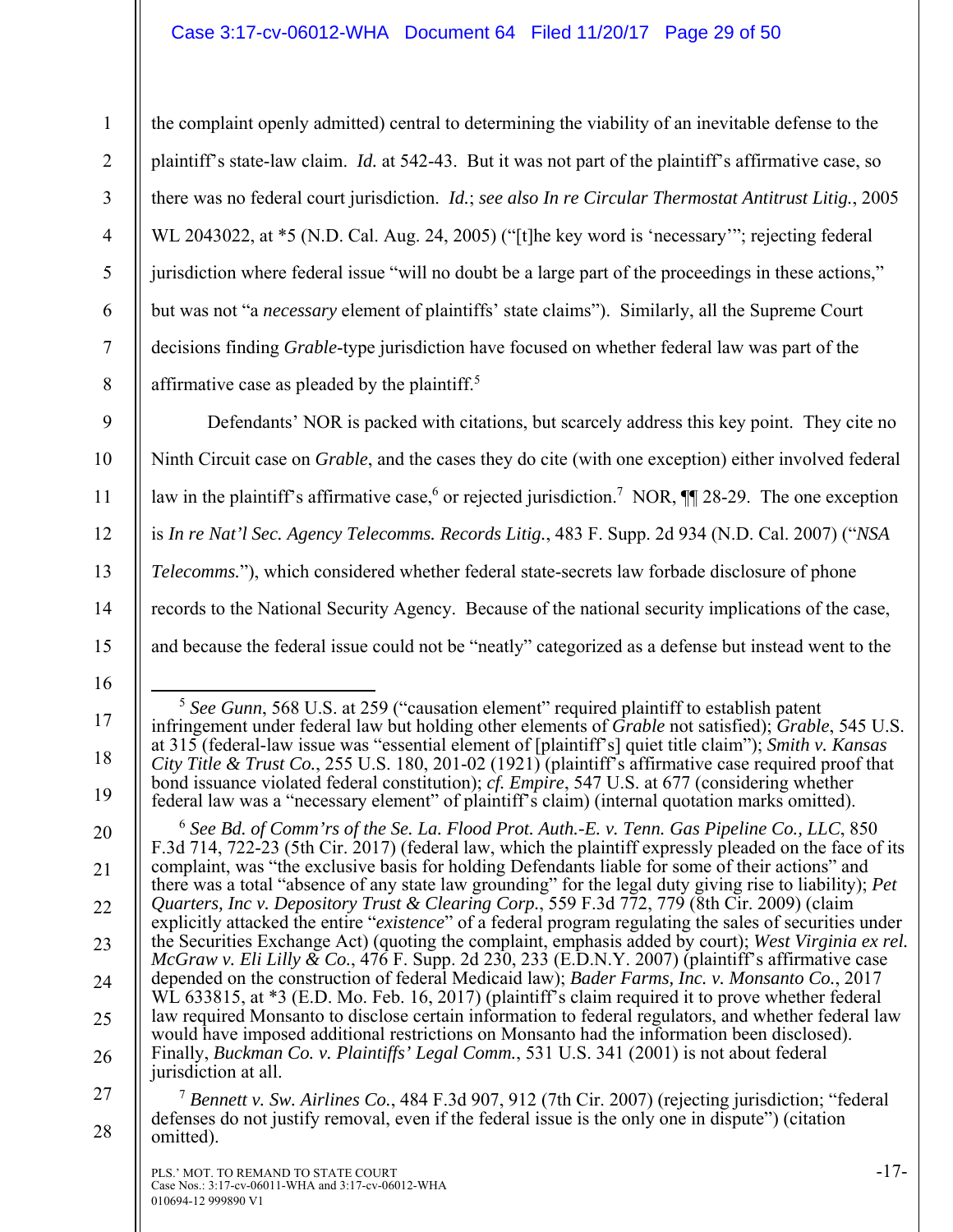the complaint openly admitted) central to determining the viability of an inevitable defense to the plaintiff's state-law claim. *Id.* at 542-43. But it was not part of the plaintiff's affirmative case, so there was no federal court jurisdiction. *Id.*; *see also In re Circular Thermostat Antitrust Litig.*, 2005 WL 2043022, at *5 (N.D. Cal. Aug. 24, 2005) ("[t]he key word is 'necessary'"; rejecting federal jurisdiction where federal issue "will no doubt be a large part of the proceedings in these actions," but was not "a *necessary* element of plaintiffs' state claims"). Similarly, all the Supreme Court decisions finding *Grable*-type jurisdiction have focused on whether federal law was part of the affirmative case as pleaded by the plaintiff.[5]

Defendants' NOR is packed with citations, but scarcely address this key point. They cite no Ninth Circuit case on *Grable*, and the cases they do cite (with one exception) either involved federal law in the plaintiff's affirmative case,[6] or rejected jurisdiction.[7] NOR, ¶¶ 28-29. The one exception is *In re Nat'l Sec. Agency Telecomms. Records Litig.*, 483 F. Supp. 2d 934 (N.D. Cal. 2007) ("*NSA Telecomms.*"), which considered whether federal state-secrets law forbade disclosure of phone records to the National Security Agency. Because of the national security implications of the case, and because the federal issue could not be "neatly" categorized as a defense but instead went to the

---

[5] *See Gunn*, 568 U.S. at 259 ("causation element" required plaintiff to establish patent infringement under federal law but holding other elements of *Grable* not satisfied); *Grable*, 545 U.S. at 315 (federal-law issue was "essential element of [plaintiff's] quiet title claim"); *Smith v. Kansas City Title & Trust Co.*, 255 U.S. 180, 201-02 (1921) (plaintiff's affirmative case required proof that bond issuance violated federal constitution); *cf. Empire*, 547 U.S. at 677 (considering whether federal law was a "necessary element" of plaintiff's claim) (internal quotation marks omitted).

[6] *See Bd. of Comm'rs of the Se. La. Flood Prot. Auth.-E. v. Tenn. Gas Pipeline Co., LLC*, 850 F.3d 714, 722-23 (5th Cir. 2017) (federal law, which the plaintiff expressly pleaded on the face of its complaint, was "the exclusive basis for holding Defendants liable for some of their actions" and there was a total "absence of any state law grounding" for the legal duty giving rise to liability); *Pet Quarters, Inc v. Depository Trust & Clearing Corp.*, 559 F.3d 772, 779 (8th Cir. 2009) (claim explicitly attacked the entire "*existence*" of a federal program regulating the sales of securities under the Securities Exchange Act) (quoting the complaint, emphasis added by court); *West Virginia ex rel. McGraw v. Eli Lilly & Co.*, 476 F. Supp. 2d 230, 233 (E.D.N.Y. 2007) (plaintiff's affirmative case depended on the construction of federal Medicaid law); *Bader Farms, Inc. v. Monsanto Co.*, 2017 WL 633815, at *3 (E.D. Mo. Feb. 16, 2017) (plaintiff's claim required it to prove whether federal law required Monsanto to disclose certain information to federal regulators, and whether federal law would have imposed additional restrictions on Monsanto had the information been disclosed). Finally, *Buckman Co. v. Plaintiffs' Legal Comm.*, 531 U.S. 341 (2001) is not about federal jurisdiction at all.

[7] *Bennett v. Sw. Airlines Co.*, 484 F.3d 907, 912 (7th Cir. 2007) (rejecting jurisdiction; "federal defenses do not justify removal, even if the federal issue is the only one in dispute") (citation omitted).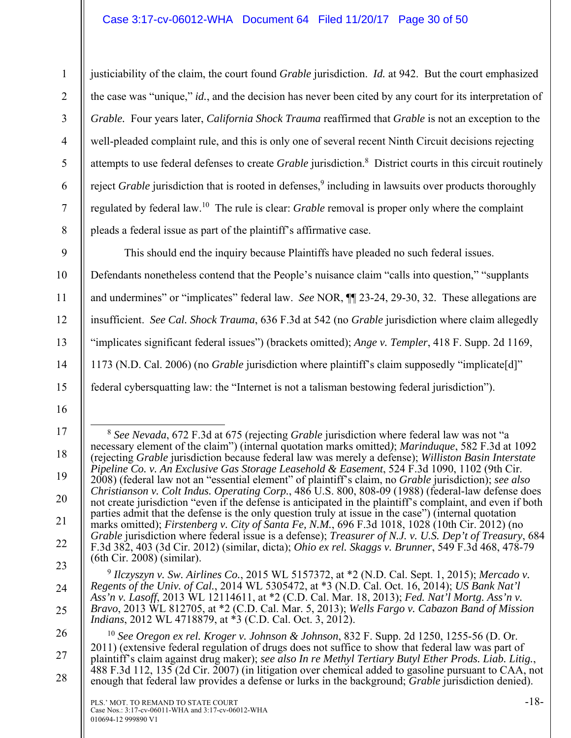justiciability of the claim, the court found *Grable* jurisdiction. *Id.* at 942. But the court emphasized the case was "unique," *id.*, and the decision has never been cited by any court for its interpretation of *Grable*. Four years later, *California Shock Trauma* reaffirmed that *Grable* is not an exception to the well-pleaded complaint rule, and this is only one of several recent Ninth Circuit decisions rejecting attempts to use federal defenses to create *Grable* jurisdiction.[8] District courts in this circuit routinely reject *Grable* jurisdiction that is rooted in defenses,[9] including in lawsuits over products thoroughly regulated by federal law.[10] The rule is clear: *Grable* removal is proper only where the complaint pleads a federal issue as part of the plaintiff's affirmative case.

This should end the inquiry because Plaintiffs have pleaded no such federal issues. Defendants nonetheless contend that the People's nuisance claim "calls into question," "supplants and undermines" or "implicates" federal law. *See* NOR, ¶¶ 23-24, 29-30, 32. These allegations are insufficient. *See Cal. Shock Trauma*, 636 F.3d at 542 (no *Grable* jurisdiction where claim allegedly "implicates significant federal issues") (brackets omitted); *Ange v. Templer*, 418 F. Supp. 2d 1169, 1173 (N.D. Cal. 2006) (no *Grable* jurisdiction where plaintiff's claim supposedly "implicate[d]" federal cybersquatting law: the "Internet is not a talisman bestowing federal jurisdiction").

---

[8] *See Nevada*, 672 F.3d at 675 (rejecting *Grable* jurisdiction where federal law was not "a necessary element of the claim") (internal quotation marks omitted); *Marinduque*, 582 F.3d at 1092 (rejecting *Grable* jurisdiction because federal law was merely a defense); *Williston Basin Interstate Pipeline Co. v. An Exclusive Gas Storage Leasehold & Easement*, 524 F.3d 1090, 1102 (9th Cir. 2008) (federal law not an "essential element" of plaintiff's claim, no *Grable* jurisdiction); *see also Christianson v. Colt Indus. Operating Corp.*, 486 U.S. 800, 808-09 (1988) (federal-law defense does not create jurisdiction "even if the defense is anticipated in the plaintiff's complaint, and even if both parties admit that the defense is the only question truly at issue in the case") (internal quotation marks omitted); *Firstenberg v. City of Santa Fe, N.M.*, 696 F.3d 1018, 1028 (10th Cir. 2012) (no *Grable* jurisdiction where federal issue is a defense); *Treasurer of N.J. v. U.S. Dep't of Treasury*, 684 F.3d 382, 403 (3d Cir. 2012) (similar, dicta); *Ohio ex rel. Skaggs v. Brunner*, 549 F.3d 468, 478-79 (6th Cir. 2008) (similar).

[9] *Ilczyszyn v. Sw. Airlines Co.*, 2015 WL 5157372, at *2 (N.D. Cal. Sept. 1, 2015); *Mercado v. Regents of the Univ. of Cal.*, 2014 WL 5305472, at *3 (N.D. Cal. Oct. 16, 2014); *US Bank Nat'l Ass'n v. Lasoff*, 2013 WL 12114611, at *2 (C.D. Cal. Mar. 18, 2013); *Fed. Nat'l Mortg. Ass'n v. Bravo*, 2013 WL 812705, at *2 (C.D. Cal. Mar. 5, 2013); *Wells Fargo v. Cabazon Band of Mission Indians*, 2012 WL 4718879, at *3 (C.D. Cal. Oct. 3, 2012).

[10] *See Oregon ex rel. Kroger v. Johnson & Johnson*, 832 F. Supp. 2d 1250, 1255-56 (D. Or. 2011) (extensive federal regulation of drugs does not suffice to show that federal law was part of plaintiff's claim against drug maker); *see also In re Methyl Tertiary Butyl Ether Prods. Liab. Litig.*, 488 F.3d 112, 135 (2d Cir. 2007) (in litigation over chemical added to gasoline pursuant to CAA, not enough that federal law provides a defense or lurks in the background; *Grable* jurisdiction denied).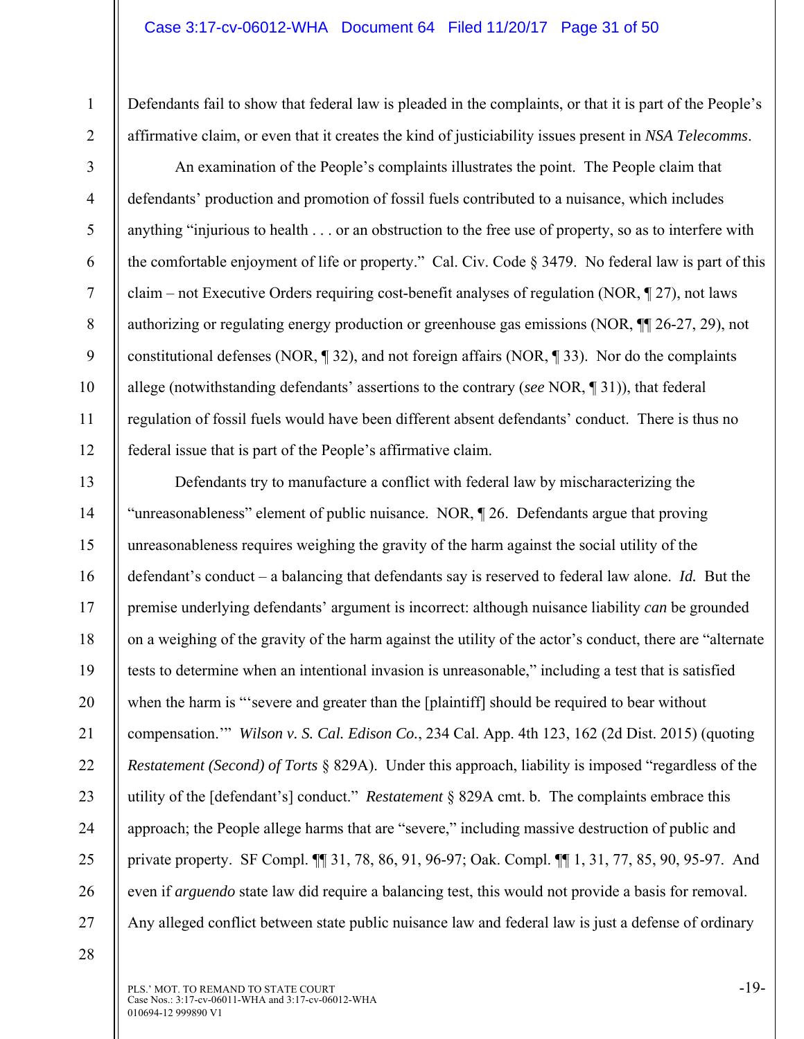Defendants fail to show that federal law is pleaded in the complaints, or that it is part of the People's affirmative claim, or even that it creates the kind of justiciability issues present in *NSA Telecomms*.

An examination of the People's complaints illustrates the point. The People claim that defendants' production and promotion of fossil fuels contributed to a nuisance, which includes anything "injurious to health . . . or an obstruction to the free use of property, so as to interfere with the comfortable enjoyment of life or property." Cal. Civ. Code § 3479. No federal law is part of this claim – not Executive Orders requiring cost-benefit analyses of regulation (NOR, ¶ 27), not laws authorizing or regulating energy production or greenhouse gas emissions (NOR, ¶¶ 26-27, 29), not constitutional defenses (NOR, ¶ 32), and not foreign affairs (NOR, ¶ 33). Nor do the complaints allege (notwithstanding defendants' assertions to the contrary (*see* NOR, ¶ 31)), that federal regulation of fossil fuels would have been different absent defendants' conduct. There is thus no federal issue that is part of the People's affirmative claim.

Defendants try to manufacture a conflict with federal law by mischaracterizing the "unreasonableness" element of public nuisance. NOR, ¶ 26. Defendants argue that proving unreasonableness requires weighing the gravity of the harm against the social utility of the defendant's conduct – a balancing that defendants say is reserved to federal law alone. *Id.* But the premise underlying defendants' argument is incorrect: although nuisance liability *can* be grounded on a weighing of the gravity of the harm against the utility of the actor's conduct, there are "alternate tests to determine when an intentional invasion is unreasonable," including a test that is satisfied when the harm is "'severe and greater than the [plaintiff] should be required to bear without compensation.'" *Wilson v. S. Cal. Edison Co.*, 234 Cal. App. 4th 123, 162 (2d Dist. 2015) (quoting *Restatement (Second) of Torts* § 829A). Under this approach, liability is imposed "regardless of the utility of the [defendant's] conduct." *Restatement* § 829A cmt. b. The complaints embrace this approach; the People allege harms that are "severe," including massive destruction of public and private property. SF Compl. ¶¶ 31, 78, 86, 91, 96-97; Oak. Compl. ¶¶ 1, 31, 77, 85, 90, 95-97. And even if *arguendo* state law did require a balancing test, this would not provide a basis for removal. Any alleged conflict between state public nuisance law and federal law is just a defense of ordinary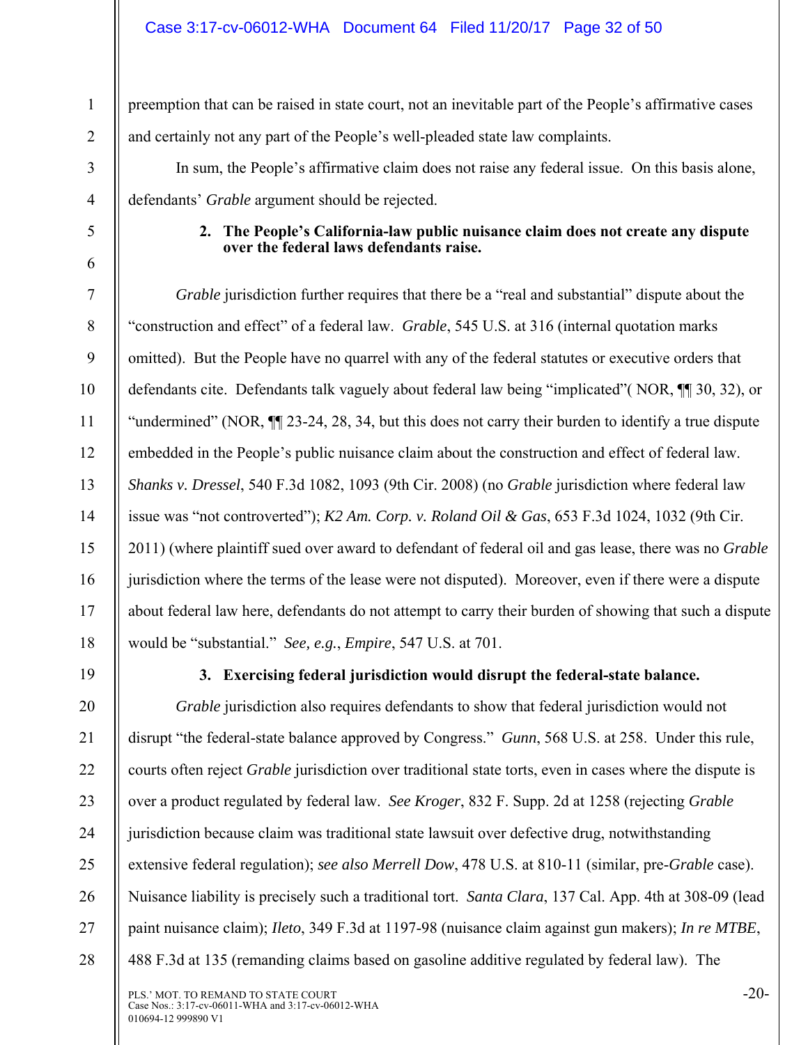preemption that can be raised in state court, not an inevitable part of the People's affirmative cases and certainly not any part of the People's well-pleaded state law complaints.

In sum, the People's affirmative claim does not raise any federal issue. On this basis alone, defendants' *Grable* argument should be rejected.

**2. The People's California-law public nuisance claim does not create any dispute over the federal laws defendants raise.**

*Grable* jurisdiction further requires that there be a "real and substantial" dispute about the "construction and effect" of a federal law. *Grable*, 545 U.S. at 316 (internal quotation marks omitted). But the People have no quarrel with any of the federal statutes or executive orders that defendants cite. Defendants talk vaguely about federal law being "implicated"( NOR, ¶¶ 30, 32), or "undermined" (NOR, ¶¶ 23-24, 28, 34, but this does not carry their burden to identify a true dispute embedded in the People's public nuisance claim about the construction and effect of federal law. *Shanks v. Dressel*, 540 F.3d 1082, 1093 (9th Cir. 2008) (no *Grable* jurisdiction where federal law issue was "not controverted"); *K2 Am. Corp. v. Roland Oil & Gas*, 653 F.3d 1024, 1032 (9th Cir. 2011) (where plaintiff sued over award to defendant of federal oil and gas lease, there was no *Grable* jurisdiction where the terms of the lease were not disputed). Moreover, even if there were a dispute about federal law here, defendants do not attempt to carry their burden of showing that such a dispute would be "substantial." *See, e.g.*, *Empire*, 547 U.S. at 701.

**3. Exercising federal jurisdiction would disrupt the federal-state balance.**

*Grable* jurisdiction also requires defendants to show that federal jurisdiction would not disrupt "the federal-state balance approved by Congress." *Gunn*, 568 U.S. at 258. Under this rule, courts often reject *Grable* jurisdiction over traditional state torts, even in cases where the dispute is over a product regulated by federal law. *See Kroger*, 832 F. Supp. 2d at 1258 (rejecting *Grable* jurisdiction because claim was traditional state lawsuit over defective drug, notwithstanding extensive federal regulation); *see also Merrell Dow*, 478 U.S. at 810-11 (similar, pre-*Grable* case). Nuisance liability is precisely such a traditional tort. *Santa Clara*, 137 Cal. App. 4th at 308-09 (lead paint nuisance claim); *Ileto*, 349 F.3d at 1197-98 (nuisance claim against gun makers); *In re MTBE*, 488 F.3d at 135 (remanding claims based on gasoline additive regulated by federal law). The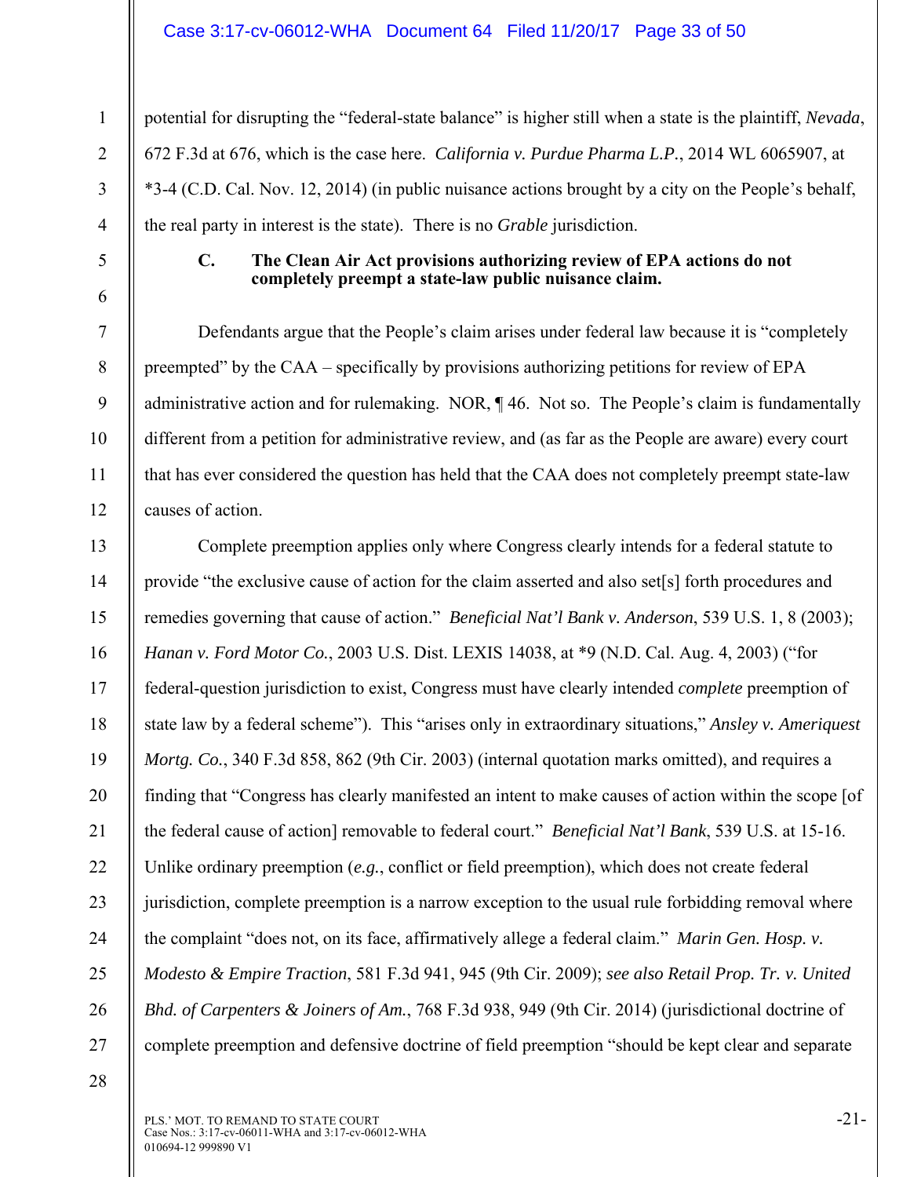potential for disrupting the "federal-state balance" is higher still when a state is the plaintiff, *Nevada*, 672 F.3d at 676, which is the case here. *California v. Purdue Pharma L.P.*, 2014 WL 6065907, at *3-4 (C.D. Cal. Nov. 12, 2014) (in public nuisance actions brought by a city on the People's behalf, the real party in interest is the state). There is no *Grable* jurisdiction.

### C. The Clean Air Act provisions authorizing review of EPA actions do not completely preempt a state-law public nuisance claim.

Defendants argue that the People's claim arises under federal law because it is "completely preempted" by the CAA – specifically by provisions authorizing petitions for review of EPA administrative action and for rulemaking. NOR, ¶ 46. Not so. The People's claim is fundamentally different from a petition for administrative review, and (as far as the People are aware) every court that has ever considered the question has held that the CAA does not completely preempt state-law causes of action.

Complete preemption applies only where Congress clearly intends for a federal statute to provide "the exclusive cause of action for the claim asserted and also set[s] forth procedures and remedies governing that cause of action." *Beneficial Nat'l Bank v. Anderson*, 539 U.S. 1, 8 (2003); *Hanan v. Ford Motor Co.*, 2003 U.S. Dist. LEXIS 14038, at *9 (N.D. Cal. Aug. 4, 2003) ("for federal-question jurisdiction to exist, Congress must have clearly intended *complete* preemption of state law by a federal scheme"). This "arises only in extraordinary situations," *Ansley v. Ameriquest Mortg. Co.*, 340 F.3d 858, 862 (9th Cir. 2003) (internal quotation marks omitted), and requires a finding that "Congress has clearly manifested an intent to make causes of action within the scope [of the federal cause of action] removable to federal court." *Beneficial Nat'l Bank*, 539 U.S. at 15-16. Unlike ordinary preemption (*e.g.*, conflict or field preemption), which does not create federal jurisdiction, complete preemption is a narrow exception to the usual rule forbidding removal where the complaint "does not, on its face, affirmatively allege a federal claim." *Marin Gen. Hosp. v. Modesto & Empire Traction*, 581 F.3d 941, 945 (9th Cir. 2009); *see also Retail Prop. Tr. v. United Bhd. of Carpenters & Joiners of Am.*, 768 F.3d 938, 949 (9th Cir. 2014) (jurisdictional doctrine of complete preemption and defensive doctrine of field preemption "should be kept clear and separate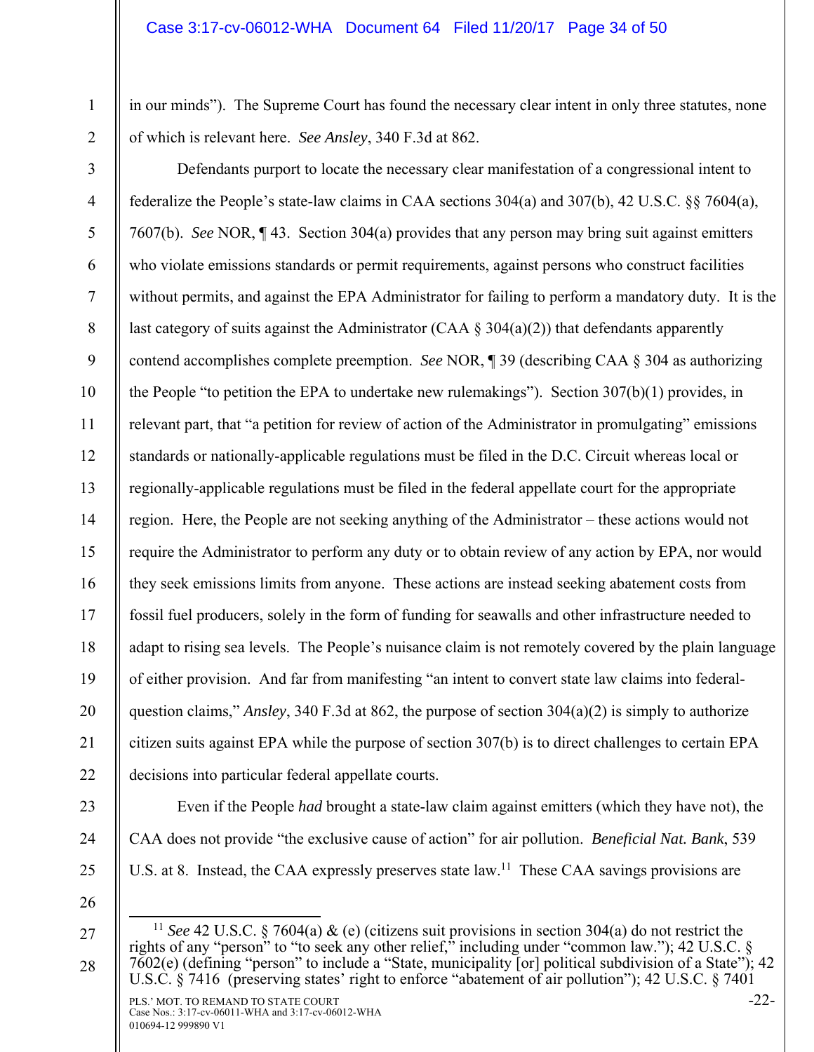in our minds"). The Supreme Court has found the necessary clear intent in only three statutes, none of which is relevant here. *See Ansley*, 340 F.3d at 862.

Defendants purport to locate the necessary clear manifestation of a congressional intent to federalize the People's state-law claims in CAA sections 304(a) and 307(b), 42 U.S.C. §§ 7604(a), 7607(b). *See* NOR, ¶ 43. Section 304(a) provides that any person may bring suit against emitters who violate emissions standards or permit requirements, against persons who construct facilities without permits, and against the EPA Administrator for failing to perform a mandatory duty. It is the last category of suits against the Administrator (CAA § 304(a)(2)) that defendants apparently contend accomplishes complete preemption. *See* NOR, ¶ 39 (describing CAA § 304 as authorizing the People "to petition the EPA to undertake new rulemakings"). Section 307(b)(1) provides, in relevant part, that "a petition for review of action of the Administrator in promulgating" emissions standards or nationally-applicable regulations must be filed in the D.C. Circuit whereas local or regionally-applicable regulations must be filed in the federal appellate court for the appropriate region. Here, the People are not seeking anything of the Administrator – these actions would not require the Administrator to perform any duty or to obtain review of any action by EPA, nor would they seek emissions limits from anyone. These actions are instead seeking abatement costs from fossil fuel producers, solely in the form of funding for seawalls and other infrastructure needed to adapt to rising sea levels. The People's nuisance claim is not remotely covered by the plain language of either provision. And far from manifesting "an intent to convert state law claims into federal-question claims," *Ansley*, 340 F.3d at 862, the purpose of section 304(a)(2) is simply to authorize citizen suits against EPA while the purpose of section 307(b) is to direct challenges to certain EPA decisions into particular federal appellate courts.

Even if the People *had* brought a state-law claim against emitters (which they have not), the CAA does not provide "the exclusive cause of action" for air pollution. *Beneficial Nat. Bank*, 539 U.S. at 8. Instead, the CAA expressly preserves state law.[11] These CAA savings provisions are

[11] *See* 42 U.S.C. § 7604(a) & (e) (citizens suit provisions in section 304(a) do not restrict the rights of any "person" to "to seek any other relief," including under "common law."); 42 U.S.C. § 7602(e) (defining "person" to include a "State, municipality [or] political subdivision of a State"); 42 U.S.C. § 7416 (preserving states' right to enforce "abatement of air pollution"); 42 U.S.C. § 7401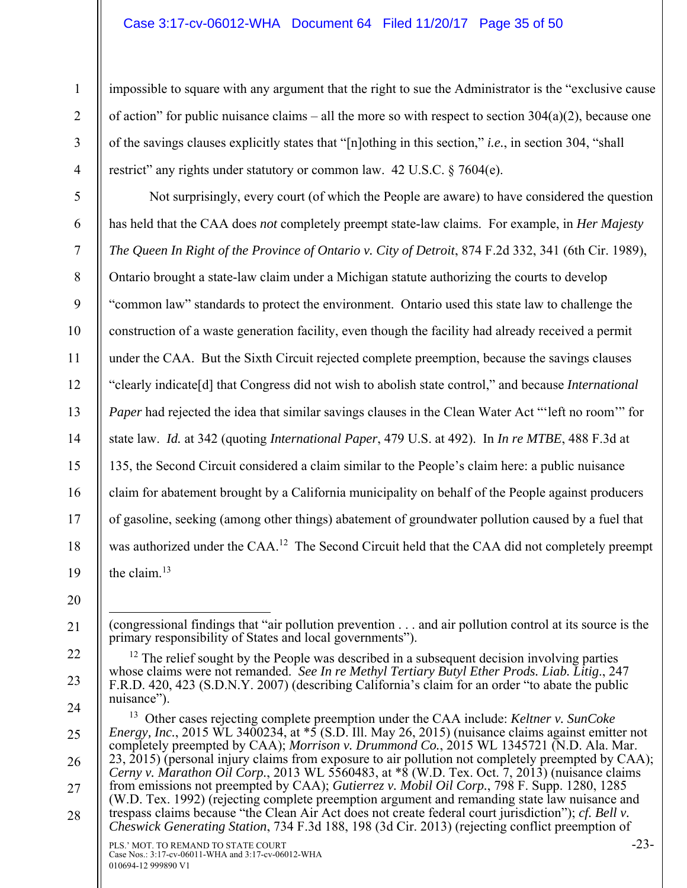impossible to square with any argument that the right to sue the Administrator is the "exclusive cause of action" for public nuisance claims – all the more so with respect to section 304(a)(2), because one of the savings clauses explicitly states that "[n]othing in this section," *i.e.*, in section 304, "shall restrict" any rights under statutory or common law. 42 U.S.C. § 7604(e).

Not surprisingly, every court (of which the People are aware) to have considered the question has held that the CAA does *not* completely preempt state-law claims. For example, in *Her Majesty The Queen In Right of the Province of Ontario v. City of Detroit*, 874 F.2d 332, 341 (6th Cir. 1989), Ontario brought a state-law claim under a Michigan statute authorizing the courts to develop "common law" standards to protect the environment. Ontario used this state law to challenge the construction of a waste generation facility, even though the facility had already received a permit under the CAA. But the Sixth Circuit rejected complete preemption, because the savings clauses "clearly indicate[d] that Congress did not wish to abolish state control," and because *International Paper* had rejected the idea that similar savings clauses in the Clean Water Act "'left no room'" for state law. *Id.* at 342 (quoting *International Paper*, 479 U.S. at 492). In *In re MTBE*, 488 F.3d at 135, the Second Circuit considered a claim similar to the People's claim here: a public nuisance claim for abatement brought by a California municipality on behalf of the People against producers of gasoline, seeking (among other things) abatement of groundwater pollution caused by a fuel that was authorized under the CAA.[12] The Second Circuit held that the CAA did not completely preempt the claim.[13]

---

(congressional findings that "air pollution prevention . . . and air pollution control at its source is the primary responsibility of States and local governments").

[12] The relief sought by the People was described in a subsequent decision involving parties whose claims were not remanded. *See In re Methyl Tertiary Butyl Ether Prods. Liab. Litig.*, 247 F.R.D. 420, 423 (S.D.N.Y. 2007) (describing California's claim for an order "to abate the public nuisance").

[13] Other cases rejecting complete preemption under the CAA include: *Keltner v. SunCoke Energy, Inc.*, 2015 WL 3400234, at *5 (S.D. Ill. May 26, 2015) (nuisance claims against emitter not completely preempted by CAA); *Morrison v. Drummond Co.*, 2015 WL 1345721 (N.D. Ala. Mar. 23, 2015) (personal injury claims from exposure to air pollution not completely preempted by CAA); *Cerny v. Marathon Oil Corp.*, 2013 WL 5560483, at *8 (W.D. Tex. Oct. 7, 2013) (nuisance claims from emissions not preempted by CAA); *Gutierrez v. Mobil Oil Corp.*, 798 F. Supp. 1280, 1285 (W.D. Tex. 1992) (rejecting complete preemption argument and remanding state law nuisance and trespass claims because "the Clean Air Act does not create federal court jurisdiction"); *cf. Bell v. Cheswick Generating Station*, 734 F.3d 188, 198 (3d Cir. 2013) (rejecting conflict preemption of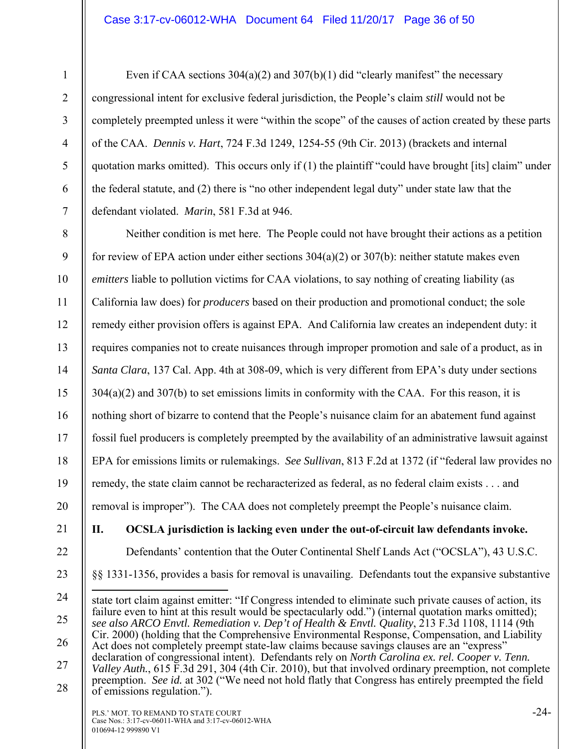Even if CAA sections 304(a)(2) and 307(b)(1) did "clearly manifest" the necessary congressional intent for exclusive federal jurisdiction, the People's claim *still* would not be completely preempted unless it were "within the scope" of the causes of action created by these parts of the CAA. *Dennis v. Hart*, 724 F.3d 1249, 1254-55 (9th Cir. 2013) (brackets and internal quotation marks omitted). This occurs only if (1) the plaintiff "could have brought [its] claim" under the federal statute, and (2) there is "no other independent legal duty" under state law that the defendant violated. *Marin*, 581 F.3d at 946.

Neither condition is met here. The People could not have brought their actions as a petition for review of EPA action under either sections 304(a)(2) or 307(b): neither statute makes even *emitters* liable to pollution victims for CAA violations, to say nothing of creating liability (as California law does) for *producers* based on their production and promotional conduct; the sole remedy either provision offers is against EPA. And California law creates an independent duty: it requires companies not to create nuisances through improper promotion and sale of a product, as in *Santa Clara*, 137 Cal. App. 4th at 308-09, which is very different from EPA's duty under sections 304(a)(2) and 307(b) to set emissions limits in conformity with the CAA. For this reason, it is nothing short of bizarre to contend that the People's nuisance claim for an abatement fund against fossil fuel producers is completely preempted by the availability of an administrative lawsuit against EPA for emissions limits or rulemakings. *See Sullivan*, 813 F.2d at 1372 (if "federal law provides no remedy, the state claim cannot be recharacterized as federal, as no federal claim exists . . . and removal is improper"). The CAA does not completely preempt the People's nuisance claim.

## II. OCSLA jurisdiction is lacking even under the out-of-circuit law defendants invoke.

Defendants' contention that the Outer Continental Shelf Lands Act ("OCSLA"), 43 U.S.C. §§ 1331-1356, provides a basis for removal is unavailing. Defendants tout the expansive substantive

---

state tort claim against emitter: "If Congress intended to eliminate such private causes of action, its failure even to hint at this result would be spectacularly odd.") (internal quotation marks omitted); *see also ARCO Envtl. Remediation v. Dep't of Health & Envtl. Quality*, 213 F.3d 1108, 1114 (9th Cir. 2000) (holding that the Comprehensive Environmental Response, Compensation, and Liability Act does not completely preempt state-law claims because savings clauses are an "express" declaration of congressional intent). Defendants rely on *North Carolina ex. rel. Cooper v. Tenn. Valley Auth.*, 615 F.3d 291, 304 (4th Cir. 2010), but that involved ordinary preemption, not complete preemption. *See id.* at 302 ("We need not hold flatly that Congress has entirely preempted the field of emissions regulation.").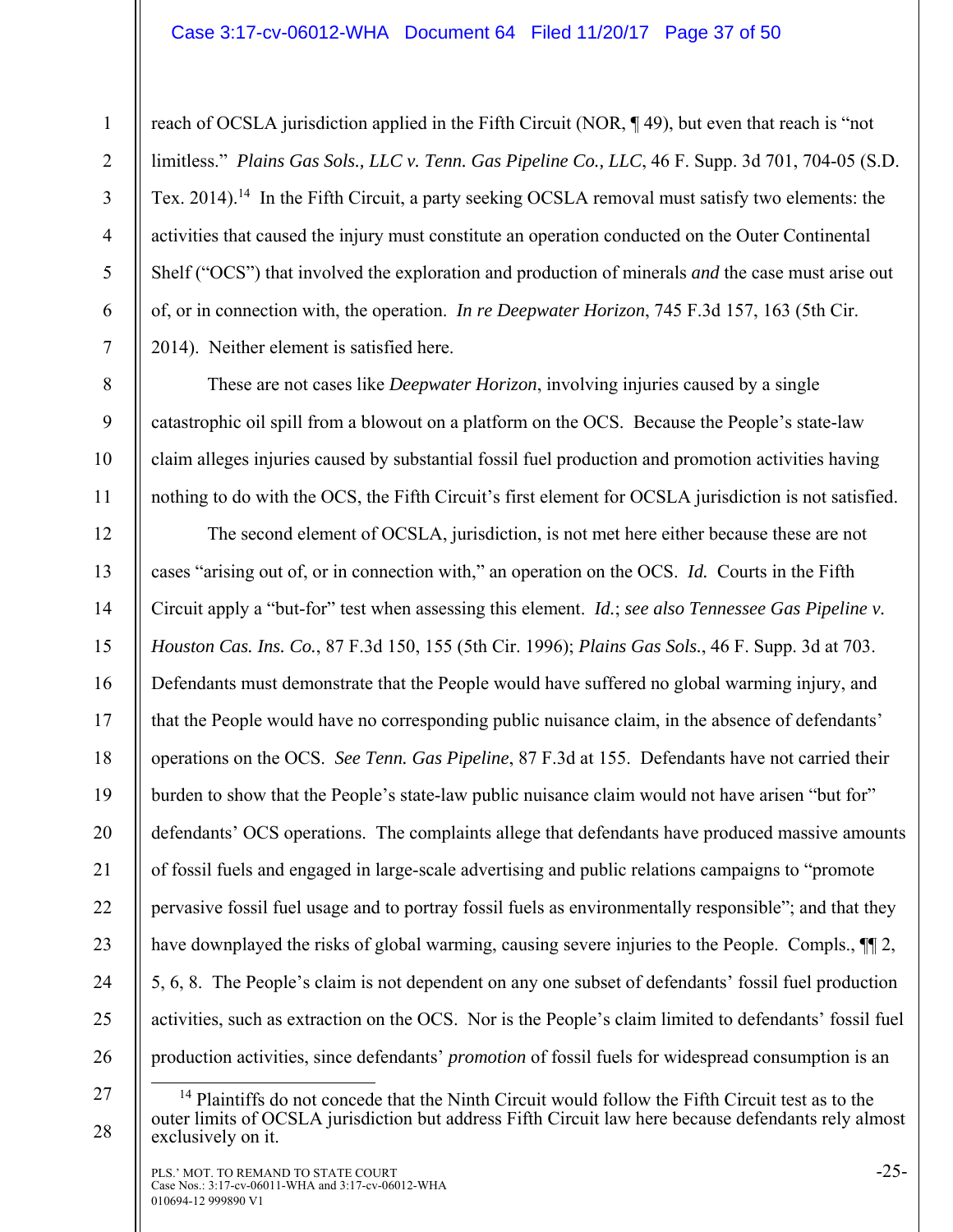reach of OCSLA jurisdiction applied in the Fifth Circuit (NOR, ¶ 49), but even that reach is "not limitless." *Plains Gas Sols., LLC v. Tenn. Gas Pipeline Co., LLC*, 46 F. Supp. 3d 701, 704-05 (S.D. Tex. 2014).[14] In the Fifth Circuit, a party seeking OCSLA removal must satisfy two elements: the activities that caused the injury must constitute an operation conducted on the Outer Continental Shelf ("OCS") that involved the exploration and production of minerals *and* the case must arise out of, or in connection with, the operation. *In re Deepwater Horizon*, 745 F.3d 157, 163 (5th Cir. 2014). Neither element is satisfied here.

These are not cases like *Deepwater Horizon*, involving injuries caused by a single catastrophic oil spill from a blowout on a platform on the OCS. Because the People's state-law claim alleges injuries caused by substantial fossil fuel production and promotion activities having nothing to do with the OCS, the Fifth Circuit's first element for OCSLA jurisdiction is not satisfied.

The second element of OCSLA, jurisdiction, is not met here either because these are not cases "arising out of, or in connection with," an operation on the OCS. *Id.* Courts in the Fifth Circuit apply a "but-for" test when assessing this element. *Id.*; *see also Tennessee Gas Pipeline v. Houston Cas. Ins. Co.*, 87 F.3d 150, 155 (5th Cir. 1996); *Plains Gas Sols.*, 46 F. Supp. 3d at 703. Defendants must demonstrate that the People would have suffered no global warming injury, and that the People would have no corresponding public nuisance claim, in the absence of defendants' operations on the OCS. *See Tenn. Gas Pipeline*, 87 F.3d at 155. Defendants have not carried their burden to show that the People's state-law public nuisance claim would not have arisen "but for" defendants' OCS operations. The complaints allege that defendants have produced massive amounts of fossil fuels and engaged in large-scale advertising and public relations campaigns to "promote pervasive fossil fuel usage and to portray fossil fuels as environmentally responsible"; and that they have downplayed the risks of global warming, causing severe injuries to the People. Compls., ¶¶ 2, 5, 6, 8. The People's claim is not dependent on any one subset of defendants' fossil fuel production activities, such as extraction on the OCS. Nor is the People's claim limited to defendants' fossil fuel production activities, since defendants' *promotion* of fossil fuels for widespread consumption is an

[14] Plaintiffs do not concede that the Ninth Circuit would follow the Fifth Circuit test as to the outer limits of OCSLA jurisdiction but address Fifth Circuit law here because defendants rely almost exclusively on it.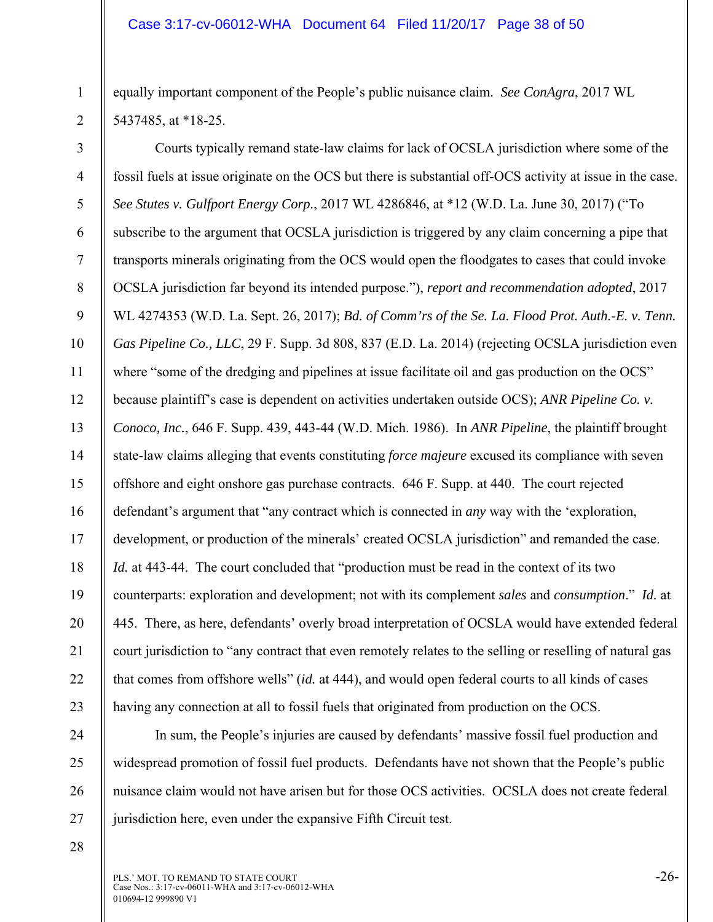equally important component of the People's public nuisance claim. *See ConAgra*, 2017 WL 5437485, at *18-25.

Courts typically remand state-law claims for lack of OCSLA jurisdiction where some of the fossil fuels at issue originate on the OCS but there is substantial off-OCS activity at issue in the case. *See Stutes v. Gulfport Energy Corp.*, 2017 WL 4286846, at *12 (W.D. La. June 30, 2017) ("To subscribe to the argument that OCSLA jurisdiction is triggered by any claim concerning a pipe that transports minerals originating from the OCS would open the floodgates to cases that could invoke OCSLA jurisdiction far beyond its intended purpose."), *report and recommendation adopted*, 2017 WL 4274353 (W.D. La. Sept. 26, 2017); *Bd. of Comm'rs of the Se. La. Flood Prot. Auth.-E. v. Tenn. Gas Pipeline Co., LLC*, 29 F. Supp. 3d 808, 837 (E.D. La. 2014) (rejecting OCSLA jurisdiction even where "some of the dredging and pipelines at issue facilitate oil and gas production on the OCS" because plaintiff's case is dependent on activities undertaken outside OCS); *ANR Pipeline Co. v. Conoco, Inc.*, 646 F. Supp. 439, 443-44 (W.D. Mich. 1986). In *ANR Pipeline*, the plaintiff brought state-law claims alleging that events constituting *force majeure* excused its compliance with seven offshore and eight onshore gas purchase contracts. 646 F. Supp. at 440. The court rejected defendant's argument that "any contract which is connected in *any* way with the 'exploration, development, or production of the minerals' created OCSLA jurisdiction" and remanded the case. *Id.* at 443-44. The court concluded that "production must be read in the context of its two counterparts: exploration and development; not with its complement *sales* and *consumption*." *Id.* at 445. There, as here, defendants' overly broad interpretation of OCSLA would have extended federal court jurisdiction to "any contract that even remotely relates to the selling or reselling of natural gas that comes from offshore wells" (*id.* at 444), and would open federal courts to all kinds of cases having any connection at all to fossil fuels that originated from production on the OCS.

In sum, the People's injuries are caused by defendants' massive fossil fuel production and widespread promotion of fossil fuel products. Defendants have not shown that the People's public nuisance claim would not have arisen but for those OCS activities. OCSLA does not create federal jurisdiction here, even under the expansive Fifth Circuit test.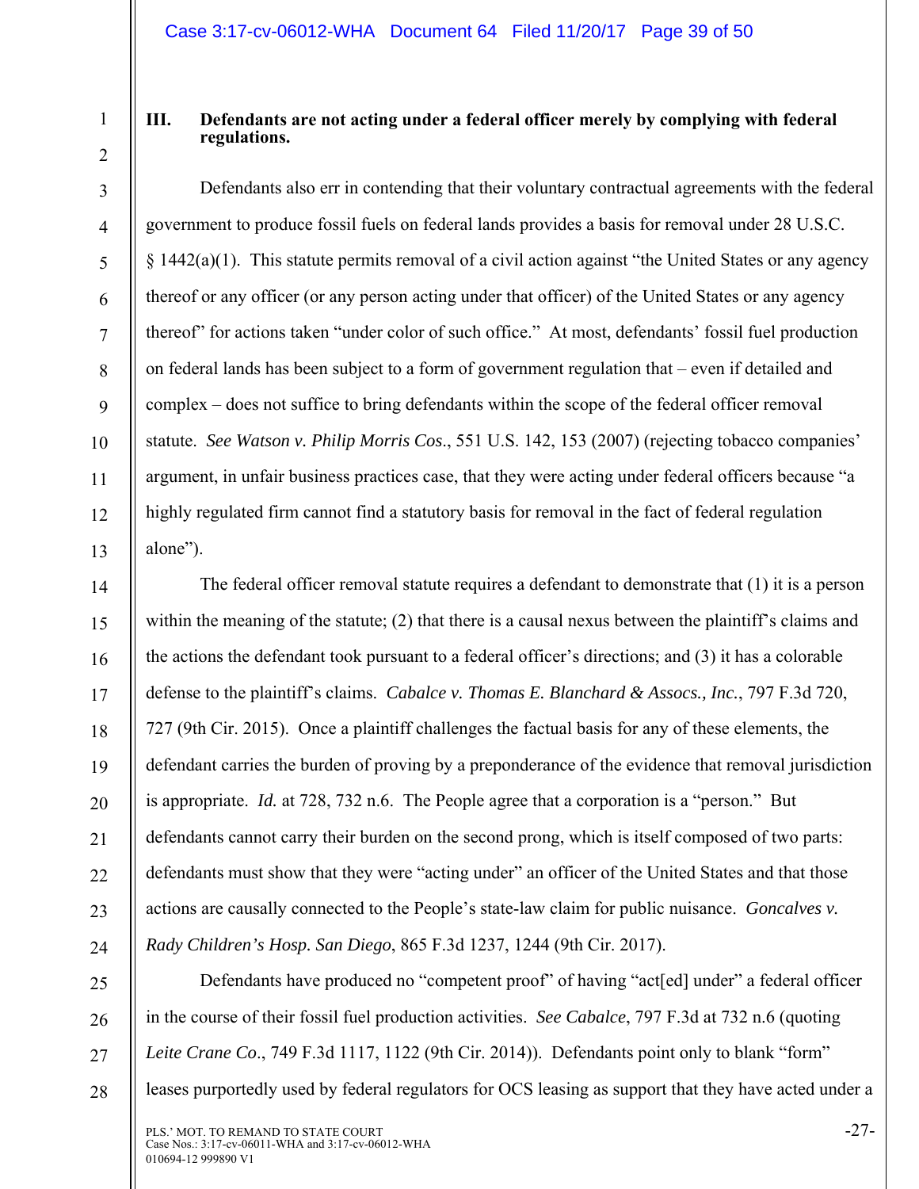## III. Defendants are not acting under a federal officer merely by complying with federal regulations.

Defendants also err in contending that their voluntary contractual agreements with the federal government to produce fossil fuels on federal lands provides a basis for removal under 28 U.S.C. § 1442(a)(1). This statute permits removal of a civil action against "the United States or any agency thereof or any officer (or any person acting under that officer) of the United States or any agency thereof" for actions taken "under color of such office." At most, defendants' fossil fuel production on federal lands has been subject to a form of government regulation that – even if detailed and complex – does not suffice to bring defendants within the scope of the federal officer removal statute. *See Watson v. Philip Morris Cos*., 551 U.S. 142, 153 (2007) (rejecting tobacco companies' argument, in unfair business practices case, that they were acting under federal officers because "a highly regulated firm cannot find a statutory basis for removal in the fact of federal regulation alone").

The federal officer removal statute requires a defendant to demonstrate that (1) it is a person within the meaning of the statute; (2) that there is a causal nexus between the plaintiff's claims and the actions the defendant took pursuant to a federal officer's directions; and (3) it has a colorable defense to the plaintiff's claims. *Cabalce v. Thomas E. Blanchard & Assocs., Inc.*, 797 F.3d 720, 727 (9th Cir. 2015). Once a plaintiff challenges the factual basis for any of these elements, the defendant carries the burden of proving by a preponderance of the evidence that removal jurisdiction is appropriate. *Id.* at 728, 732 n.6. The People agree that a corporation is a "person." But defendants cannot carry their burden on the second prong, which is itself composed of two parts: defendants must show that they were "acting under" an officer of the United States and that those actions are causally connected to the People's state-law claim for public nuisance. *Goncalves v. Rady Children's Hosp. San Diego*, 865 F.3d 1237, 1244 (9th Cir. 2017).

Defendants have produced no "competent proof" of having "act[ed] under" a federal officer in the course of their fossil fuel production activities. *See Cabalce*, 797 F.3d at 732 n.6 (quoting *Leite Crane Co*., 749 F.3d 1117, 1122 (9th Cir. 2014)). Defendants point only to blank "form" leases purportedly used by federal regulators for OCS leasing as support that they have acted under a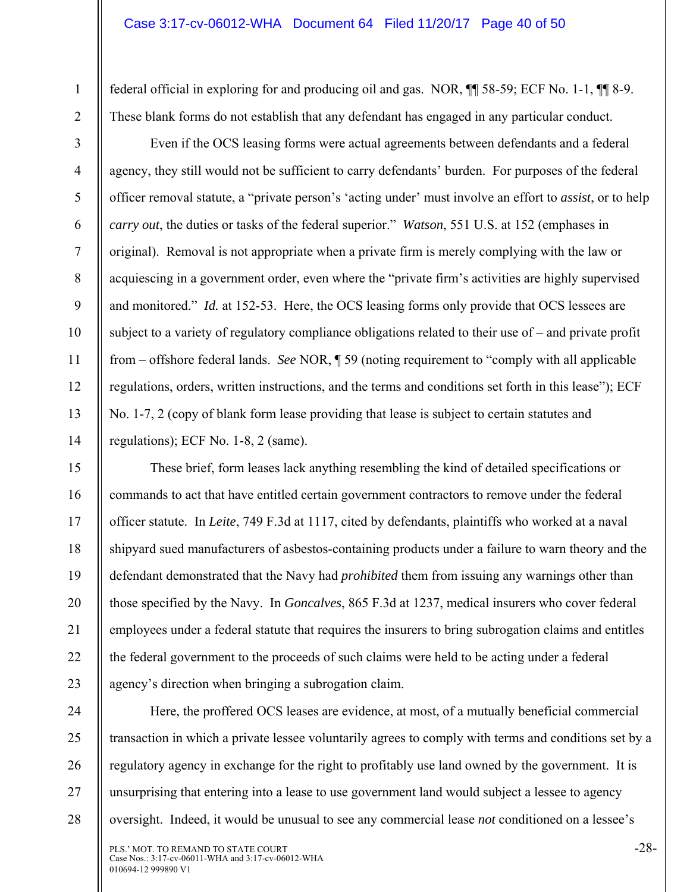federal official in exploring for and producing oil and gas. NOR, ¶¶ 58-59; ECF No. 1-1, ¶¶ 8-9. These blank forms do not establish that any defendant has engaged in any particular conduct.

Even if the OCS leasing forms were actual agreements between defendants and a federal agency, they still would not be sufficient to carry defendants' burden. For purposes of the federal officer removal statute, a "private person's 'acting under' must involve an effort to *assist*, or to help *carry out*, the duties or tasks of the federal superior." *Watson*, 551 U.S. at 152 (emphases in original). Removal is not appropriate when a private firm is merely complying with the law or acquiescing in a government order, even where the "private firm's activities are highly supervised and monitored." *Id.* at 152-53. Here, the OCS leasing forms only provide that OCS lessees are subject to a variety of regulatory compliance obligations related to their use of – and private profit from – offshore federal lands. *See* NOR, ¶ 59 (noting requirement to "comply with all applicable regulations, orders, written instructions, and the terms and conditions set forth in this lease"); ECF No. 1-7, 2 (copy of blank form lease providing that lease is subject to certain statutes and regulations); ECF No. 1-8, 2 (same).

These brief, form leases lack anything resembling the kind of detailed specifications or commands to act that have entitled certain government contractors to remove under the federal officer statute. In *Leite*, 749 F.3d at 1117, cited by defendants, plaintiffs who worked at a naval shipyard sued manufacturers of asbestos-containing products under a failure to warn theory and the defendant demonstrated that the Navy had *prohibited* them from issuing any warnings other than those specified by the Navy. In *Goncalves*, 865 F.3d at 1237, medical insurers who cover federal employees under a federal statute that requires the insurers to bring subrogation claims and entitles the federal government to the proceeds of such claims were held to be acting under a federal agency's direction when bringing a subrogation claim.

Here, the proffered OCS leases are evidence, at most, of a mutually beneficial commercial transaction in which a private lessee voluntarily agrees to comply with terms and conditions set by a regulatory agency in exchange for the right to profitably use land owned by the government. It is unsurprising that entering into a lease to use government land would subject a lessee to agency oversight. Indeed, it would be unusual to see any commercial lease *not* conditioned on a lessee's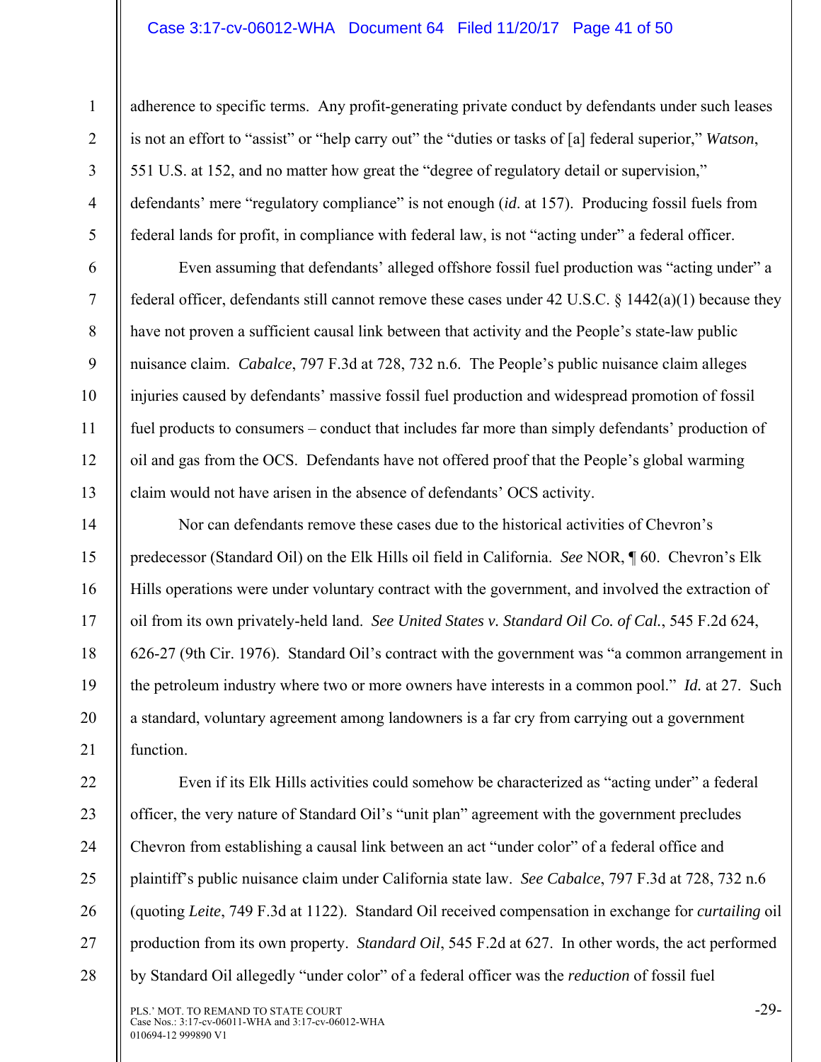adherence to specific terms. Any profit-generating private conduct by defendants under such leases is not an effort to "assist" or "help carry out" the "duties or tasks of [a] federal superior," *Watson*, 551 U.S. at 152, and no matter how great the "degree of regulatory detail or supervision," defendants' mere "regulatory compliance" is not enough (*id.* at 157). Producing fossil fuels from federal lands for profit, in compliance with federal law, is not "acting under" a federal officer.

Even assuming that defendants' alleged offshore fossil fuel production was "acting under" a federal officer, defendants still cannot remove these cases under 42 U.S.C. § 1442(a)(1) because they have not proven a sufficient causal link between that activity and the People's state-law public nuisance claim. *Cabalce*, 797 F.3d at 728, 732 n.6. The People's public nuisance claim alleges injuries caused by defendants' massive fossil fuel production and widespread promotion of fossil fuel products to consumers – conduct that includes far more than simply defendants' production of oil and gas from the OCS. Defendants have not offered proof that the People's global warming claim would not have arisen in the absence of defendants' OCS activity.

Nor can defendants remove these cases due to the historical activities of Chevron's predecessor (Standard Oil) on the Elk Hills oil field in California. *See* NOR, ¶ 60. Chevron's Elk Hills operations were under voluntary contract with the government, and involved the extraction of oil from its own privately-held land. *See United States v. Standard Oil Co. of Cal.*, 545 F.2d 624, 626-27 (9th Cir. 1976). Standard Oil's contract with the government was "a common arrangement in the petroleum industry where two or more owners have interests in a common pool." *Id.* at 27. Such a standard, voluntary agreement among landowners is a far cry from carrying out a government function.

Even if its Elk Hills activities could somehow be characterized as "acting under" a federal officer, the very nature of Standard Oil's "unit plan" agreement with the government precludes Chevron from establishing a causal link between an act "under color" of a federal office and plaintiff's public nuisance claim under California state law. *See Cabalce*, 797 F.3d at 728, 732 n.6 (quoting *Leite*, 749 F.3d at 1122). Standard Oil received compensation in exchange for *curtailing* oil production from its own property. *Standard Oil*, 545 F.2d at 627. In other words, the act performed by Standard Oil allegedly "under color" of a federal officer was the *reduction* of fossil fuel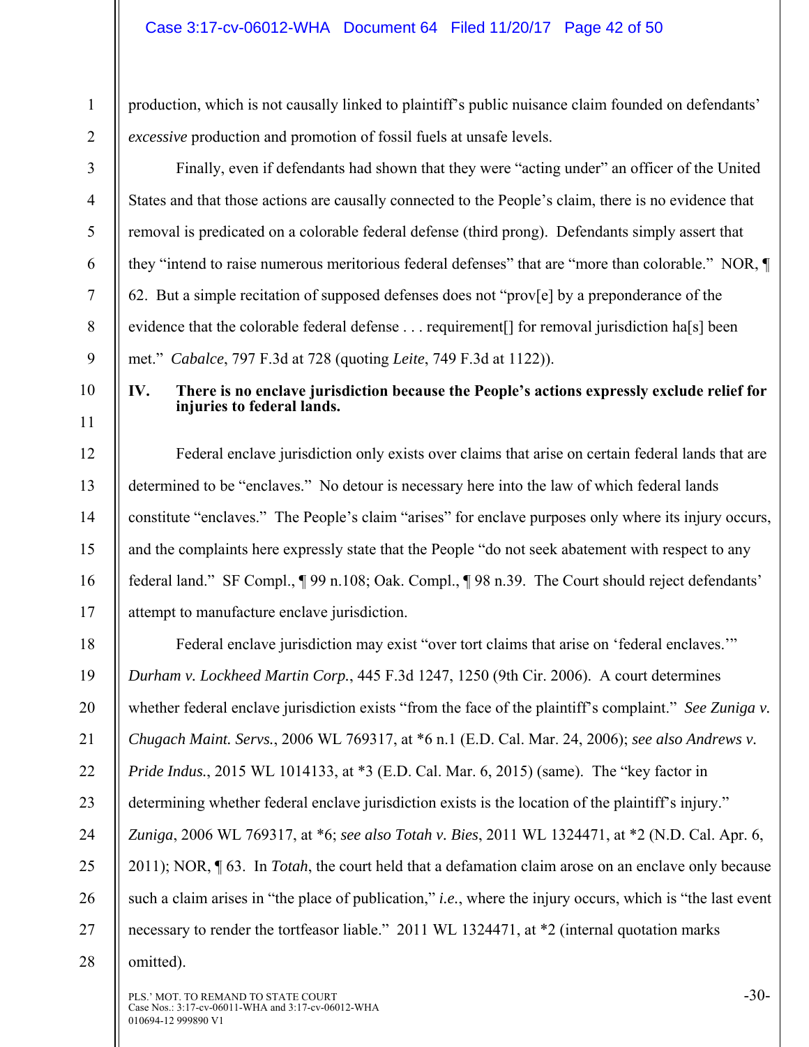production, which is not causally linked to plaintiff's public nuisance claim founded on defendants' *excessive* production and promotion of fossil fuels at unsafe levels.

Finally, even if defendants had shown that they were "acting under" an officer of the United States and that those actions are causally connected to the People's claim, there is no evidence that removal is predicated on a colorable federal defense (third prong). Defendants simply assert that they "intend to raise numerous meritorious federal defenses" that are "more than colorable." NOR, ¶ 62. But a simple recitation of supposed defenses does not "prov[e] by a preponderance of the evidence that the colorable federal defense . . . requirement[] for removal jurisdiction ha[s] been met." *Cabalce*, 797 F.3d at 728 (quoting *Leite*, 749 F.3d at 1122)).

## IV. There is no enclave jurisdiction because the People's actions expressly exclude relief for injuries to federal lands.

Federal enclave jurisdiction only exists over claims that arise on certain federal lands that are determined to be "enclaves." No detour is necessary here into the law of which federal lands constitute "enclaves." The People's claim "arises" for enclave purposes only where its injury occurs, and the complaints here expressly state that the People "do not seek abatement with respect to any federal land." SF Compl., ¶ 99 n.108; Oak. Compl., ¶ 98 n.39. The Court should reject defendants' attempt to manufacture enclave jurisdiction.

Federal enclave jurisdiction may exist "over tort claims that arise on 'federal enclaves.'" *Durham v. Lockheed Martin Corp.*, 445 F.3d 1247, 1250 (9th Cir. 2006). A court determines whether federal enclave jurisdiction exists "from the face of the plaintiff's complaint." *See Zuniga v. Chugach Maint. Servs.*, 2006 WL 769317, at \*6 n.1 (E.D. Cal. Mar. 24, 2006); *see also Andrews v. Pride Indus.*, 2015 WL 1014133, at \*3 (E.D. Cal. Mar. 6, 2015) (same). The "key factor in determining whether federal enclave jurisdiction exists is the location of the plaintiff's injury." *Zuniga*, 2006 WL 769317, at \*6; *see also Totah v. Bies*, 2011 WL 1324471, at \*2 (N.D. Cal. Apr. 6, 2011); NOR, ¶ 63. In *Totah*, the court held that a defamation claim arose on an enclave only because such a claim arises in "the place of publication," *i.e.*, where the injury occurs, which is "the last event necessary to render the tortfeasor liable." 2011 WL 1324471, at \*2 (internal quotation marks omitted).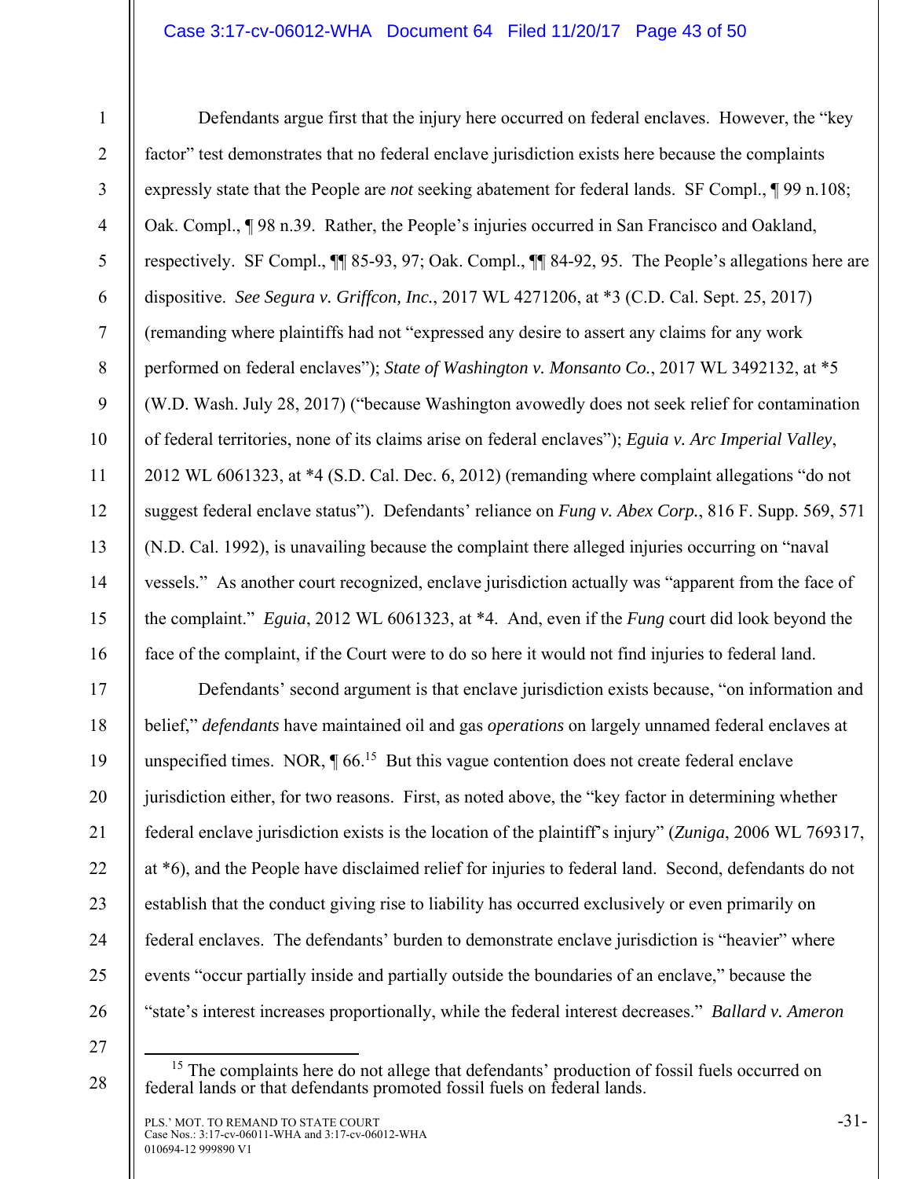Defendants argue first that the injury here occurred on federal enclaves. However, the "key factor" test demonstrates that no federal enclave jurisdiction exists here because the complaints expressly state that the People are *not* seeking abatement for federal lands. SF Compl., ¶ 99 n.108; Oak. Compl., ¶ 98 n.39. Rather, the People's injuries occurred in San Francisco and Oakland, respectively. SF Compl., ¶¶ 85-93, 97; Oak. Compl., ¶¶ 84-92, 95. The People's allegations here are dispositive. *See Segura v. Griffcon, Inc.*, 2017 WL 4271206, at *3 (C.D. Cal. Sept. 25, 2017) (remanding where plaintiffs had not "expressed any desire to assert any claims for any work performed on federal enclaves"); *State of Washington v. Monsanto Co.*, 2017 WL 3492132, at *5 (W.D. Wash. July 28, 2017) ("because Washington avowedly does not seek relief for contamination of federal territories, none of its claims arise on federal enclaves"); *Eguia v. Arc Imperial Valley*, 2012 WL 6061323, at *4 (S.D. Cal. Dec. 6, 2012) (remanding where complaint allegations "do not suggest federal enclave status"). Defendants' reliance on *Fung v. Abex Corp.*, 816 F. Supp. 569, 571 (N.D. Cal. 1992), is unavailing because the complaint there alleged injuries occurring on "naval vessels." As another court recognized, enclave jurisdiction actually was "apparent from the face of the complaint." *Eguia*, 2012 WL 6061323, at *4. And, even if the *Fung* court did look beyond the face of the complaint, if the Court were to do so here it would not find injuries to federal land.

Defendants' second argument is that enclave jurisdiction exists because, "on information and belief," *defendants* have maintained oil and gas *operations* on largely unnamed federal enclaves at unspecified times. NOR, ¶ 66.[15] But this vague contention does not create federal enclave jurisdiction either, for two reasons. First, as noted above, the "key factor in determining whether federal enclave jurisdiction exists is the location of the plaintiff's injury" (*Zuniga*, 2006 WL 769317, at *6), and the People have disclaimed relief for injuries to federal land. Second, defendants do not establish that the conduct giving rise to liability has occurred exclusively or even primarily on federal enclaves. The defendants' burden to demonstrate enclave jurisdiction is "heavier" where events "occur partially inside and partially outside the boundaries of an enclave," because the "state's interest increases proportionally, while the federal interest decreases." *Ballard v. Ameron*

---

[15] The complaints here do not allege that defendants' production of fossil fuels occurred on federal lands or that defendants promoted fossil fuels on federal lands.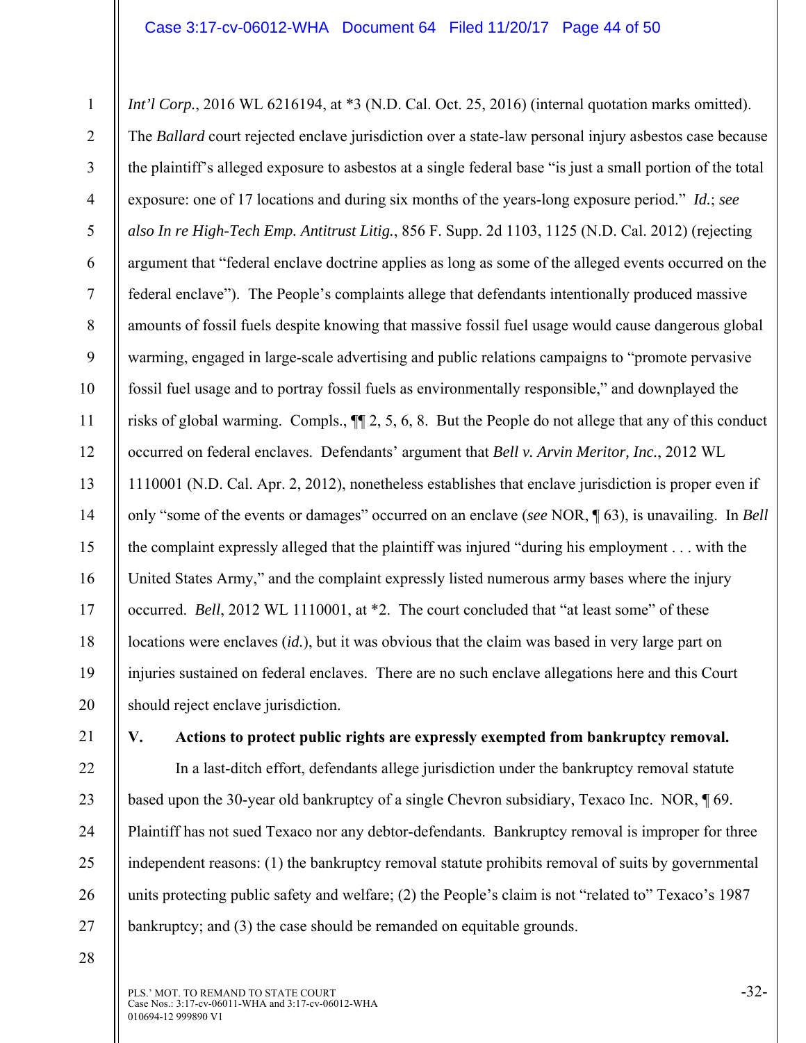*Int'l Corp.*, 2016 WL 6216194, at *3 (N.D. Cal. Oct. 25, 2016) (internal quotation marks omitted). The *Ballard* court rejected enclave jurisdiction over a state-law personal injury asbestos case because the plaintiff's alleged exposure to asbestos at a single federal base "is just a small portion of the total exposure: one of 17 locations and during six months of the years-long exposure period." *Id.*; *see also In re High-Tech Emp. Antitrust Litig.*, 856 F. Supp. 2d 1103, 1125 (N.D. Cal. 2012) (rejecting argument that "federal enclave doctrine applies as long as some of the alleged events occurred on the federal enclave"). The People's complaints allege that defendants intentionally produced massive amounts of fossil fuels despite knowing that massive fossil fuel usage would cause dangerous global warming, engaged in large-scale advertising and public relations campaigns to "promote pervasive fossil fuel usage and to portray fossil fuels as environmentally responsible," and downplayed the risks of global warming. Compls., ¶¶ 2, 5, 6, 8. But the People do not allege that any of this conduct occurred on federal enclaves. Defendants' argument that *Bell v. Arvin Meritor, Inc.*, 2012 WL 1110001 (N.D. Cal. Apr. 2, 2012), nonetheless establishes that enclave jurisdiction is proper even if only "some of the events or damages" occurred on an enclave (*see* NOR, ¶ 63), is unavailing. In *Bell* the complaint expressly alleged that the plaintiff was injured "during his employment . . . with the United States Army," and the complaint expressly listed numerous army bases where the injury occurred. *Bell*, 2012 WL 1110001, at *2. The court concluded that "at least some" of these locations were enclaves (*id.*), but it was obvious that the claim was based in very large part on injuries sustained on federal enclaves. There are no such enclave allegations here and this Court should reject enclave jurisdiction.

## V. Actions to protect public rights are expressly exempted from bankruptcy removal.

In a last-ditch effort, defendants allege jurisdiction under the bankruptcy removal statute based upon the 30-year old bankruptcy of a single Chevron subsidiary, Texaco Inc. NOR, ¶ 69. Plaintiff has not sued Texaco nor any debtor-defendants. Bankruptcy removal is improper for three independent reasons: (1) the bankruptcy removal statute prohibits removal of suits by governmental units protecting public safety and welfare; (2) the People's claim is not "related to" Texaco's 1987 bankruptcy; and (3) the case should be remanded on equitable grounds.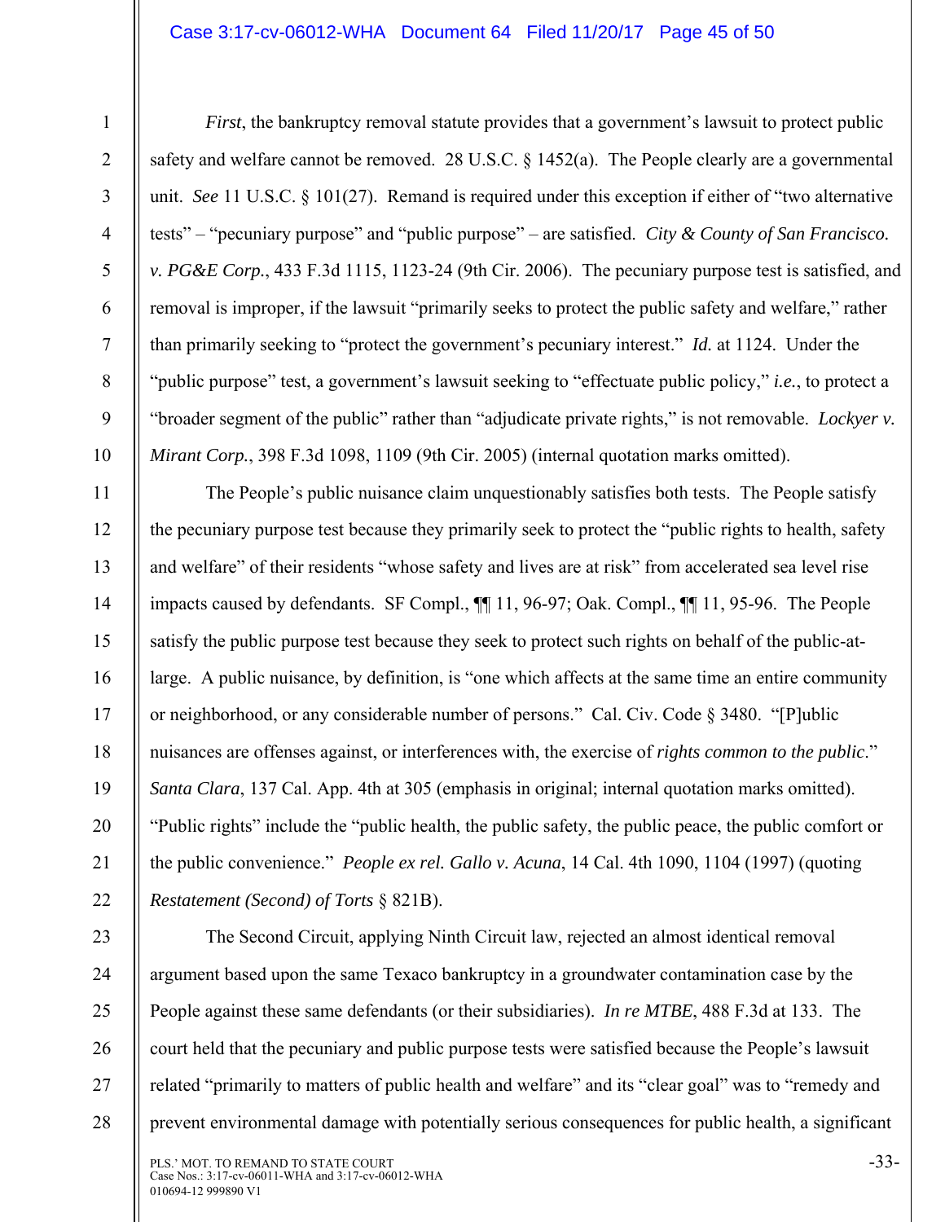*First*, the bankruptcy removal statute provides that a government's lawsuit to protect public safety and welfare cannot be removed. 28 U.S.C. § 1452(a). The People clearly are a governmental unit. *See* 11 U.S.C. § 101(27). Remand is required under this exception if either of "two alternative tests" – "pecuniary purpose" and "public purpose" – are satisfied. *City & County of San Francisco. v. PG&E Corp.*, 433 F.3d 1115, 1123-24 (9th Cir. 2006). The pecuniary purpose test is satisfied, and removal is improper, if the lawsuit "primarily seeks to protect the public safety and welfare," rather than primarily seeking to "protect the government's pecuniary interest." *Id.* at 1124. Under the "public purpose" test, a government's lawsuit seeking to "effectuate public policy," *i.e.*, to protect a "broader segment of the public" rather than "adjudicate private rights," is not removable. *Lockyer v. Mirant Corp.*, 398 F.3d 1098, 1109 (9th Cir. 2005) (internal quotation marks omitted).

The People's public nuisance claim unquestionably satisfies both tests. The People satisfy the pecuniary purpose test because they primarily seek to protect the "public rights to health, safety and welfare" of their residents "whose safety and lives are at risk" from accelerated sea level rise impacts caused by defendants. SF Compl., ¶¶ 11, 96-97; Oak. Compl., ¶¶ 11, 95-96. The People satisfy the public purpose test because they seek to protect such rights on behalf of the public-at-large. A public nuisance, by definition, is "one which affects at the same time an entire community or neighborhood, or any considerable number of persons." Cal. Civ. Code § 3480. "[P]ublic nuisances are offenses against, or interferences with, the exercise of *rights common to the public*." *Santa Clara*, 137 Cal. App. 4th at 305 (emphasis in original; internal quotation marks omitted). "Public rights" include the "public health, the public safety, the public peace, the public comfort or the public convenience." *People ex rel. Gallo v. Acuna*, 14 Cal. 4th 1090, 1104 (1997) (quoting *Restatement (Second) of Torts* § 821B).

The Second Circuit, applying Ninth Circuit law, rejected an almost identical removal argument based upon the same Texaco bankruptcy in a groundwater contamination case by the People against these same defendants (or their subsidiaries). *In re MTBE*, 488 F.3d at 133. The court held that the pecuniary and public purpose tests were satisfied because the People's lawsuit related "primarily to matters of public health and welfare" and its "clear goal" was to "remedy and prevent environmental damage with potentially serious consequences for public health, a significant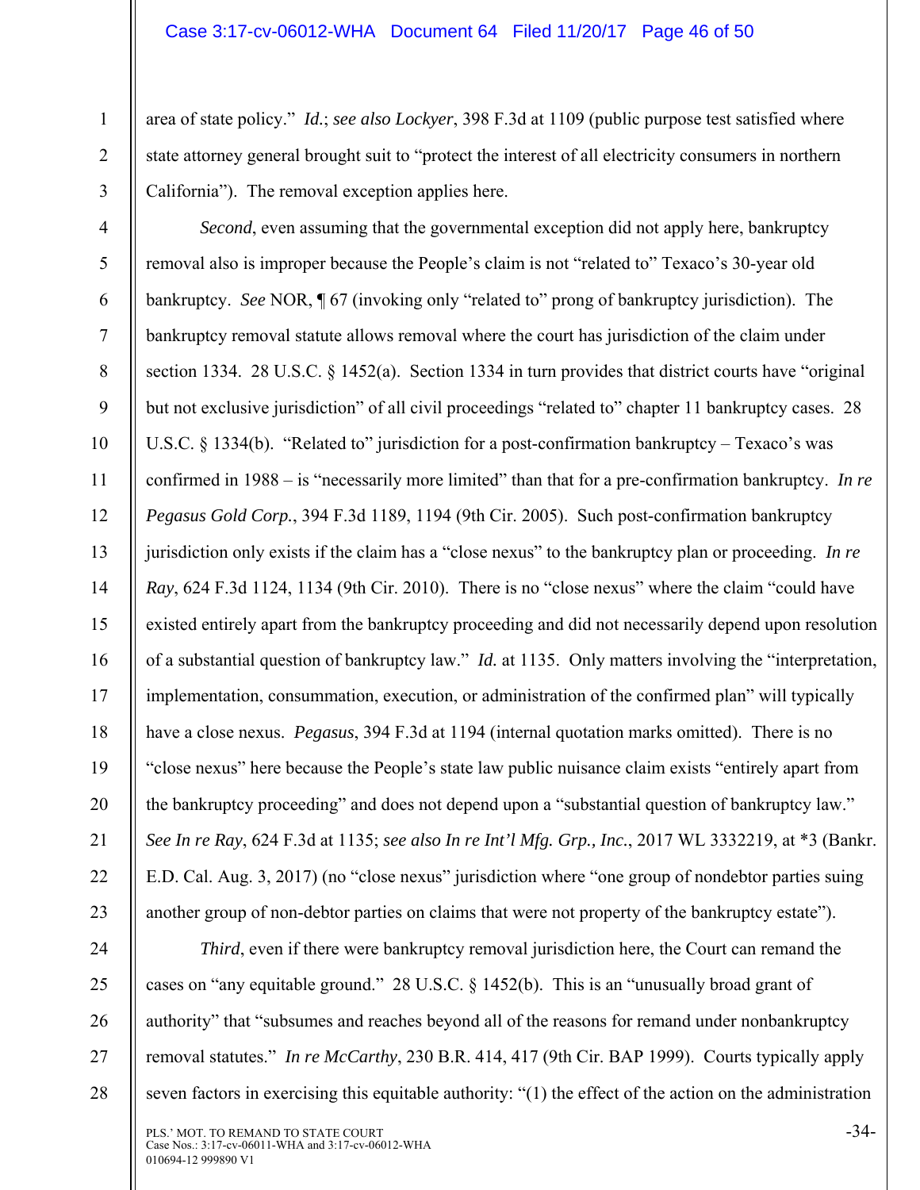area of state policy." *Id.*; *see also Lockyer*, 398 F.3d at 1109 (public purpose test satisfied where state attorney general brought suit to "protect the interest of all electricity consumers in northern California"). The removal exception applies here.

*Second*, even assuming that the governmental exception did not apply here, bankruptcy removal also is improper because the People's claim is not "related to" Texaco's 30-year old bankruptcy. *See* NOR, ¶ 67 (invoking only "related to" prong of bankruptcy jurisdiction). The bankruptcy removal statute allows removal where the court has jurisdiction of the claim under section 1334. 28 U.S.C. § 1452(a). Section 1334 in turn provides that district courts have "original but not exclusive jurisdiction" of all civil proceedings "related to" chapter 11 bankruptcy cases. 28 U.S.C. § 1334(b). "Related to" jurisdiction for a post-confirmation bankruptcy – Texaco's was confirmed in 1988 – is "necessarily more limited" than that for a pre-confirmation bankruptcy. *In re Pegasus Gold Corp.*, 394 F.3d 1189, 1194 (9th Cir. 2005). Such post-confirmation bankruptcy jurisdiction only exists if the claim has a "close nexus" to the bankruptcy plan or proceeding. *In re Ray*, 624 F.3d 1124, 1134 (9th Cir. 2010). There is no "close nexus" where the claim "could have existed entirely apart from the bankruptcy proceeding and did not necessarily depend upon resolution of a substantial question of bankruptcy law." *Id.* at 1135. Only matters involving the "interpretation, implementation, consummation, execution, or administration of the confirmed plan" will typically have a close nexus. *Pegasus*, 394 F.3d at 1194 (internal quotation marks omitted). There is no "close nexus" here because the People's state law public nuisance claim exists "entirely apart from the bankruptcy proceeding" and does not depend upon a "substantial question of bankruptcy law." *See In re Ray*, 624 F.3d at 1135; *see also In re Int'l Mfg. Grp., Inc.*, 2017 WL 3332219, at *3 (Bankr. E.D. Cal. Aug. 3, 2017) (no "close nexus" jurisdiction where "one group of nondebtor parties suing another group of non-debtor parties on claims that were not property of the bankruptcy estate").

*Third*, even if there were bankruptcy removal jurisdiction here, the Court can remand the cases on "any equitable ground." 28 U.S.C. § 1452(b). This is an "unusually broad grant of authority" that "subsumes and reaches beyond all of the reasons for remand under nonbankruptcy removal statutes." *In re McCarthy*, 230 B.R. 414, 417 (9th Cir. BAP 1999). Courts typically apply seven factors in exercising this equitable authority: "(1) the effect of the action on the administration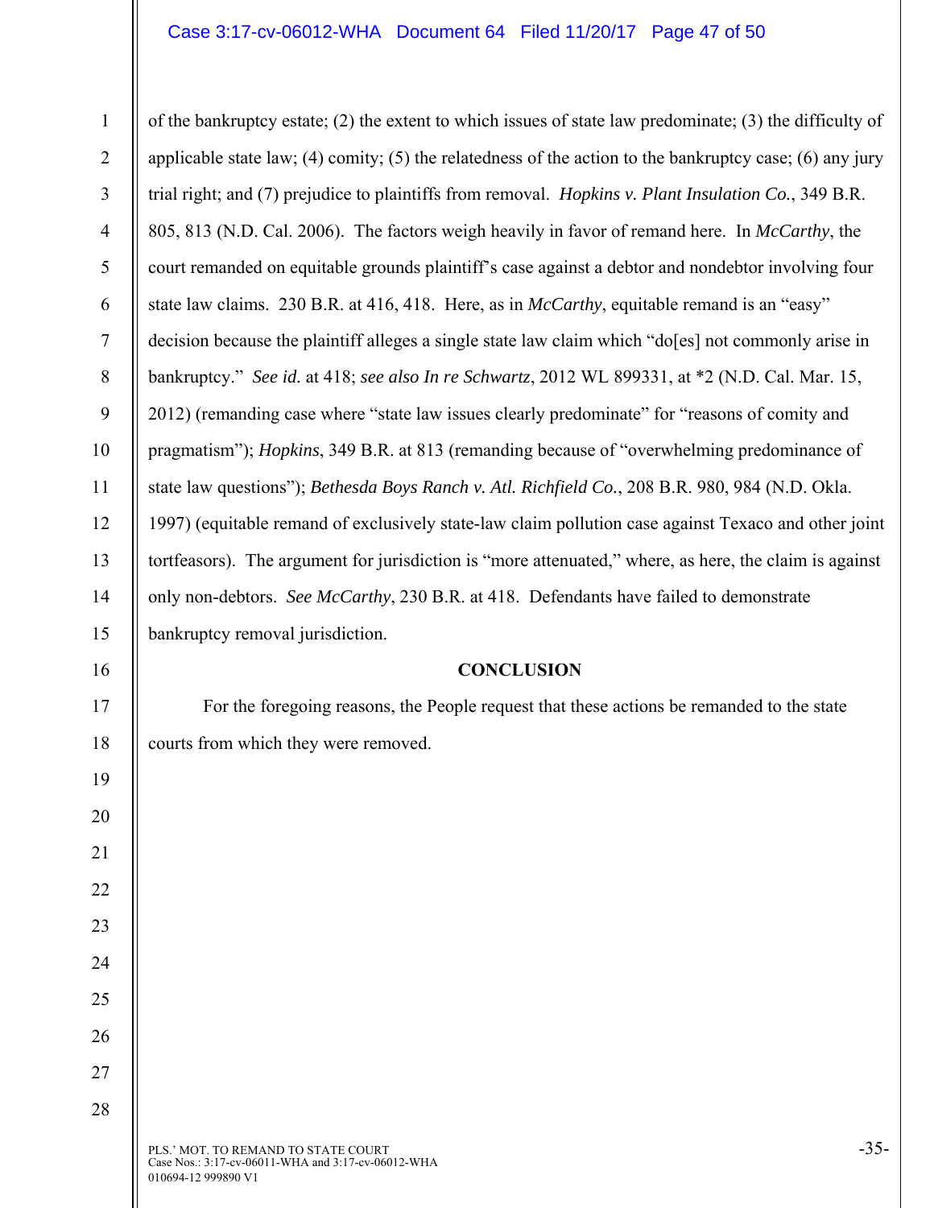of the bankruptcy estate; (2) the extent to which issues of state law predominate; (3) the difficulty of applicable state law; (4) comity; (5) the relatedness of the action to the bankruptcy case; (6) any jury trial right; and (7) prejudice to plaintiffs from removal. *Hopkins v. Plant Insulation Co.*, 349 B.R. 805, 813 (N.D. Cal. 2006). The factors weigh heavily in favor of remand here. In *McCarthy*, the court remanded on equitable grounds plaintiff's case against a debtor and nondebtor involving four state law claims. 230 B.R. at 416, 418. Here, as in *McCarthy*, equitable remand is an "easy" decision because the plaintiff alleges a single state law claim which "do[es] not commonly arise in bankruptcy." *See id.* at 418; *see also In re Schwartz*, 2012 WL 899331, at *2 (N.D. Cal. Mar. 15, 2012) (remanding case where "state law issues clearly predominate" for "reasons of comity and pragmatism"); *Hopkins*, 349 B.R. at 813 (remanding because of "overwhelming predominance of state law questions"); *Bethesda Boys Ranch v. Atl. Richfield Co.*, 208 B.R. 980, 984 (N.D. Okla. 1997) (equitable remand of exclusively state-law claim pollution case against Texaco and other joint tortfeasors). The argument for jurisdiction is "more attenuated," where, as here, the claim is against only non-debtors. *See McCarthy*, 230 B.R. at 418. Defendants have failed to demonstrate bankruptcy removal jurisdiction.

## CONCLUSION

For the foregoing reasons, the People request that these actions be remanded to the state courts from which they were removed.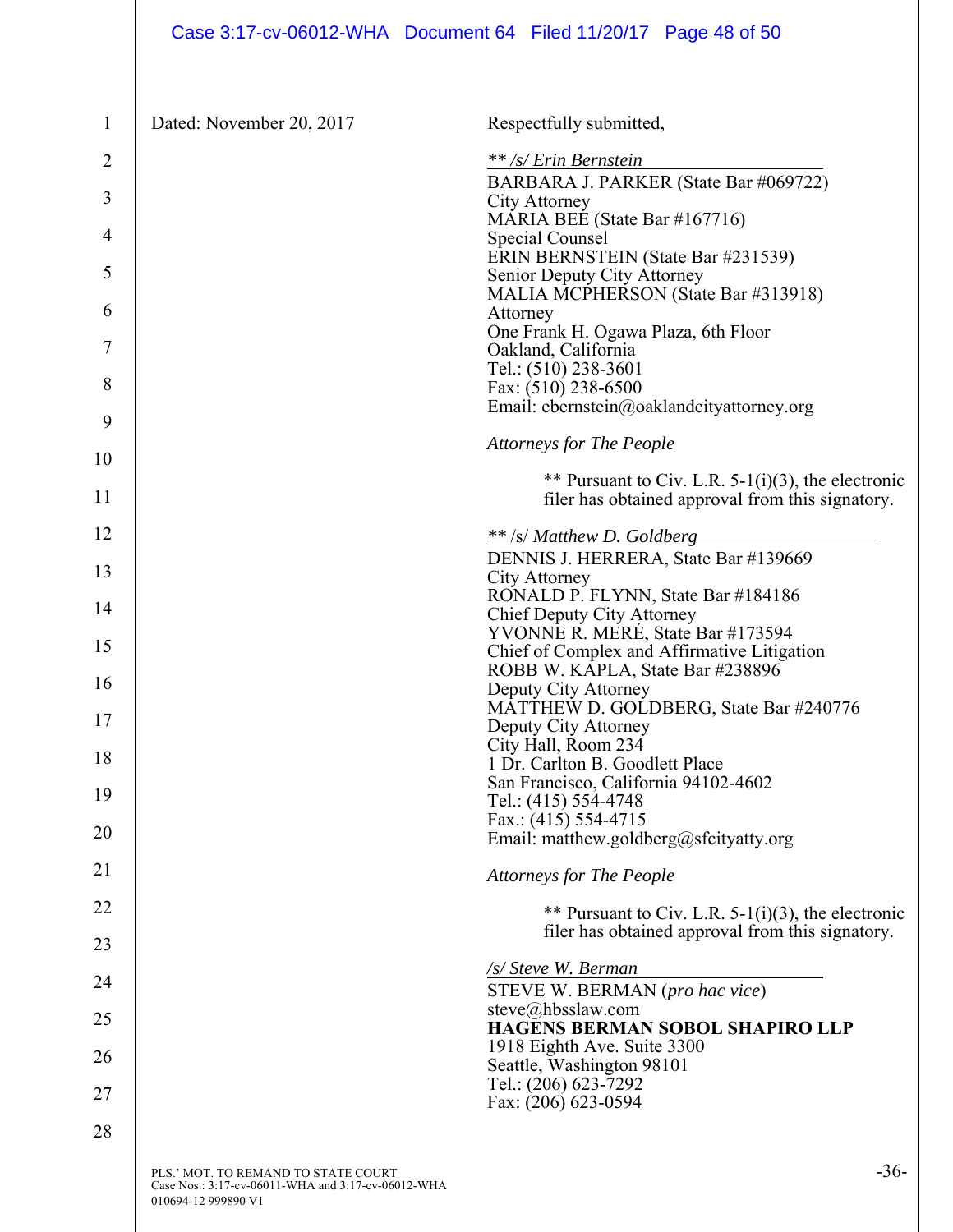Dated: November 20, 2017

Respectfully submitted,

*\*\* /s/ Erin Bernstein*
BARBARA J. PARKER (State Bar #069722)
City Attorney
MARIA BEE (State Bar #167716)
Special Counsel
ERIN BERNSTEIN (State Bar #231539)
Senior Deputy City Attorney
MALIA MCPHERSON (State Bar #313918)
Attorney
One Frank H. Ogawa Plaza, 6th Floor
Oakland, California
Tel.: (510) 238-3601
Fax: (510) 238-6500
Email: ebernstein@oaklandcityattorney.org

*Attorneys for The People*

\*\* Pursuant to Civ. L.R. 5-1(i)(3), the electronic filer has obtained approval from this signatory.

*\*\* /s/ Matthew D. Goldberg*
DENNIS J. HERRERA, State Bar #139669
City Attorney
RONALD P. FLYNN, State Bar #184186
Chief Deputy City Attorney
YVONNE R. MERÉ, State Bar #173594
Chief of Complex and Affirmative Litigation
ROBB W. KAPLA, State Bar #238896
Deputy City Attorney
MATTHEW D. GOLDBERG, State Bar #240776
Deputy City Attorney
City Hall, Room 234
1 Dr. Carlton B. Goodlett Place
San Francisco, California 94102-4602
Tel.: (415) 554-4748
Fax.: (415) 554-4715
Email: matthew.goldberg@sfcityatty.org

*Attorneys for The People*

\*\* Pursuant to Civ. L.R. 5-1(i)(3), the electronic filer has obtained approval from this signatory.

*/s/ Steve W. Berman*
STEVE W. BERMAN (*pro hac vice*)
steve@hbsslaw.com
**HAGENS BERMAN SOBOL SHAPIRO LLP**
1918 Eighth Ave. Suite 3300
Seattle, Washington 98101
Tel.: (206) 623-7292
Fax: (206) 623-0594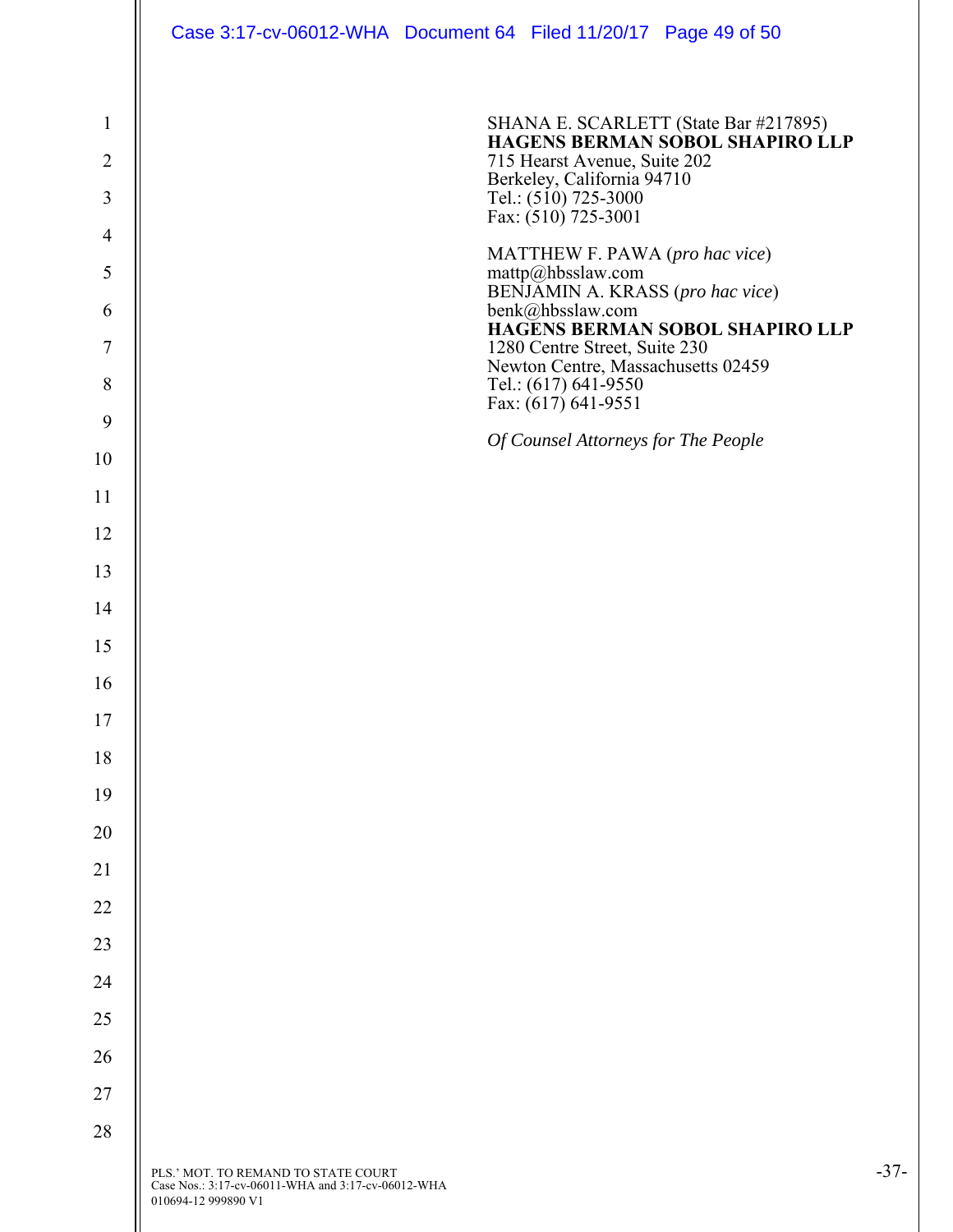SHANA E. SCARLETT (State Bar #217895)
**HAGENS BERMAN SOBOL SHAPIRO LLP**
715 Hearst Avenue, Suite 202
Berkeley, California 94710
Tel.: (510) 725-3000
Fax: (510) 725-3001

MATTHEW F. PAWA (*pro hac vice*)
mattp@hbsslaw.com
BENJAMIN A. KRASS (*pro hac vice*)
benk@hbsslaw.com
**HAGENS BERMAN SOBOL SHAPIRO LLP**
1280 Centre Street, Suite 230
Newton Centre, Massachusetts 02459
Tel.: (617) 641-9550
Fax: (617) 641-9551

*Of Counsel Attorneys for The People*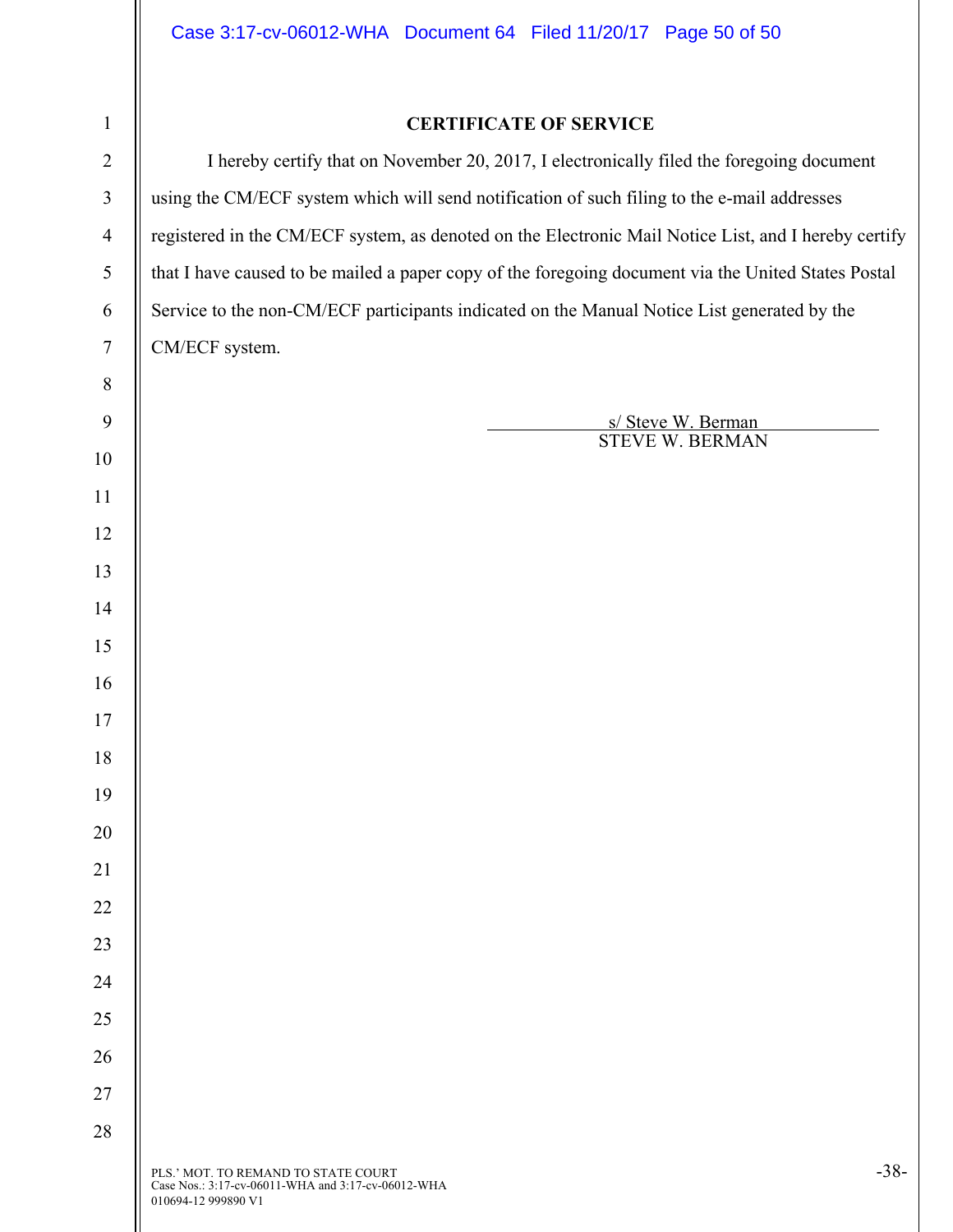## CERTIFICATE OF SERVICE

I hereby certify that on November 20, 2017, I electronically filed the foregoing document using the CM/ECF system which will send notification of such filing to the e-mail addresses registered in the CM/ECF system, as denoted on the Electronic Mail Notice List, and I hereby certify that I have caused to be mailed a paper copy of the foregoing document via the United States Postal Service to the non-CM/ECF participants indicated on the Manual Notice List generated by the CM/ECF system.

s/ Steve W. Berman
STEVE W. BERMAN